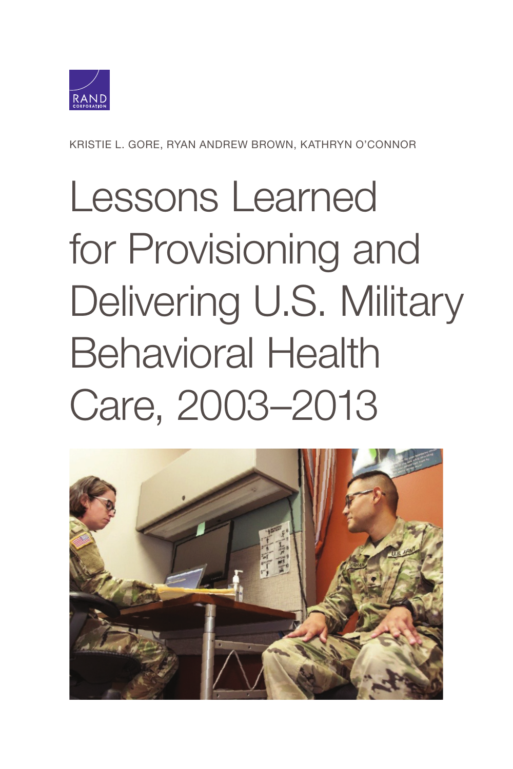RAND CORPORATION

KRISTIE L. GORE, RYAN ANDREW BROWN, KATHRYN O'CONNOR

# Lessons Learned for Provisioning and Delivering U.S. Military Behavioral Health Care, 2003–2013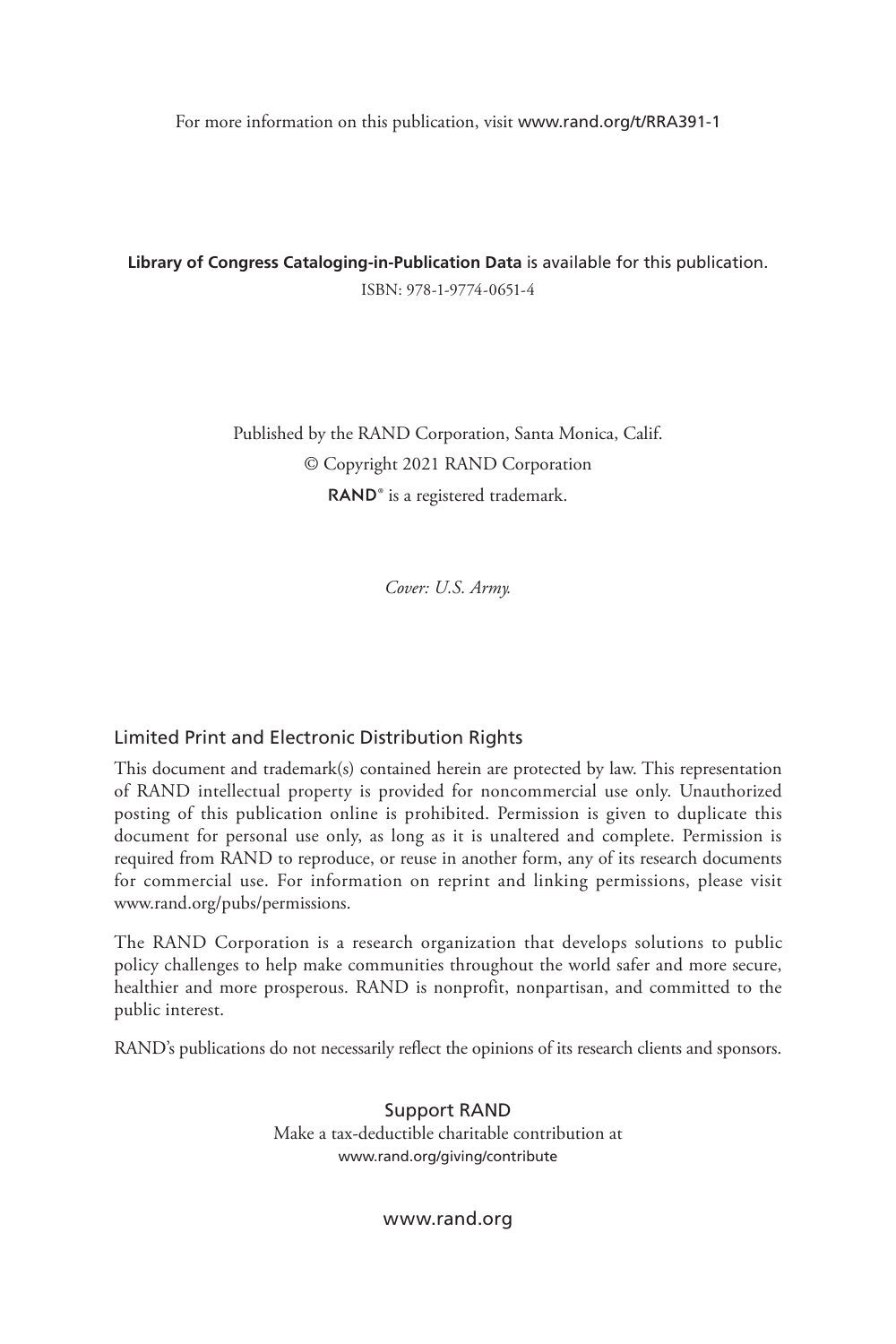For more information on this publication, visit www.rand.org/t/RRA391-1

**Library of Congress Cataloging-in-Publication Data** is available for this publication.

ISBN: 978-1-9774-0651-4

Published by the RAND Corporation, Santa Monica, Calif.

© Copyright 2021 RAND Corporation

**RAND**® is a registered trademark.

*Cover: U.S. Army.*

## Limited Print and Electronic Distribution Rights

This document and trademark(s) contained herein are protected by law. This representation of RAND intellectual property is provided for noncommercial use only. Unauthorized posting of this publication online is prohibited. Permission is given to duplicate this document for personal use only, as long as it is unaltered and complete. Permission is required from RAND to reproduce, or reuse in another form, any of its research documents for commercial use. For information on reprint and linking permissions, please visit www.rand.org/pubs/permissions.

The RAND Corporation is a research organization that develops solutions to public policy challenges to help make communities throughout the world safer and more secure, healthier and more prosperous. RAND is nonprofit, nonpartisan, and committed to the public interest.

RAND's publications do not necessarily reflect the opinions of its research clients and sponsors.

Support RAND

Make a tax-deductible charitable contribution at

www.rand.org/giving/contribute

www.rand.org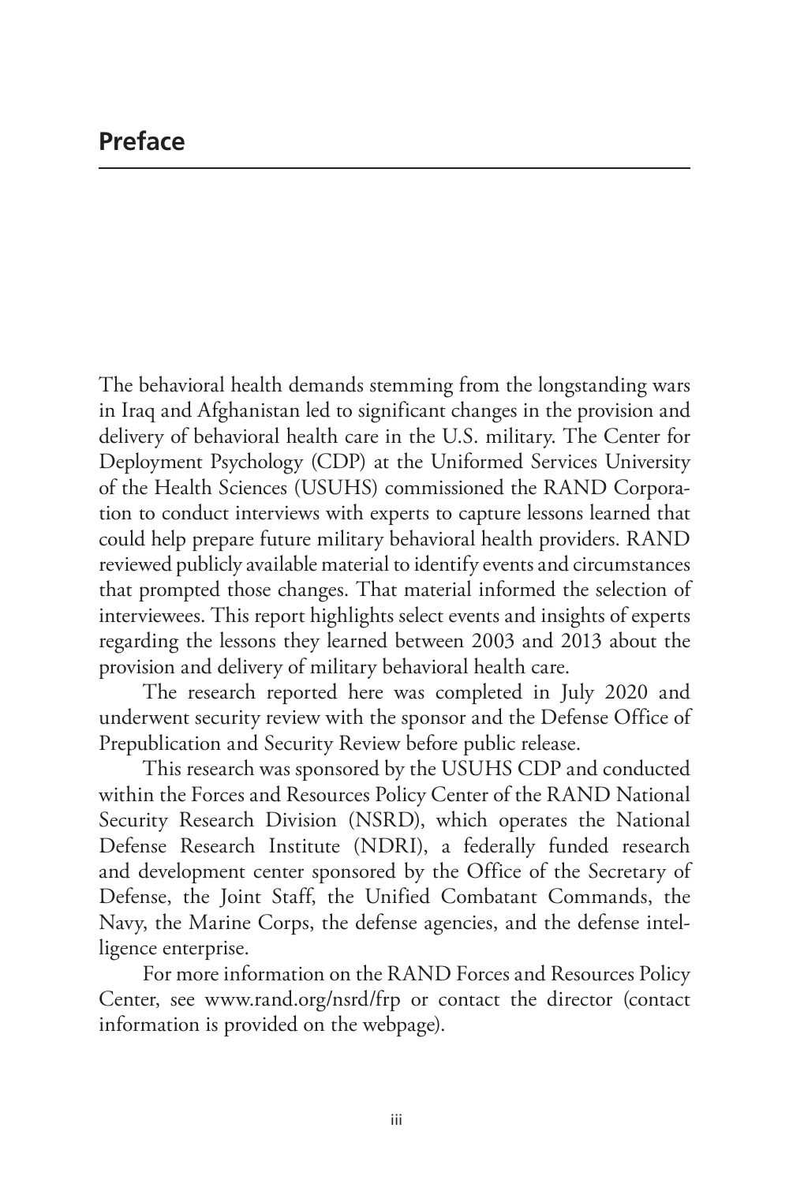# Preface

The behavioral health demands stemming from the longstanding wars in Iraq and Afghanistan led to significant changes in the provision and delivery of behavioral health care in the U.S. military. The Center for Deployment Psychology (CDP) at the Uniformed Services University of the Health Sciences (USUHS) commissioned the RAND Corporation to conduct interviews with experts to capture lessons learned that could help prepare future military behavioral health providers. RAND reviewed publicly available material to identify events and circumstances that prompted those changes. That material informed the selection of interviewees. This report highlights select events and insights of experts regarding the lessons they learned between 2003 and 2013 about the provision and delivery of military behavioral health care.

The research reported here was completed in July 2020 and underwent security review with the sponsor and the Defense Office of Prepublication and Security Review before public release.

This research was sponsored by the USUHS CDP and conducted within the Forces and Resources Policy Center of the RAND National Security Research Division (NSRD), which operates the National Defense Research Institute (NDRI), a federally funded research and development center sponsored by the Office of the Secretary of Defense, the Joint Staff, the Unified Combatant Commands, the Navy, the Marine Corps, the defense agencies, and the defense intelligence enterprise.

For more information on the RAND Forces and Resources Policy Center, see www.rand.org/nsrd/frp or contact the director (contact information is provided on the webpage).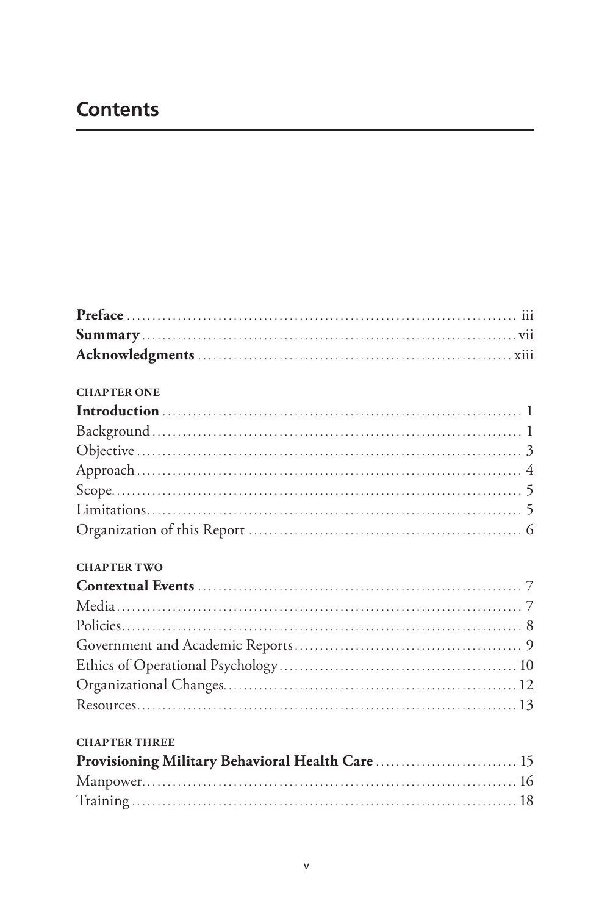# Contents

**Preface** ........................................................................ iii
**Summary** ........................................................................ vii
**Acknowledgments** ........................................................................ xiii

**CHAPTER ONE**

**Introduction** ........................................................................ 1
Background ........................................................................ 1
Objective ........................................................................ 3
Approach ........................................................................ 4
Scope ........................................................................ 5
Limitations ........................................................................ 5
Organization of this Report ........................................................................ 6

**CHAPTER TWO**

**Contextual Events** ........................................................................ 7
Media ........................................................................ 7
Policies ........................................................................ 8
Government and Academic Reports ........................................................................ 9
Ethics of Operational Psychology ........................................................................ 10
Organizational Changes ........................................................................ 12
Resources ........................................................................ 13

**CHAPTER THREE**

**Provisioning Military Behavioral Health Care** ........................................................................ 15
Manpower ........................................................................ 16
Training ........................................................................ 18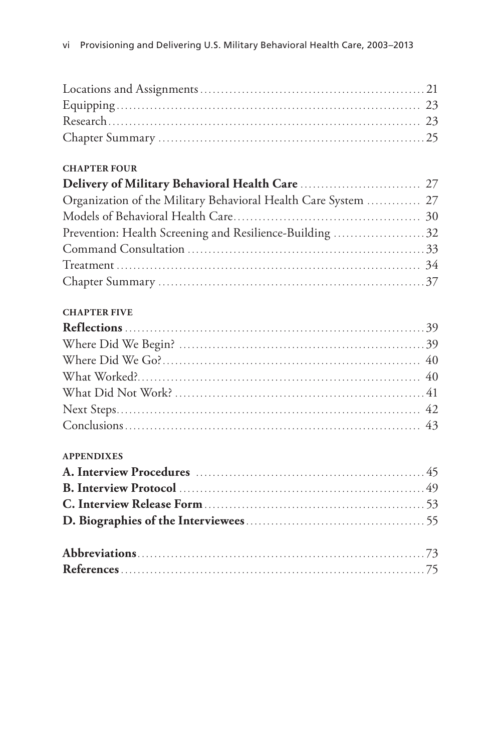Locations and Assignments .......... 21
Equipping .......... 23
Research .......... 23
Chapter Summary .......... 25

**CHAPTER FOUR**

**Delivery of Military Behavioral Health Care** .......... 27
Organization of the Military Behavioral Health Care System .......... 27
Models of Behavioral Health Care .......... 30
Prevention: Health Screening and Resilience-Building .......... 32
Command Consultation .......... 33
Treatment .......... 34
Chapter Summary .......... 37

**CHAPTER FIVE**

**Reflections** .......... 39
Where Did We Begin? .......... 39
Where Did We Go? .......... 40
What Worked? .......... 40
What Did Not Work? .......... 41
Next Steps .......... 42
Conclusions .......... 43

**APPENDIXES**

**A. Interview Procedures** .......... 45
**B. Interview Protocol** .......... 49
**C. Interview Release Form** .......... 53
**D. Biographies of the Interviewees** .......... 55

**Abbreviations** .......... 73
**References** .......... 75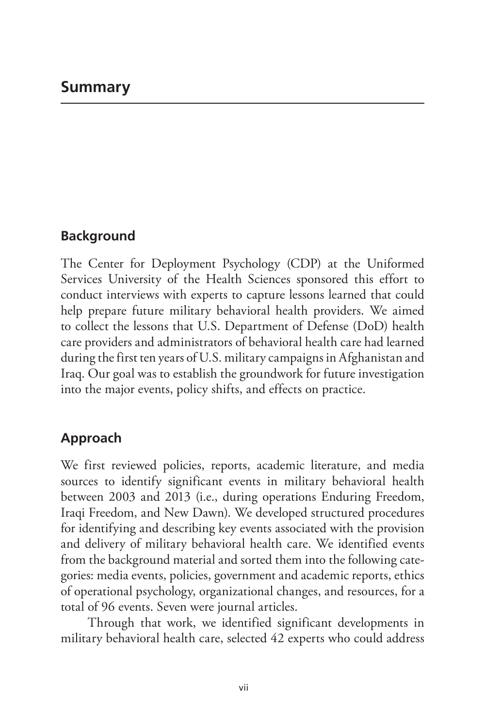# Summary

## Background

The Center for Deployment Psychology (CDP) at the Uniformed Services University of the Health Sciences sponsored this effort to conduct interviews with experts to capture lessons learned that could help prepare future military behavioral health providers. We aimed to collect the lessons that U.S. Department of Defense (DoD) health care providers and administrators of behavioral health care had learned during the first ten years of U.S. military campaigns in Afghanistan and Iraq. Our goal was to establish the groundwork for future investigation into the major events, policy shifts, and effects on practice.

## Approach

We first reviewed policies, reports, academic literature, and media sources to identify significant events in military behavioral health between 2003 and 2013 (i.e., during operations Enduring Freedom, Iraqi Freedom, and New Dawn). We developed structured procedures for identifying and describing key events associated with the provision and delivery of military behavioral health care. We identified events from the background material and sorted them into the following categories: media events, policies, government and academic reports, ethics of operational psychology, organizational changes, and resources, for a total of 96 events. Seven were journal articles.

Through that work, we identified significant developments in military behavioral health care, selected 42 experts who could address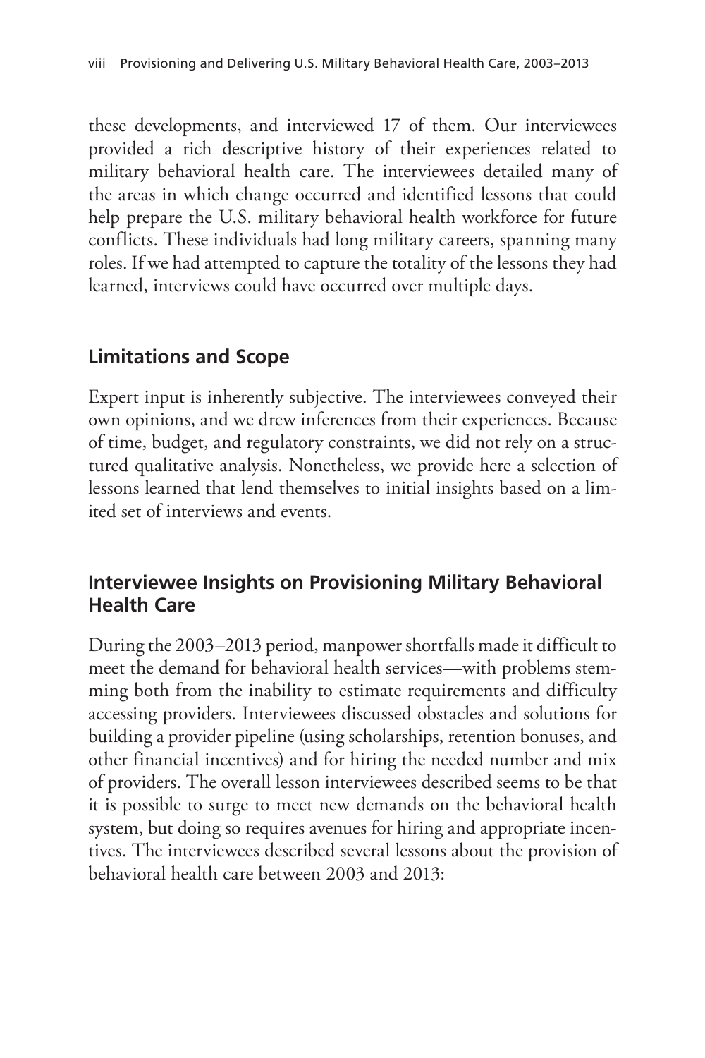these developments, and interviewed 17 of them. Our interviewees provided a rich descriptive history of their experiences related to military behavioral health care. The interviewees detailed many of the areas in which change occurred and identified lessons that could help prepare the U.S. military behavioral health workforce for future conflicts. These individuals had long military careers, spanning many roles. If we had attempted to capture the totality of the lessons they had learned, interviews could have occurred over multiple days.

## Limitations and Scope

Expert input is inherently subjective. The interviewees conveyed their own opinions, and we drew inferences from their experiences. Because of time, budget, and regulatory constraints, we did not rely on a structured qualitative analysis. Nonetheless, we provide here a selection of lessons learned that lend themselves to initial insights based on a limited set of interviews and events.

## Interviewee Insights on Provisioning Military Behavioral Health Care

During the 2003–2013 period, manpower shortfalls made it difficult to meet the demand for behavioral health services—with problems stemming both from the inability to estimate requirements and difficulty accessing providers. Interviewees discussed obstacles and solutions for building a provider pipeline (using scholarships, retention bonuses, and other financial incentives) and for hiring the needed number and mix of providers. The overall lesson interviewees described seems to be that it is possible to surge to meet new demands on the behavioral health system, but doing so requires avenues for hiring and appropriate incentives. The interviewees described several lessons about the provision of behavioral health care between 2003 and 2013: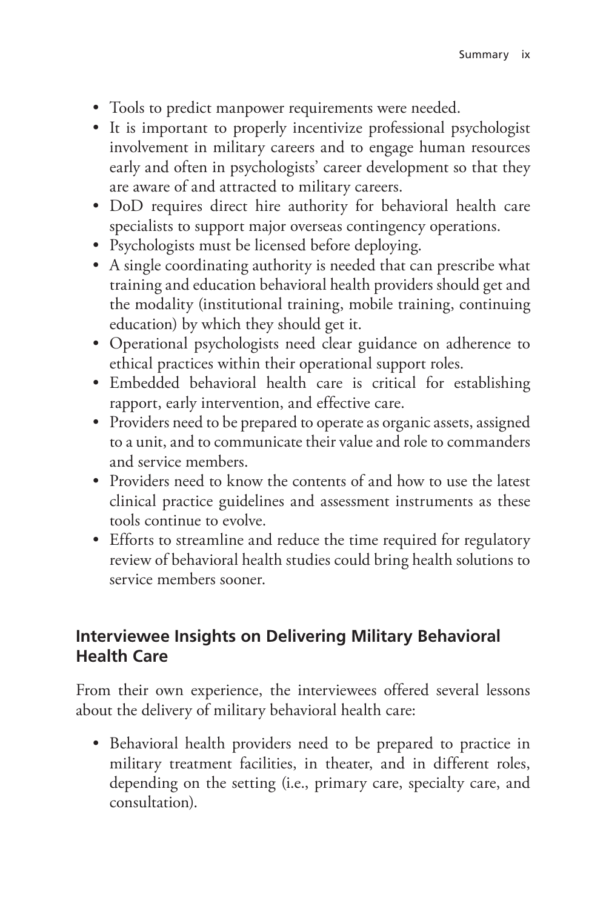- Tools to predict manpower requirements were needed.
- It is important to properly incentivize professional psychologist involvement in military careers and to engage human resources early and often in psychologists' career development so that they are aware of and attracted to military careers.
- DoD requires direct hire authority for behavioral health care specialists to support major overseas contingency operations.
- Psychologists must be licensed before deploying.
- A single coordinating authority is needed that can prescribe what training and education behavioral health providers should get and the modality (institutional training, mobile training, continuing education) by which they should get it.
- Operational psychologists need clear guidance on adherence to ethical practices within their operational support roles.
- Embedded behavioral health care is critical for establishing rapport, early intervention, and effective care.
- Providers need to be prepared to operate as organic assets, assigned to a unit, and to communicate their value and role to commanders and service members.
- Providers need to know the contents of and how to use the latest clinical practice guidelines and assessment instruments as these tools continue to evolve.
- Efforts to streamline and reduce the time required for regulatory review of behavioral health studies could bring health solutions to service members sooner.

## Interviewee Insights on Delivering Military Behavioral Health Care

From their own experience, the interviewees offered several lessons about the delivery of military behavioral health care:

- Behavioral health providers need to be prepared to practice in military treatment facilities, in theater, and in different roles, depending on the setting (i.e., primary care, specialty care, and consultation).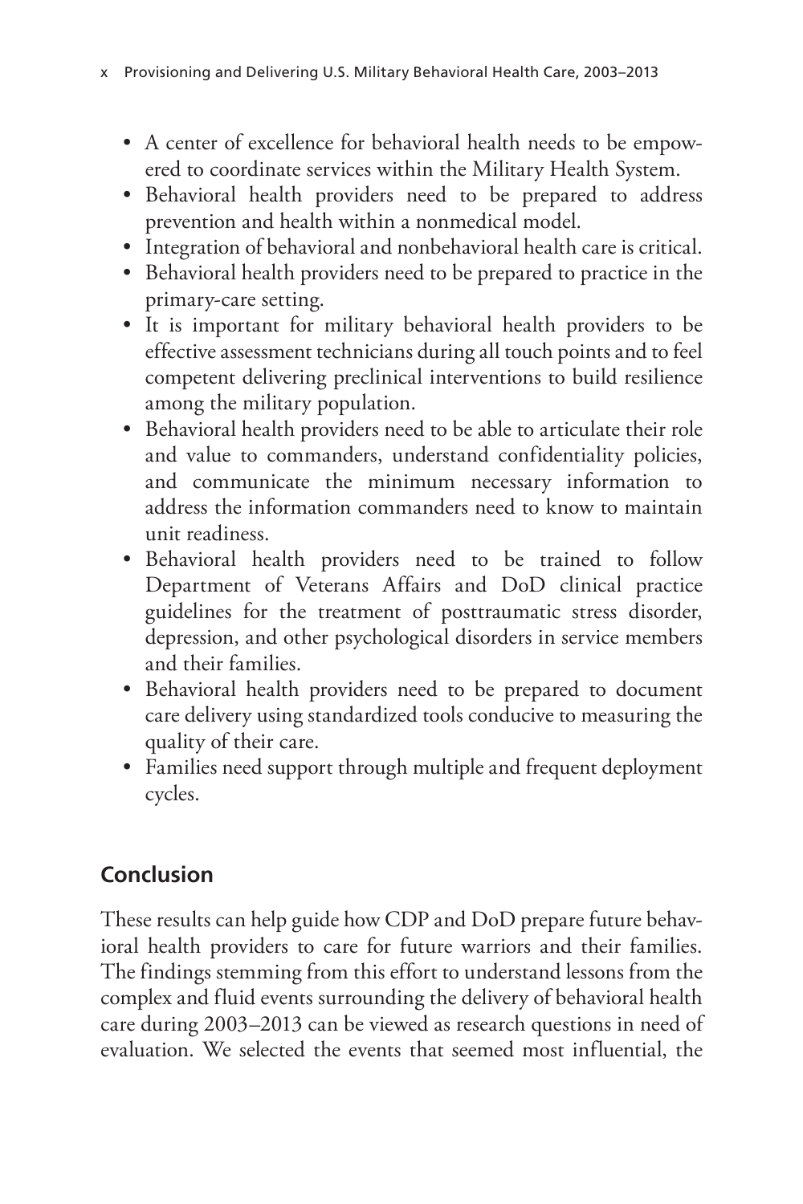- A center of excellence for behavioral health needs to be empowered to coordinate services within the Military Health System.
- Behavioral health providers need to be prepared to address prevention and health within a nonmedical model.
- Integration of behavioral and nonbehavioral health care is critical.
- Behavioral health providers need to be prepared to practice in the primary-care setting.
- It is important for military behavioral health providers to be effective assessment technicians during all touch points and to feel competent delivering preclinical interventions to build resilience among the military population.
- Behavioral health providers need to be able to articulate their role and value to commanders, understand confidentiality policies, and communicate the minimum necessary information to address the information commanders need to know to maintain unit readiness.
- Behavioral health providers need to be trained to follow Department of Veterans Affairs and DoD clinical practice guidelines for the treatment of posttraumatic stress disorder, depression, and other psychological disorders in service members and their families.
- Behavioral health providers need to be prepared to document care delivery using standardized tools conducive to measuring the quality of their care.
- Families need support through multiple and frequent deployment cycles.

## Conclusion

These results can help guide how CDP and DoD prepare future behavioral health providers to care for future warriors and their families. The findings stemming from this effort to understand lessons from the complex and fluid events surrounding the delivery of behavioral health care during 2003–2013 can be viewed as research questions in need of evaluation. We selected the events that seemed most influential, the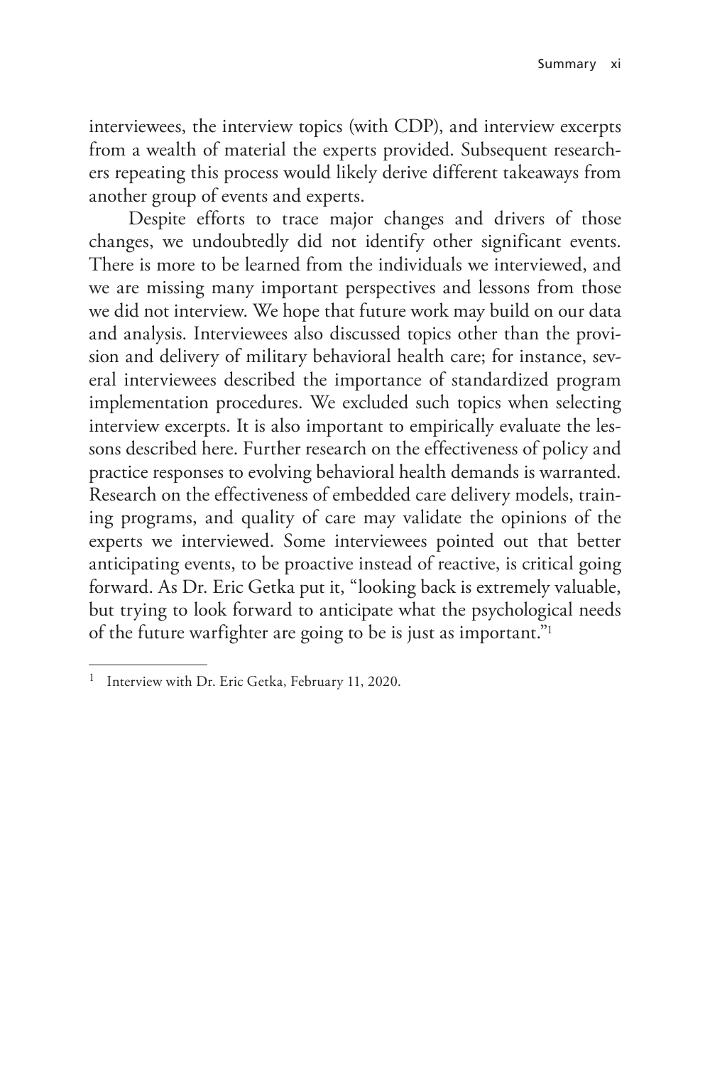interviewees, the interview topics (with CDP), and interview excerpts from a wealth of material the experts provided. Subsequent researchers repeating this process would likely derive different takeaways from another group of events and experts.

Despite efforts to trace major changes and drivers of those changes, we undoubtedly did not identify other significant events. There is more to be learned from the individuals we interviewed, and we are missing many important perspectives and lessons from those we did not interview. We hope that future work may build on our data and analysis. Interviewees also discussed topics other than the provision and delivery of military behavioral health care; for instance, several interviewees described the importance of standardized program implementation procedures. We excluded such topics when selecting interview excerpts. It is also important to empirically evaluate the lessons described here. Further research on the effectiveness of policy and practice responses to evolving behavioral health demands is warranted. Research on the effectiveness of embedded care delivery models, training programs, and quality of care may validate the opinions of the experts we interviewed. Some interviewees pointed out that better anticipating events, to be proactive instead of reactive, is critical going forward. As Dr. Eric Getka put it, "looking back is extremely valuable, but trying to look forward to anticipate what the psychological needs of the future warfighter are going to be is just as important."[1]

---

[1] Interview with Dr. Eric Getka, February 11, 2020.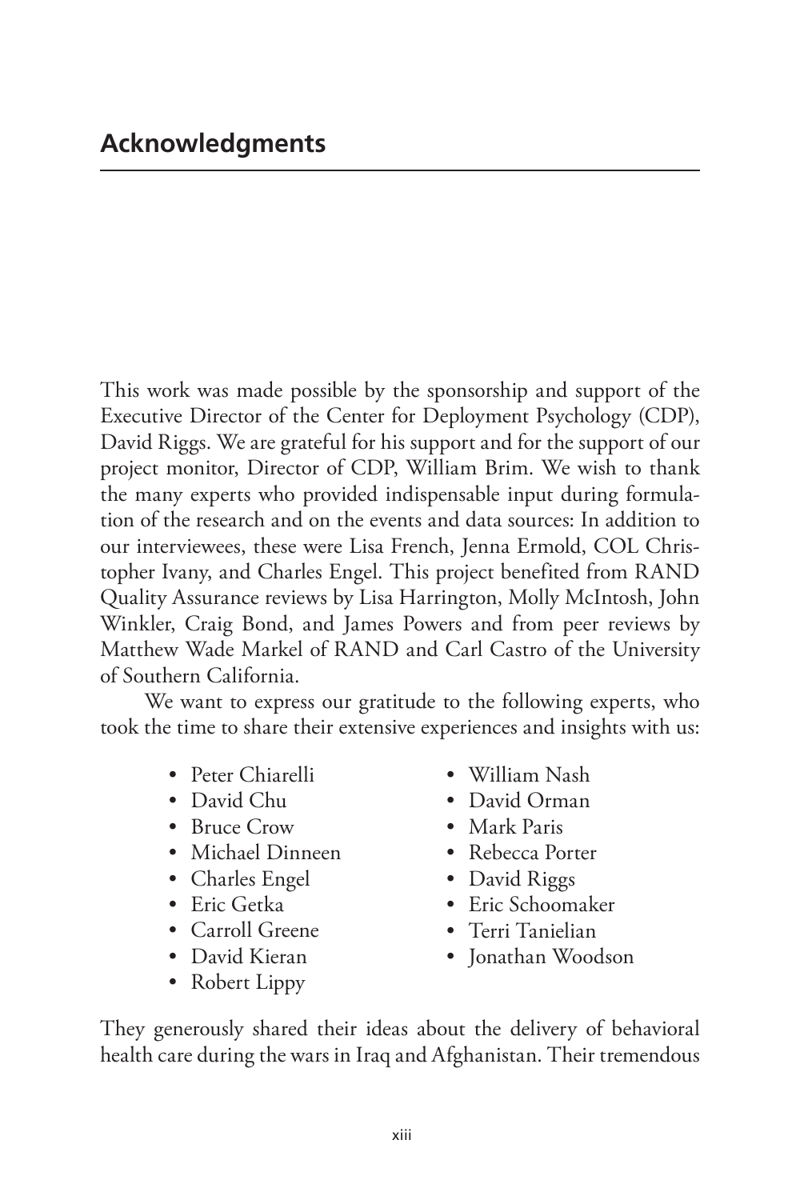# Acknowledgments

This work was made possible by the sponsorship and support of the Executive Director of the Center for Deployment Psychology (CDP), David Riggs. We are grateful for his support and for the support of our project monitor, Director of CDP, William Brim. We wish to thank the many experts who provided indispensable input during formulation of the research and on the events and data sources: In addition to our interviewees, these were Lisa French, Jenna Ermold, COL Christopher Ivany, and Charles Engel. This project benefited from RAND Quality Assurance reviews by Lisa Harrington, Molly McIntosh, John Winkler, Craig Bond, and James Powers and from peer reviews by Matthew Wade Markel of RAND and Carl Castro of the University of Southern California.

We want to express our gratitude to the following experts, who took the time to share their extensive experiences and insights with us:

- Peter Chiarelli
- David Chu
- Bruce Crow
- Michael Dinneen
- Charles Engel
- Eric Getka
- Carroll Greene
- David Kieran
- Robert Lippy
- William Nash
- David Orman
- Mark Paris
- Rebecca Porter
- David Riggs
- Eric Schoomaker
- Terri Tanielian
- Jonathan Woodson

They generously shared their ideas about the delivery of behavioral health care during the wars in Iraq and Afghanistan. Their tremendous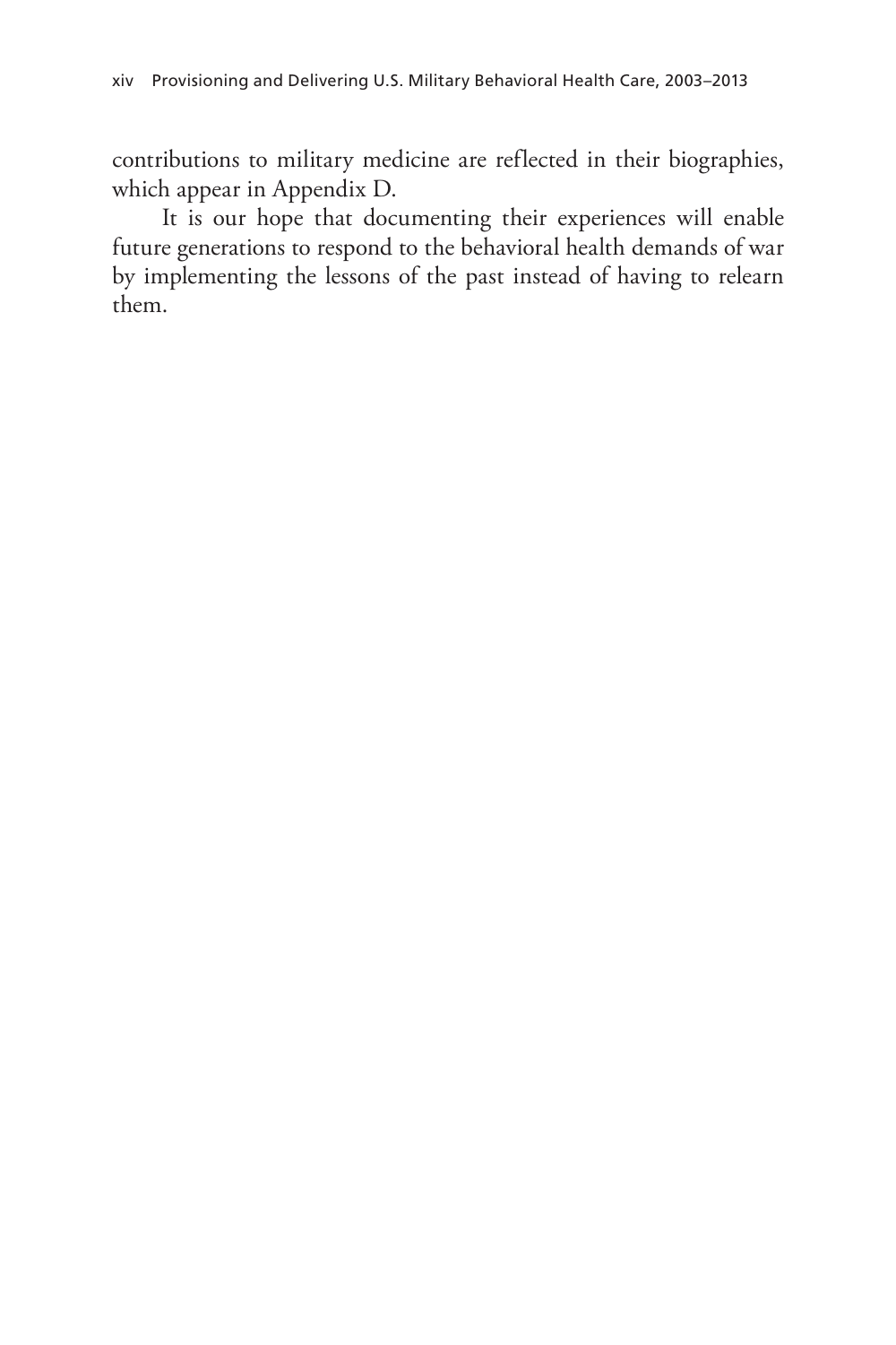contributions to military medicine are reflected in their biographies, which appear in Appendix D.

It is our hope that documenting their experiences will enable future generations to respond to the behavioral health demands of war by implementing the lessons of the past instead of having to relearn them.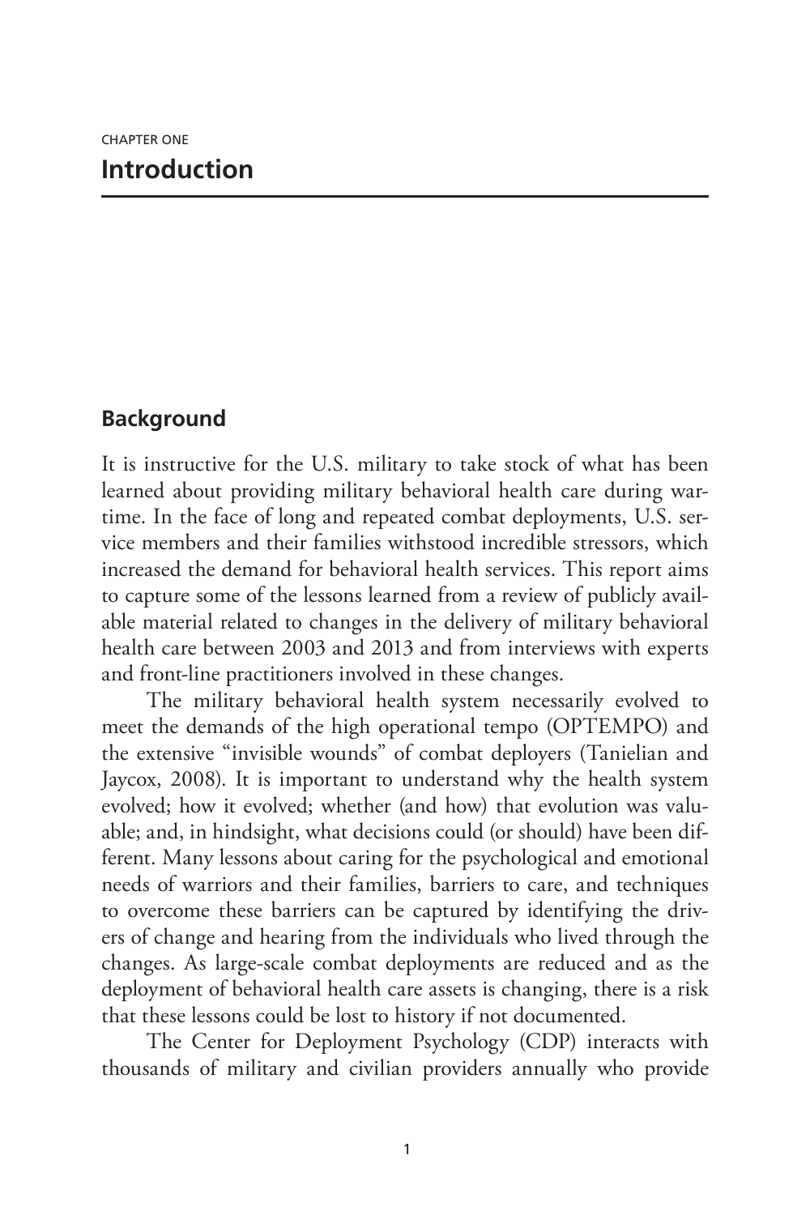CHAPTER ONE

# Introduction

## Background

It is instructive for the U.S. military to take stock of what has been learned about providing military behavioral health care during wartime. In the face of long and repeated combat deployments, U.S. service members and their families withstood incredible stressors, which increased the demand for behavioral health services. This report aims to capture some of the lessons learned from a review of publicly available material related to changes in the delivery of military behavioral health care between 2003 and 2013 and from interviews with experts and front-line practitioners involved in these changes.

The military behavioral health system necessarily evolved to meet the demands of the high operational tempo (OPTEMPO) and the extensive "invisible wounds" of combat deployers (Tanielian and Jaycox, 2008). It is important to understand why the health system evolved; how it evolved; whether (and how) that evolution was valuable; and, in hindsight, what decisions could (or should) have been different. Many lessons about caring for the psychological and emotional needs of warriors and their families, barriers to care, and techniques to overcome these barriers can be captured by identifying the drivers of change and hearing from the individuals who lived through the changes. As large-scale combat deployments are reduced and as the deployment of behavioral health care assets is changing, there is a risk that these lessons could be lost to history if not documented.

The Center for Deployment Psychology (CDP) interacts with thousands of military and civilian providers annually who provide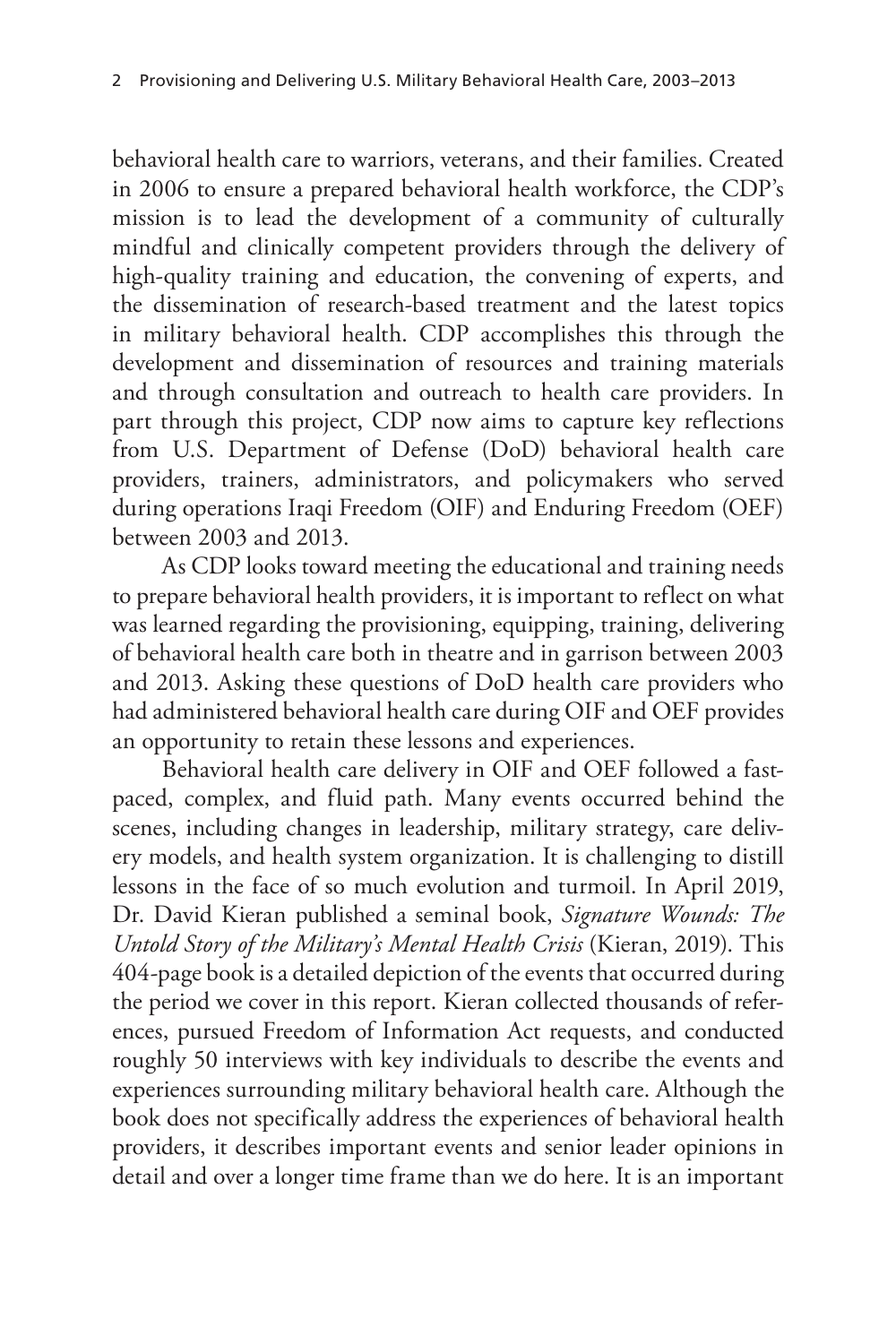behavioral health care to warriors, veterans, and their families. Created in 2006 to ensure a prepared behavioral health workforce, the CDP's mission is to lead the development of a community of culturally mindful and clinically competent providers through the delivery of high-quality training and education, the convening of experts, and the dissemination of research-based treatment and the latest topics in military behavioral health. CDP accomplishes this through the development and dissemination of resources and training materials and through consultation and outreach to health care providers. In part through this project, CDP now aims to capture key reflections from U.S. Department of Defense (DoD) behavioral health care providers, trainers, administrators, and policymakers who served during operations Iraqi Freedom (OIF) and Enduring Freedom (OEF) between 2003 and 2013.

As CDP looks toward meeting the educational and training needs to prepare behavioral health providers, it is important to reflect on what was learned regarding the provisioning, equipping, training, delivering of behavioral health care both in theatre and in garrison between 2003 and 2013. Asking these questions of DoD health care providers who had administered behavioral health care during OIF and OEF provides an opportunity to retain these lessons and experiences.

Behavioral health care delivery in OIF and OEF followed a fast-paced, complex, and fluid path. Many events occurred behind the scenes, including changes in leadership, military strategy, care delivery models, and health system organization. It is challenging to distill lessons in the face of so much evolution and turmoil. In April 2019, Dr. David Kieran published a seminal book, *Signature Wounds: The Untold Story of the Military's Mental Health Crisis* (Kieran, 2019). This 404-page book is a detailed depiction of the events that occurred during the period we cover in this report. Kieran collected thousands of references, pursued Freedom of Information Act requests, and conducted roughly 50 interviews with key individuals to describe the events and experiences surrounding military behavioral health care. Although the book does not specifically address the experiences of behavioral health providers, it describes important events and senior leader opinions in detail and over a longer time frame than we do here. It is an important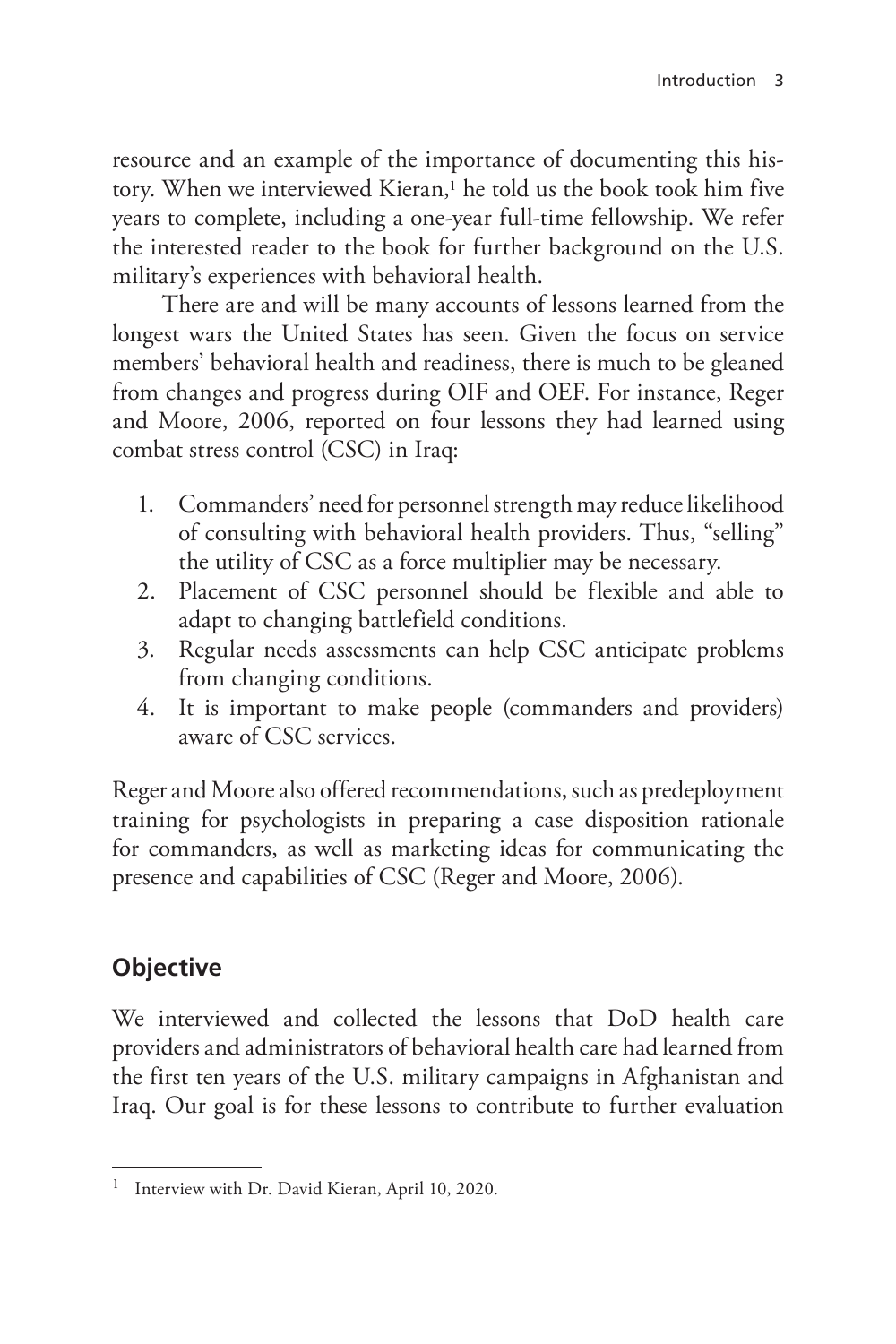resource and an example of the importance of documenting this history. When we interviewed Kieran,[1] he told us the book took him five years to complete, including a one-year full-time fellowship. We refer the interested reader to the book for further background on the U.S. military's experiences with behavioral health.

There are and will be many accounts of lessons learned from the longest wars the United States has seen. Given the focus on service members' behavioral health and readiness, there is much to be gleaned from changes and progress during OIF and OEF. For instance, Reger and Moore, 2006, reported on four lessons they had learned using combat stress control (CSC) in Iraq:

1. Commanders' need for personnel strength may reduce likelihood of consulting with behavioral health providers. Thus, "selling" the utility of CSC as a force multiplier may be necessary.
2. Placement of CSC personnel should be flexible and able to adapt to changing battlefield conditions.
3. Regular needs assessments can help CSC anticipate problems from changing conditions.
4. It is important to make people (commanders and providers) aware of CSC services.

Reger and Moore also offered recommendations, such as predeployment training for psychologists in preparing a case disposition rationale for commanders, as well as marketing ideas for communicating the presence and capabilities of CSC (Reger and Moore, 2006).

## Objective

We interviewed and collected the lessons that DoD health care providers and administrators of behavioral health care had learned from the first ten years of the U.S. military campaigns in Afghanistan and Iraq. Our goal is for these lessons to contribute to further evaluation

---

[1] Interview with Dr. David Kieran, April 10, 2020.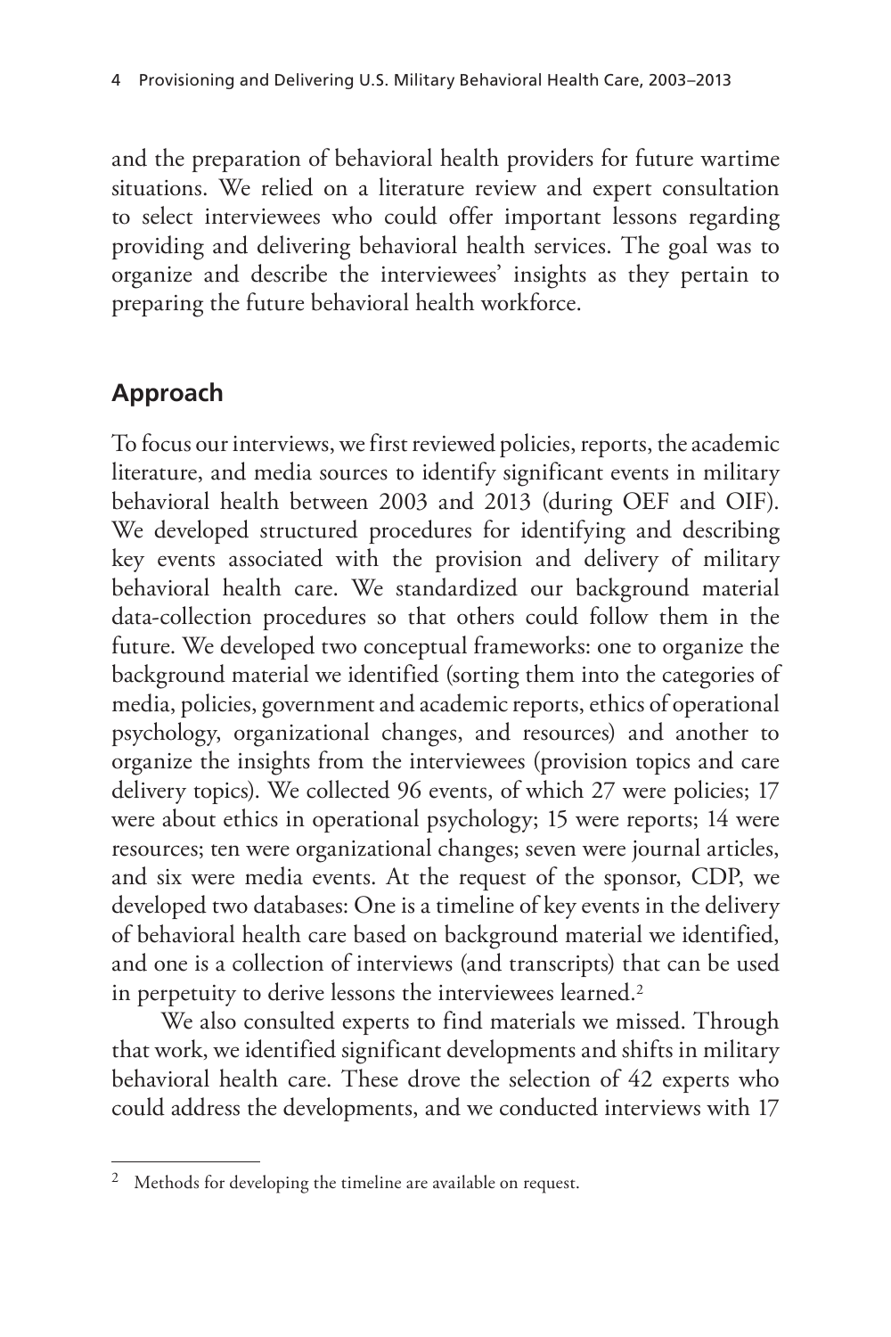and the preparation of behavioral health providers for future wartime situations. We relied on a literature review and expert consultation to select interviewees who could offer important lessons regarding providing and delivering behavioral health services. The goal was to organize and describe the interviewees' insights as they pertain to preparing the future behavioral health workforce.

## Approach

To focus our interviews, we first reviewed policies, reports, the academic literature, and media sources to identify significant events in military behavioral health between 2003 and 2013 (during OEF and OIF). We developed structured procedures for identifying and describing key events associated with the provision and delivery of military behavioral health care. We standardized our background material data-collection procedures so that others could follow them in the future. We developed two conceptual frameworks: one to organize the background material we identified (sorting them into the categories of media, policies, government and academic reports, ethics of operational psychology, organizational changes, and resources) and another to organize the insights from the interviewees (provision topics and care delivery topics). We collected 96 events, of which 27 were policies; 17 were about ethics in operational psychology; 15 were reports; 14 were resources; ten were organizational changes; seven were journal articles, and six were media events. At the request of the sponsor, CDP, we developed two databases: One is a timeline of key events in the delivery of behavioral health care based on background material we identified, and one is a collection of interviews (and transcripts) that can be used in perpetuity to derive lessons the interviewees learned.[2]

We also consulted experts to find materials we missed. Through that work, we identified significant developments and shifts in military behavioral health care. These drove the selection of 42 experts who could address the developments, and we conducted interviews with 17

[2] Methods for developing the timeline are available on request.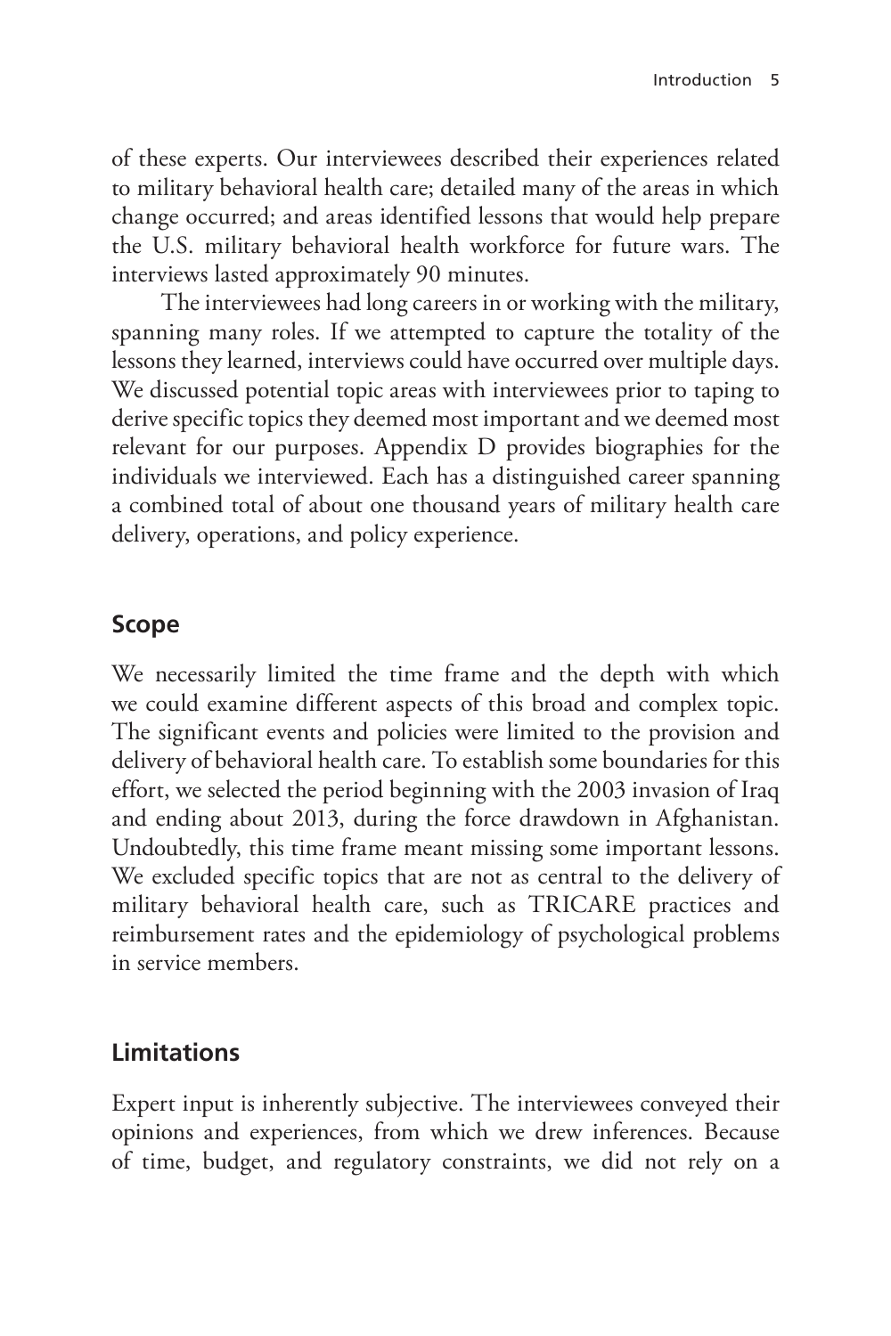of these experts. Our interviewees described their experiences related to military behavioral health care; detailed many of the areas in which change occurred; and areas identified lessons that would help prepare the U.S. military behavioral health workforce for future wars. The interviews lasted approximately 90 minutes.

The interviewees had long careers in or working with the military, spanning many roles. If we attempted to capture the totality of the lessons they learned, interviews could have occurred over multiple days. We discussed potential topic areas with interviewees prior to taping to derive specific topics they deemed most important and we deemed most relevant for our purposes. Appendix D provides biographies for the individuals we interviewed. Each has a distinguished career spanning a combined total of about one thousand years of military health care delivery, operations, and policy experience.

## Scope

We necessarily limited the time frame and the depth with which we could examine different aspects of this broad and complex topic. The significant events and policies were limited to the provision and delivery of behavioral health care. To establish some boundaries for this effort, we selected the period beginning with the 2003 invasion of Iraq and ending about 2013, during the force drawdown in Afghanistan. Undoubtedly, this time frame meant missing some important lessons. We excluded specific topics that are not as central to the delivery of military behavioral health care, such as TRICARE practices and reimbursement rates and the epidemiology of psychological problems in service members.

## Limitations

Expert input is inherently subjective. The interviewees conveyed their opinions and experiences, from which we drew inferences. Because of time, budget, and regulatory constraints, we did not rely on a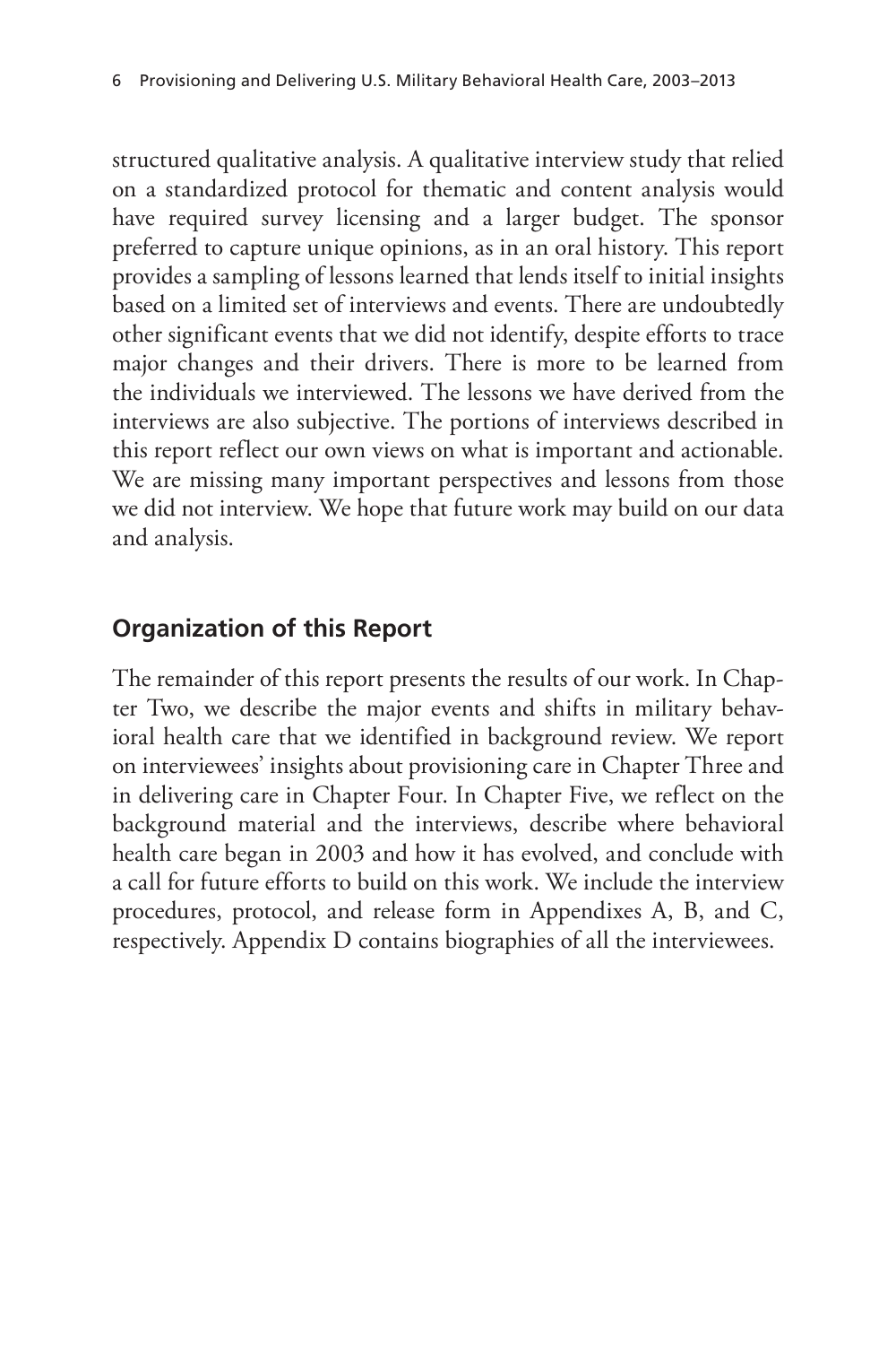structured qualitative analysis. A qualitative interview study that relied on a standardized protocol for thematic and content analysis would have required survey licensing and a larger budget. The sponsor preferred to capture unique opinions, as in an oral history. This report provides a sampling of lessons learned that lends itself to initial insights based on a limited set of interviews and events. There are undoubtedly other significant events that we did not identify, despite efforts to trace major changes and their drivers. There is more to be learned from the individuals we interviewed. The lessons we have derived from the interviews are also subjective. The portions of interviews described in this report reflect our own views on what is important and actionable. We are missing many important perspectives and lessons from those we did not interview. We hope that future work may build on our data and analysis.

## Organization of this Report

The remainder of this report presents the results of our work. In Chapter Two, we describe the major events and shifts in military behavioral health care that we identified in background review. We report on interviewees' insights about provisioning care in Chapter Three and in delivering care in Chapter Four. In Chapter Five, we reflect on the background material and the interviews, describe where behavioral health care began in 2003 and how it has evolved, and conclude with a call for future efforts to build on this work. We include the interview procedures, protocol, and release form in Appendixes A, B, and C, respectively. Appendix D contains biographies of all the interviewees.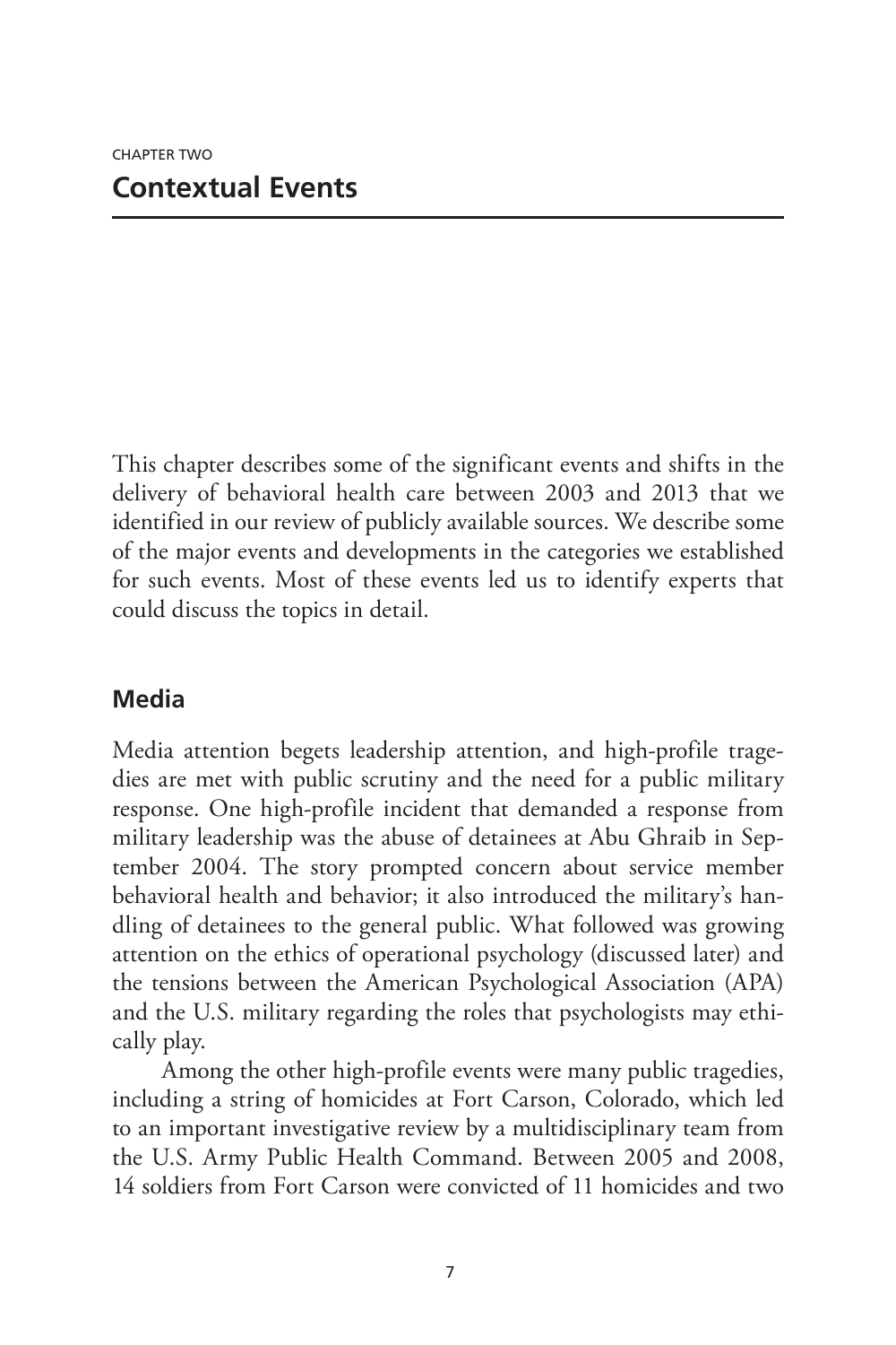CHAPTER TWO

# Contextual Events

This chapter describes some of the significant events and shifts in the delivery of behavioral health care between 2003 and 2013 that we identified in our review of publicly available sources. We describe some of the major events and developments in the categories we established for such events. Most of these events led us to identify experts that could discuss the topics in detail.

## Media

Media attention begets leadership attention, and high-profile tragedies are met with public scrutiny and the need for a public military response. One high-profile incident that demanded a response from military leadership was the abuse of detainees at Abu Ghraib in September 2004. The story prompted concern about service member behavioral health and behavior; it also introduced the military's handling of detainees to the general public. What followed was growing attention on the ethics of operational psychology (discussed later) and the tensions between the American Psychological Association (APA) and the U.S. military regarding the roles that psychologists may ethically play.

Among the other high-profile events were many public tragedies, including a string of homicides at Fort Carson, Colorado, which led to an important investigative review by a multidisciplinary team from the U.S. Army Public Health Command. Between 2005 and 2008, 14 soldiers from Fort Carson were convicted of 11 homicides and two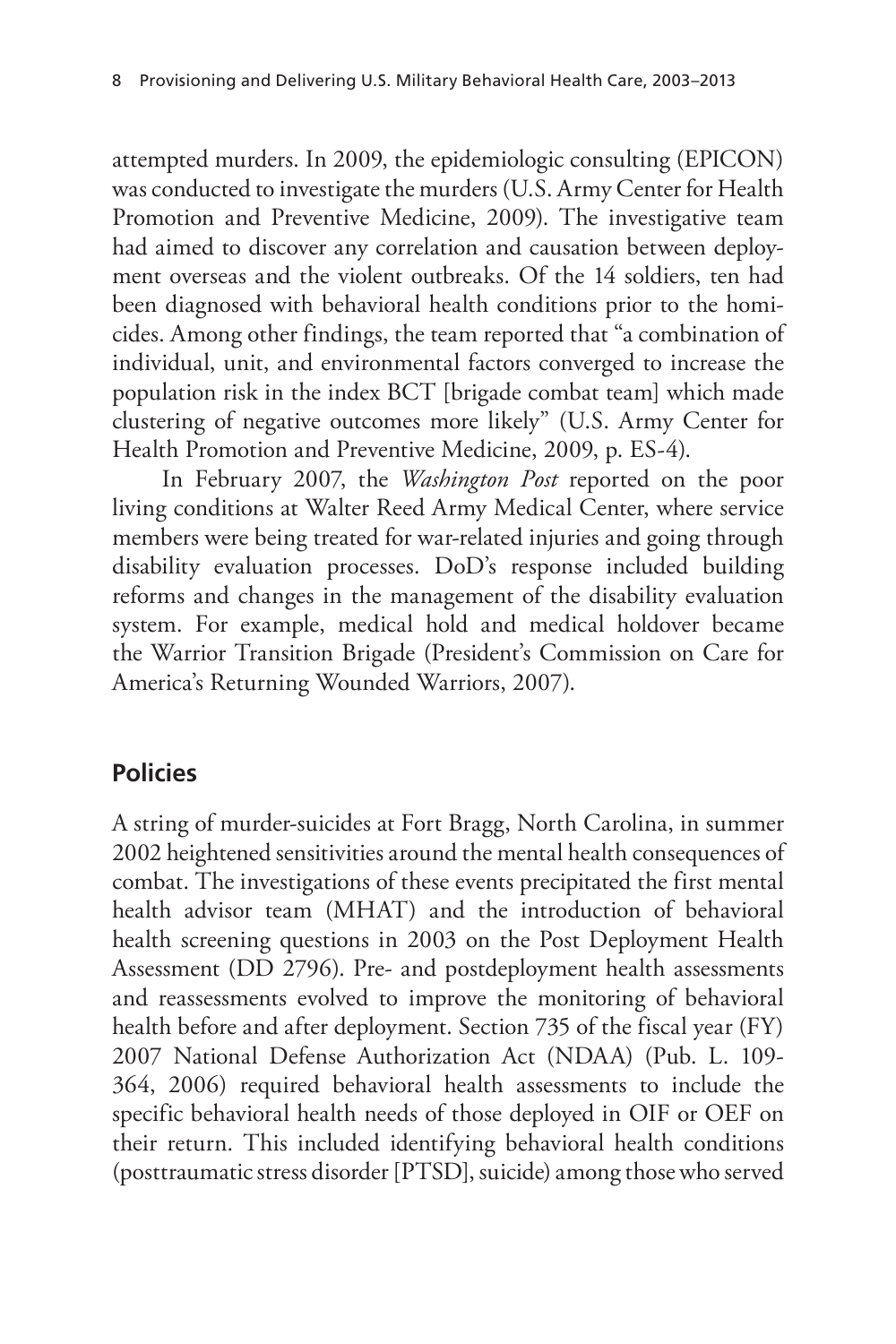attempted murders. In 2009, the epidemiologic consulting (EPICON) was conducted to investigate the murders (U.S. Army Center for Health Promotion and Preventive Medicine, 2009). The investigative team had aimed to discover any correlation and causation between deployment overseas and the violent outbreaks. Of the 14 soldiers, ten had been diagnosed with behavioral health conditions prior to the homicides. Among other findings, the team reported that "a combination of individual, unit, and environmental factors converged to increase the population risk in the index BCT [brigade combat team] which made clustering of negative outcomes more likely" (U.S. Army Center for Health Promotion and Preventive Medicine, 2009, p. ES-4).

In February 2007, the *Washington Post* reported on the poor living conditions at Walter Reed Army Medical Center, where service members were being treated for war-related injuries and going through disability evaluation processes. DoD's response included building reforms and changes in the management of the disability evaluation system. For example, medical hold and medical holdover became the Warrior Transition Brigade (President's Commission on Care for America's Returning Wounded Warriors, 2007).

## Policies

A string of murder-suicides at Fort Bragg, North Carolina, in summer 2002 heightened sensitivities around the mental health consequences of combat. The investigations of these events precipitated the first mental health advisor team (MHAT) and the introduction of behavioral health screening questions in 2003 on the Post Deployment Health Assessment (DD 2796). Pre- and postdeployment health assessments and reassessments evolved to improve the monitoring of behavioral health before and after deployment. Section 735 of the fiscal year (FY) 2007 National Defense Authorization Act (NDAA) (Pub. L. 109-364, 2006) required behavioral health assessments to include the specific behavioral health needs of those deployed in OIF or OEF on their return. This included identifying behavioral health conditions (posttraumatic stress disorder [PTSD], suicide) among those who served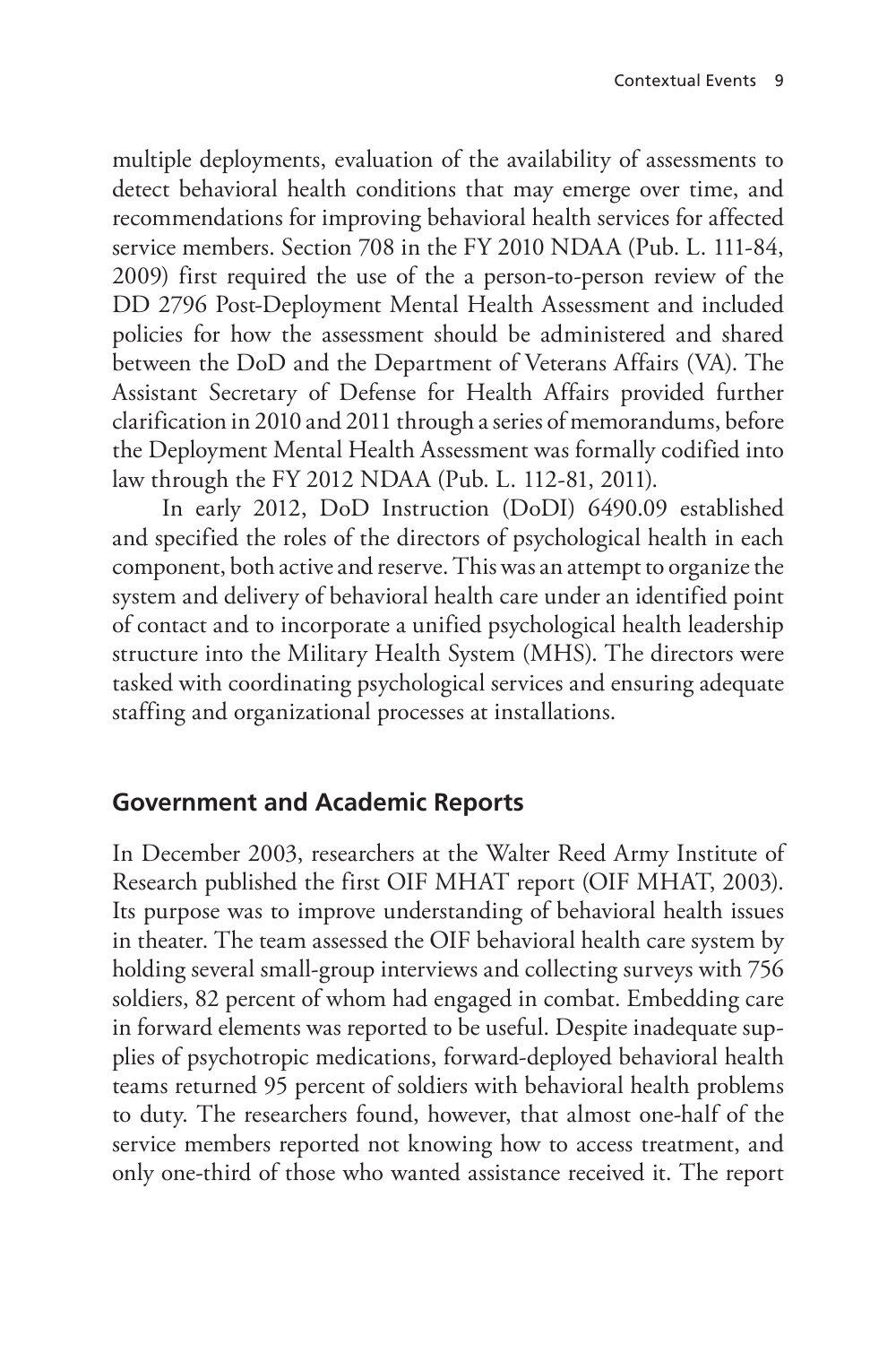multiple deployments, evaluation of the availability of assessments to detect behavioral health conditions that may emerge over time, and recommendations for improving behavioral health services for affected service members. Section 708 in the FY 2010 NDAA (Pub. L. 111-84, 2009) first required the use of the a person-to-person review of the DD 2796 Post-Deployment Mental Health Assessment and included policies for how the assessment should be administered and shared between the DoD and the Department of Veterans Affairs (VA). The Assistant Secretary of Defense for Health Affairs provided further clarification in 2010 and 2011 through a series of memorandums, before the Deployment Mental Health Assessment was formally codified into law through the FY 2012 NDAA (Pub. L. 112-81, 2011).

In early 2012, DoD Instruction (DoDI) 6490.09 established and specified the roles of the directors of psychological health in each component, both active and reserve. This was an attempt to organize the system and delivery of behavioral health care under an identified point of contact and to incorporate a unified psychological health leadership structure into the Military Health System (MHS). The directors were tasked with coordinating psychological services and ensuring adequate staffing and organizational processes at installations.

## Government and Academic Reports

In December 2003, researchers at the Walter Reed Army Institute of Research published the first OIF MHAT report (OIF MHAT, 2003). Its purpose was to improve understanding of behavioral health issues in theater. The team assessed the OIF behavioral health care system by holding several small-group interviews and collecting surveys with 756 soldiers, 82 percent of whom had engaged in combat. Embedding care in forward elements was reported to be useful. Despite inadequate supplies of psychotropic medications, forward-deployed behavioral health teams returned 95 percent of soldiers with behavioral health problems to duty. The researchers found, however, that almost one-half of the service members reported not knowing how to access treatment, and only one-third of those who wanted assistance received it. The report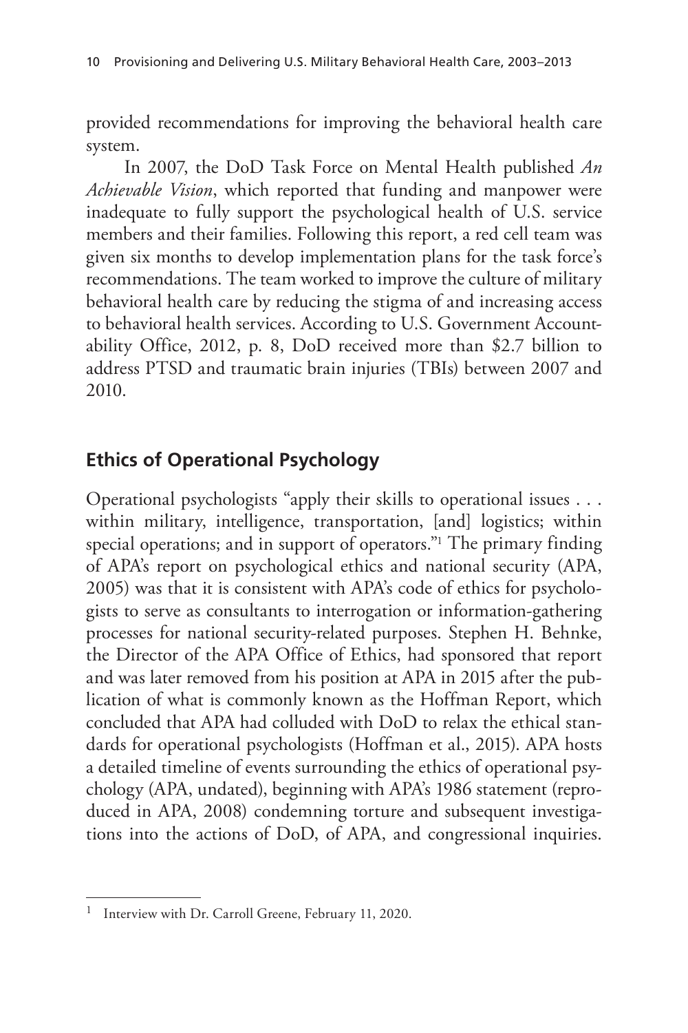provided recommendations for improving the behavioral health care system.

In 2007, the DoD Task Force on Mental Health published *An Achievable Vision*, which reported that funding and manpower were inadequate to fully support the psychological health of U.S. service members and their families. Following this report, a red cell team was given six months to develop implementation plans for the task force's recommendations. The team worked to improve the culture of military behavioral health care by reducing the stigma of and increasing access to behavioral health services. According to U.S. Government Accountability Office, 2012, p. 8, DoD received more than $2.7 billion to address PTSD and traumatic brain injuries (TBIs) between 2007 and 2010.

## Ethics of Operational Psychology

Operational psychologists "apply their skills to operational issues . . . within military, intelligence, transportation, [and] logistics; within special operations; and in support of operators."[1] The primary finding of APA's report on psychological ethics and national security (APA, 2005) was that it is consistent with APA's code of ethics for psychologists to serve as consultants to interrogation or information-gathering processes for national security-related purposes. Stephen H. Behnke, the Director of the APA Office of Ethics, had sponsored that report and was later removed from his position at APA in 2015 after the publication of what is commonly known as the Hoffman Report, which concluded that APA had colluded with DoD to relax the ethical standards for operational psychologists (Hoffman et al., 2015). APA hosts a detailed timeline of events surrounding the ethics of operational psychology (APA, undated), beginning with APA's 1986 statement (reproduced in APA, 2008) condemning torture and subsequent investigations into the actions of DoD, of APA, and congressional inquiries.

---

[1] Interview with Dr. Carroll Greene, February 11, 2020.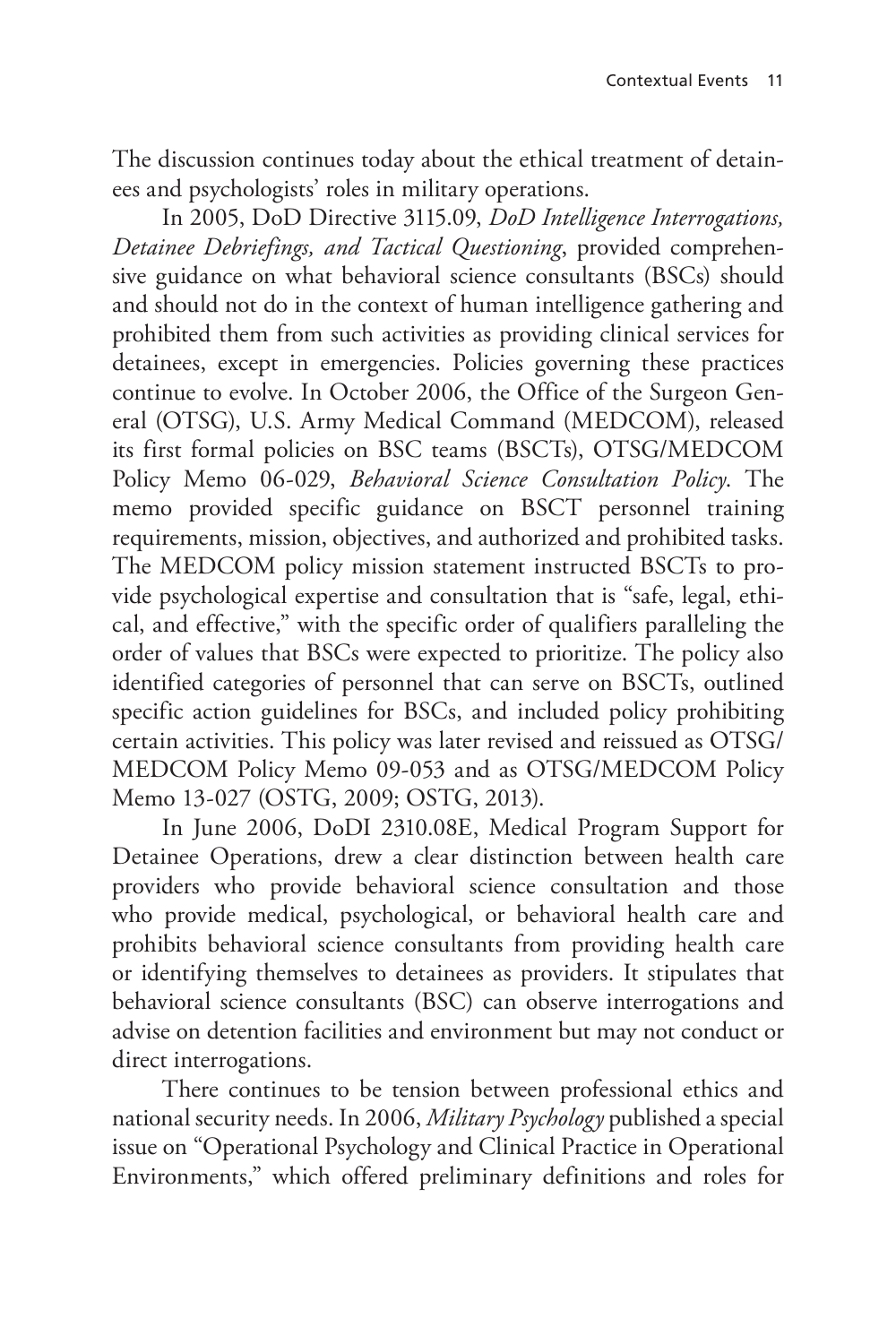The discussion continues today about the ethical treatment of detainees and psychologists' roles in military operations.

In 2005, DoD Directive 3115.09, *DoD Intelligence Interrogations, Detainee Debriefings, and Tactical Questioning*, provided comprehensive guidance on what behavioral science consultants (BSCs) should and should not do in the context of human intelligence gathering and prohibited them from such activities as providing clinical services for detainees, except in emergencies. Policies governing these practices continue to evolve. In October 2006, the Office of the Surgeon General (OTSG), U.S. Army Medical Command (MEDCOM), released its first formal policies on BSC teams (BSCTs), OTSG/MEDCOM Policy Memo 06-029, *Behavioral Science Consultation Policy*. The memo provided specific guidance on BSCT personnel training requirements, mission, objectives, and authorized and prohibited tasks. The MEDCOM policy mission statement instructed BSCTs to provide psychological expertise and consultation that is "safe, legal, ethical, and effective," with the specific order of qualifiers paralleling the order of values that BSCs were expected to prioritize. The policy also identified categories of personnel that can serve on BSCTs, outlined specific action guidelines for BSCs, and included policy prohibiting certain activities. This policy was later revised and reissued as OTSG/MEDCOM Policy Memo 09-053 and as OTSG/MEDCOM Policy Memo 13-027 (OSTG, 2009; OSTG, 2013).

In June 2006, DoDI 2310.08E, Medical Program Support for Detainee Operations, drew a clear distinction between health care providers who provide behavioral science consultation and those who provide medical, psychological, or behavioral health care and prohibits behavioral science consultants from providing health care or identifying themselves to detainees as providers. It stipulates that behavioral science consultants (BSC) can observe interrogations and advise on detention facilities and environment but may not conduct or direct interrogations.

There continues to be tension between professional ethics and national security needs. In 2006, *Military Psychology* published a special issue on "Operational Psychology and Clinical Practice in Operational Environments," which offered preliminary definitions and roles for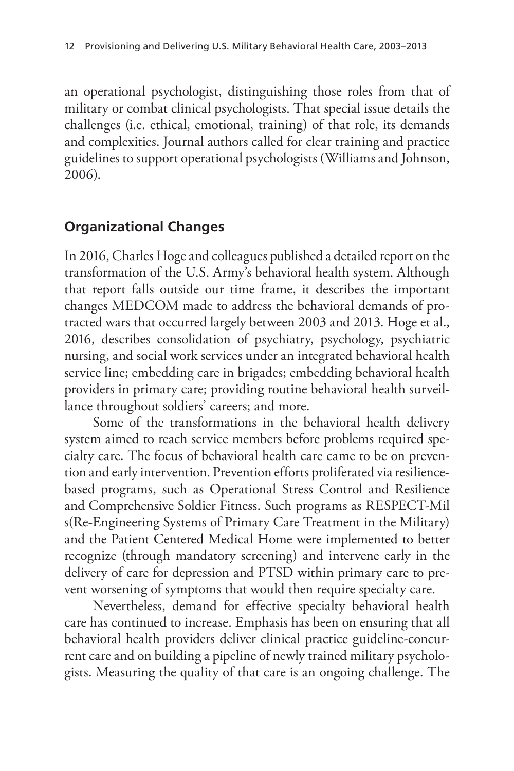an operational psychologist, distinguishing those roles from that of military or combat clinical psychologists. That special issue details the challenges (i.e. ethical, emotional, training) of that role, its demands and complexities. Journal authors called for clear training and practice guidelines to support operational psychologists (Williams and Johnson, 2006).

## Organizational Changes

In 2016, Charles Hoge and colleagues published a detailed report on the transformation of the U.S. Army's behavioral health system. Although that report falls outside our time frame, it describes the important changes MEDCOM made to address the behavioral demands of protracted wars that occurred largely between 2003 and 2013. Hoge et al., 2016, describes consolidation of psychiatry, psychology, psychiatric nursing, and social work services under an integrated behavioral health service line; embedding care in brigades; embedding behavioral health providers in primary care; providing routine behavioral health surveillance throughout soldiers' careers; and more.

Some of the transformations in the behavioral health delivery system aimed to reach service members before problems required specialty care. The focus of behavioral health care came to be on prevention and early intervention. Prevention efforts proliferated via resilience-based programs, such as Operational Stress Control and Resilience and Comprehensive Soldier Fitness. Such programs as RESPECT-Mil s(Re-Engineering Systems of Primary Care Treatment in the Military) and the Patient Centered Medical Home were implemented to better recognize (through mandatory screening) and intervene early in the delivery of care for depression and PTSD within primary care to prevent worsening of symptoms that would then require specialty care.

Nevertheless, demand for effective specialty behavioral health care has continued to increase. Emphasis has been on ensuring that all behavioral health providers deliver clinical practice guideline-concurrent care and on building a pipeline of newly trained military psychologists. Measuring the quality of that care is an ongoing challenge. The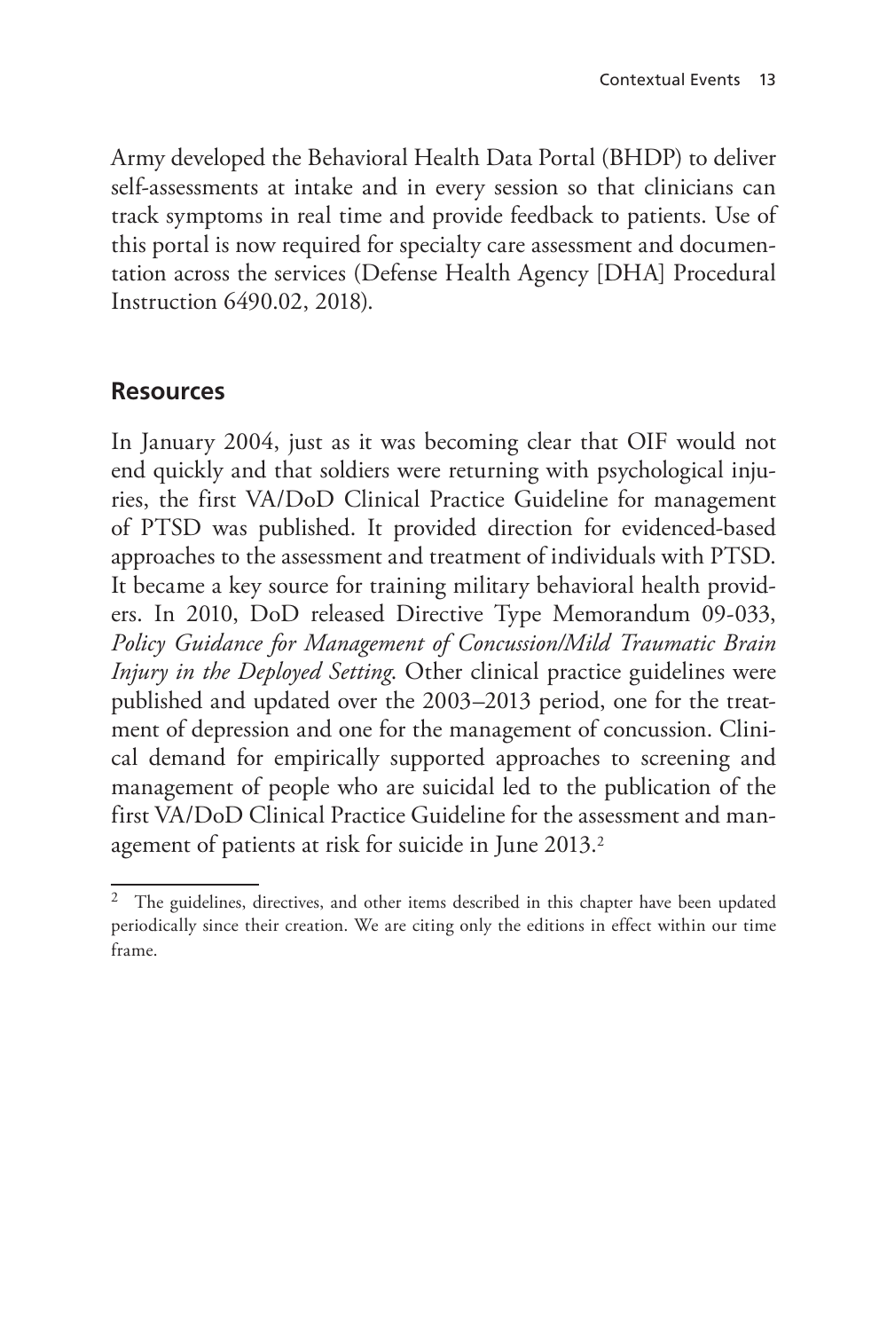Army developed the Behavioral Health Data Portal (BHDP) to deliver self-assessments at intake and in every session so that clinicians can track symptoms in real time and provide feedback to patients. Use of this portal is now required for specialty care assessment and documentation across the services (Defense Health Agency [DHA] Procedural Instruction 6490.02, 2018).

## Resources

In January 2004, just as it was becoming clear that OIF would not end quickly and that soldiers were returning with psychological injuries, the first VA/DoD Clinical Practice Guideline for management of PTSD was published. It provided direction for evidenced-based approaches to the assessment and treatment of individuals with PTSD. It became a key source for training military behavioral health providers. In 2010, DoD released Directive Type Memorandum 09-033, *Policy Guidance for Management of Concussion/Mild Traumatic Brain Injury in the Deployed Setting*. Other clinical practice guidelines were published and updated over the 2003–2013 period, one for the treatment of depression and one for the management of concussion. Clinical demand for empirically supported approaches to screening and management of people who are suicidal led to the publication of the first VA/DoD Clinical Practice Guideline for the assessment and management of patients at risk for suicide in June 2013.[2]

[2] The guidelines, directives, and other items described in this chapter have been updated periodically since their creation. We are citing only the editions in effect within our time frame.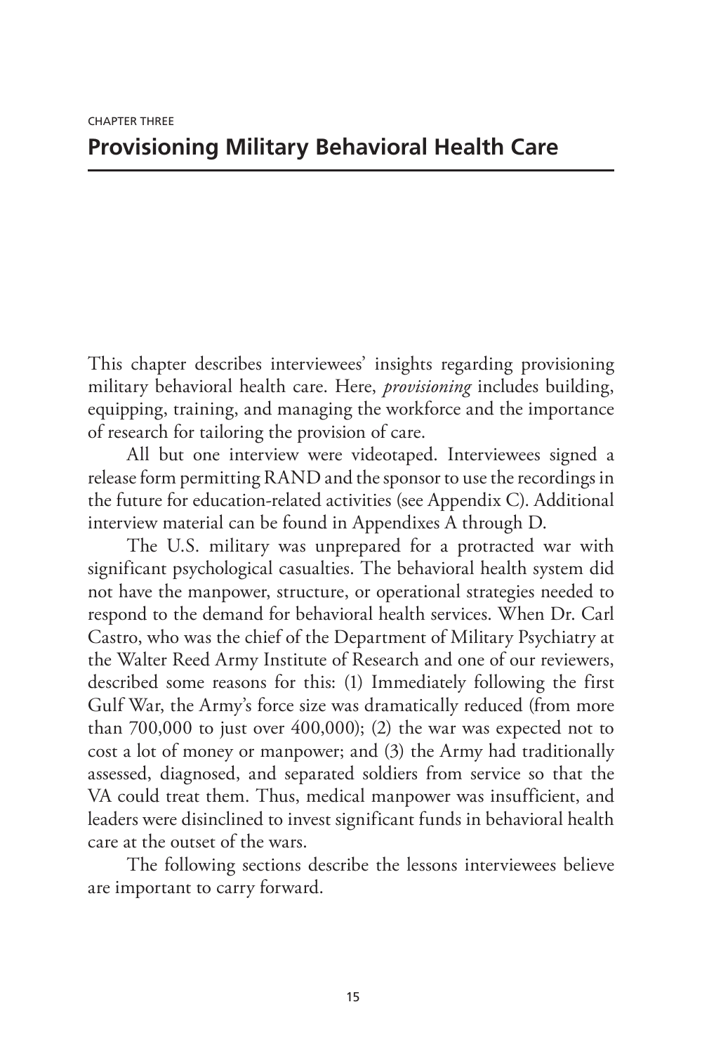CHAPTER THREE

# Provisioning Military Behavioral Health Care

This chapter describes interviewees' insights regarding provisioning military behavioral health care. Here, *provisioning* includes building, equipping, training, and managing the workforce and the importance of research for tailoring the provision of care.

All but one interview were videotaped. Interviewees signed a release form permitting RAND and the sponsor to use the recordings in the future for education-related activities (see Appendix C). Additional interview material can be found in Appendixes A through D.

The U.S. military was unprepared for a protracted war with significant psychological casualties. The behavioral health system did not have the manpower, structure, or operational strategies needed to respond to the demand for behavioral health services. When Dr. Carl Castro, who was the chief of the Department of Military Psychiatry at the Walter Reed Army Institute of Research and one of our reviewers, described some reasons for this: (1) Immediately following the first Gulf War, the Army's force size was dramatically reduced (from more than 700,000 to just over 400,000); (2) the war was expected not to cost a lot of money or manpower; and (3) the Army had traditionally assessed, diagnosed, and separated soldiers from service so that the VA could treat them. Thus, medical manpower was insufficient, and leaders were disinclined to invest significant funds in behavioral health care at the outset of the wars.

The following sections describe the lessons interviewees believe are important to carry forward.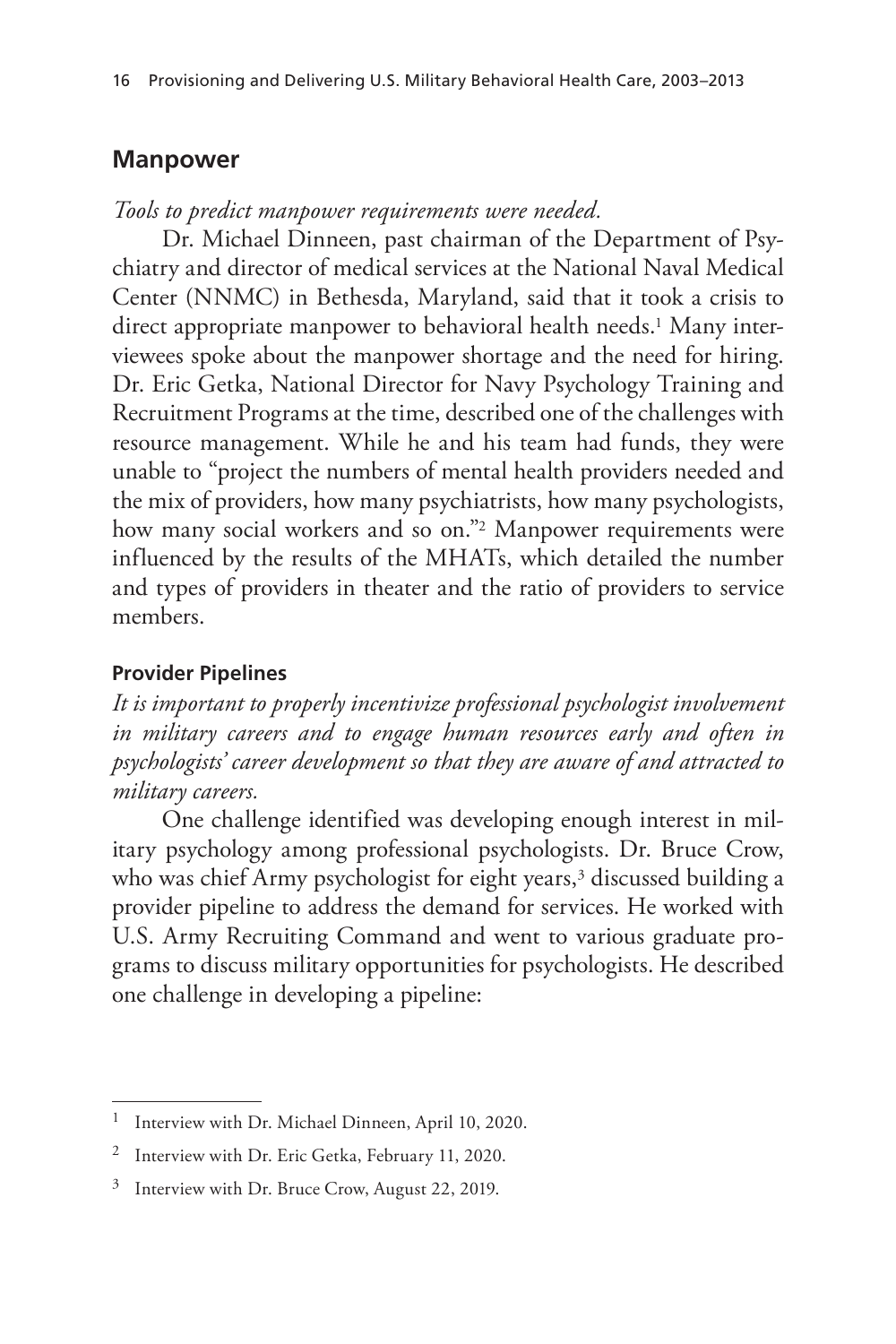## Manpower

*Tools to predict manpower requirements were needed.*

Dr. Michael Dinneen, past chairman of the Department of Psychiatry and director of medical services at the National Naval Medical Center (NNMC) in Bethesda, Maryland, said that it took a crisis to direct appropriate manpower to behavioral health needs.[1] Many interviewees spoke about the manpower shortage and the need for hiring. Dr. Eric Getka, National Director for Navy Psychology Training and Recruitment Programs at the time, described one of the challenges with resource management. While he and his team had funds, they were unable to "project the numbers of mental health providers needed and the mix of providers, how many psychiatrists, how many psychologists, how many social workers and so on."[2] Manpower requirements were influenced by the results of the MHATs, which detailed the number and types of providers in theater and the ratio of providers to service members.

### Provider Pipelines

*It is important to properly incentivize professional psychologist involvement in military careers and to engage human resources early and often in psychologists' career development so that they are aware of and attracted to military careers.*

One challenge identified was developing enough interest in military psychology among professional psychologists. Dr. Bruce Crow, who was chief Army psychologist for eight years,[3] discussed building a provider pipeline to address the demand for services. He worked with U.S. Army Recruiting Command and went to various graduate programs to discuss military opportunities for psychologists. He described one challenge in developing a pipeline:

---

[1] Interview with Dr. Michael Dinneen, April 10, 2020.

[2] Interview with Dr. Eric Getka, February 11, 2020.

[3] Interview with Dr. Bruce Crow, August 22, 2019.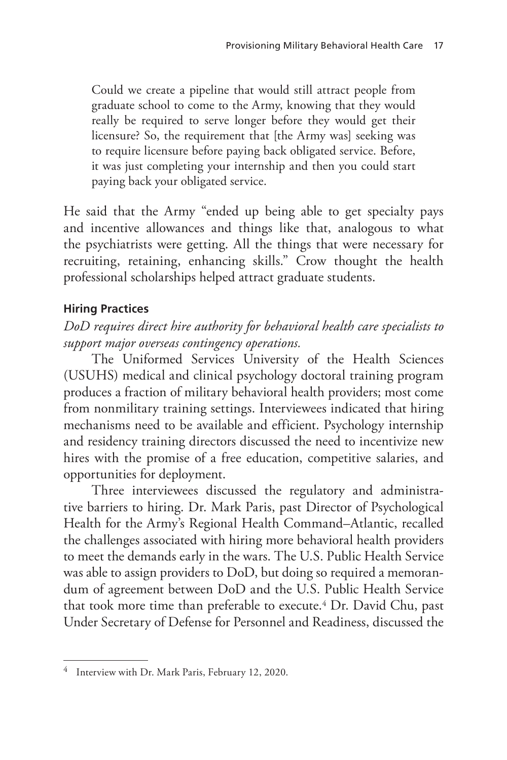> Could we create a pipeline that would still attract people from graduate school to come to the Army, knowing that they would really be required to serve longer before they would get their licensure? So, the requirement that [the Army was] seeking was to require licensure before paying back obligated service. Before, it was just completing your internship and then you could start paying back your obligated service.

He said that the Army "ended up being able to get specialty pays and incentive allowances and things like that, analogous to what the psychiatrists were getting. All the things that were necessary for recruiting, retaining, enhancing skills." Crow thought the health professional scholarships helped attract graduate students.

#### Hiring Practices

*DoD requires direct hire authority for behavioral health care specialists to support major overseas contingency operations.*

The Uniformed Services University of the Health Sciences (USUHS) medical and clinical psychology doctoral training program produces a fraction of military behavioral health providers; most come from nonmilitary training settings. Interviewees indicated that hiring mechanisms need to be available and efficient. Psychology internship and residency training directors discussed the need to incentivize new hires with the promise of a free education, competitive salaries, and opportunities for deployment.

Three interviewees discussed the regulatory and administrative barriers to hiring. Dr. Mark Paris, past Director of Psychological Health for the Army's Regional Health Command–Atlantic, recalled the challenges associated with hiring more behavioral health providers to meet the demands early in the wars. The U.S. Public Health Service was able to assign providers to DoD, but doing so required a memorandum of agreement between DoD and the U.S. Public Health Service that took more time than preferable to execute.[4] Dr. David Chu, past Under Secretary of Defense for Personnel and Readiness, discussed the

[4] Interview with Dr. Mark Paris, February 12, 2020.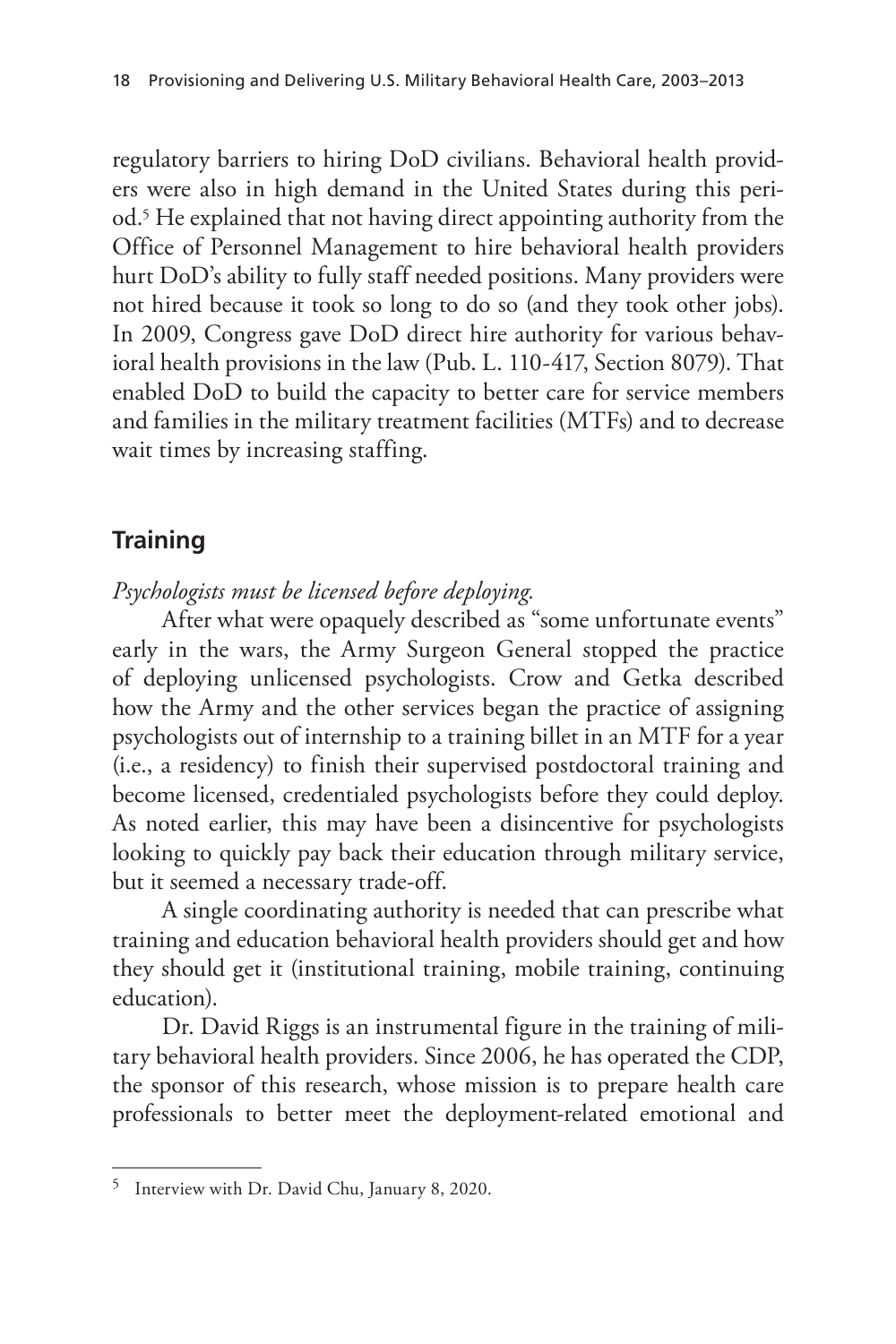regulatory barriers to hiring DoD civilians. Behavioral health providers were also in high demand in the United States during this period.[5] He explained that not having direct appointing authority from the Office of Personnel Management to hire behavioral health providers hurt DoD's ability to fully staff needed positions. Many providers were not hired because it took so long to do so (and they took other jobs). In 2009, Congress gave DoD direct hire authority for various behavioral health provisions in the law (Pub. L. 110-417, Section 8079). That enabled DoD to build the capacity to better care for service members and families in the military treatment facilities (MTFs) and to decrease wait times by increasing staffing.

## Training

*Psychologists must be licensed before deploying.*

After what were opaquely described as "some unfortunate events" early in the wars, the Army Surgeon General stopped the practice of deploying unlicensed psychologists. Crow and Getka described how the Army and the other services began the practice of assigning psychologists out of internship to a training billet in an MTF for a year (i.e., a residency) to finish their supervised postdoctoral training and become licensed, credentialed psychologists before they could deploy. As noted earlier, this may have been a disincentive for psychologists looking to quickly pay back their education through military service, but it seemed a necessary trade-off.

A single coordinating authority is needed that can prescribe what training and education behavioral health providers should get and how they should get it (institutional training, mobile training, continuing education).

Dr. David Riggs is an instrumental figure in the training of military behavioral health providers. Since 2006, he has operated the CDP, the sponsor of this research, whose mission is to prepare health care professionals to better meet the deployment-related emotional and

---

[5] Interview with Dr. David Chu, January 8, 2020.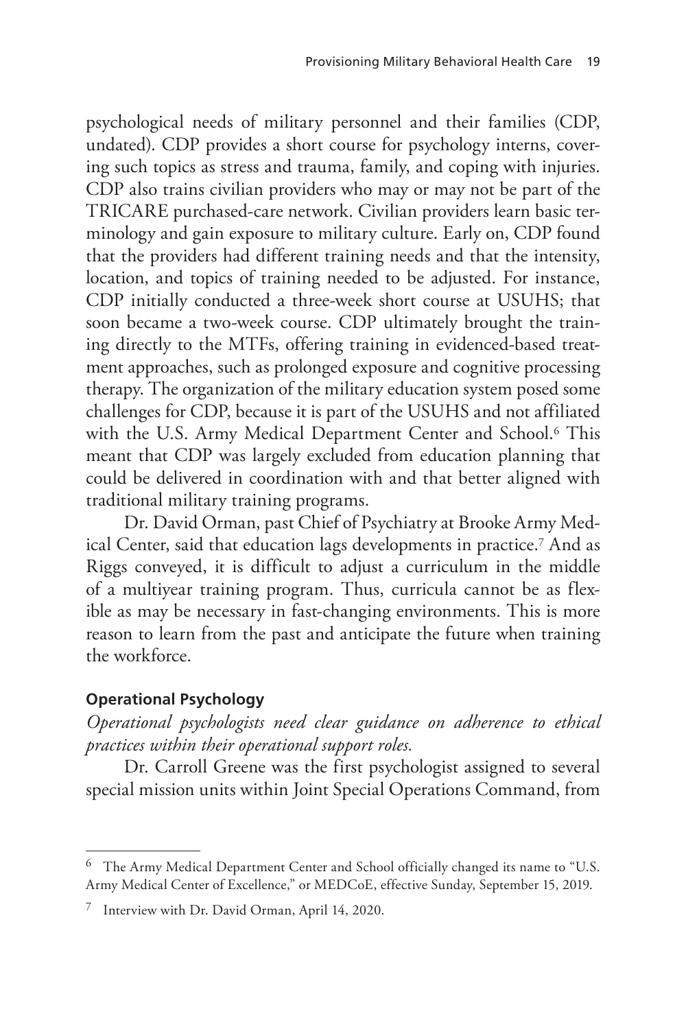psychological needs of military personnel and their families (CDP, undated). CDP provides a short course for psychology interns, covering such topics as stress and trauma, family, and coping with injuries. CDP also trains civilian providers who may or may not be part of the TRICARE purchased-care network. Civilian providers learn basic terminology and gain exposure to military culture. Early on, CDP found that the providers had different training needs and that the intensity, location, and topics of training needed to be adjusted. For instance, CDP initially conducted a three-week short course at USUHS; that soon became a two-week course. CDP ultimately brought the training directly to the MTFs, offering training in evidenced-based treatment approaches, such as prolonged exposure and cognitive processing therapy. The organization of the military education system posed some challenges for CDP, because it is part of the USUHS and not affiliated with the U.S. Army Medical Department Center and School.[6] This meant that CDP was largely excluded from education planning that could be delivered in coordination with and that better aligned with traditional military training programs.

Dr. David Orman, past Chief of Psychiatry at Brooke Army Medical Center, said that education lags developments in practice.[7] And as Riggs conveyed, it is difficult to adjust a curriculum in the middle of a multiyear training program. Thus, curricula cannot be as flexible as may be necessary in fast-changing environments. This is more reason to learn from the past and anticipate the future when training the workforce.

#### Operational Psychology

*Operational psychologists need clear guidance on adherence to ethical practices within their operational support roles.*

Dr. Carroll Greene was the first psychologist assigned to several special mission units within Joint Special Operations Command, from

---

[6] The Army Medical Department Center and School officially changed its name to "U.S. Army Medical Center of Excellence," or MEDCoE, effective Sunday, September 15, 2019.

[7] Interview with Dr. David Orman, April 14, 2020.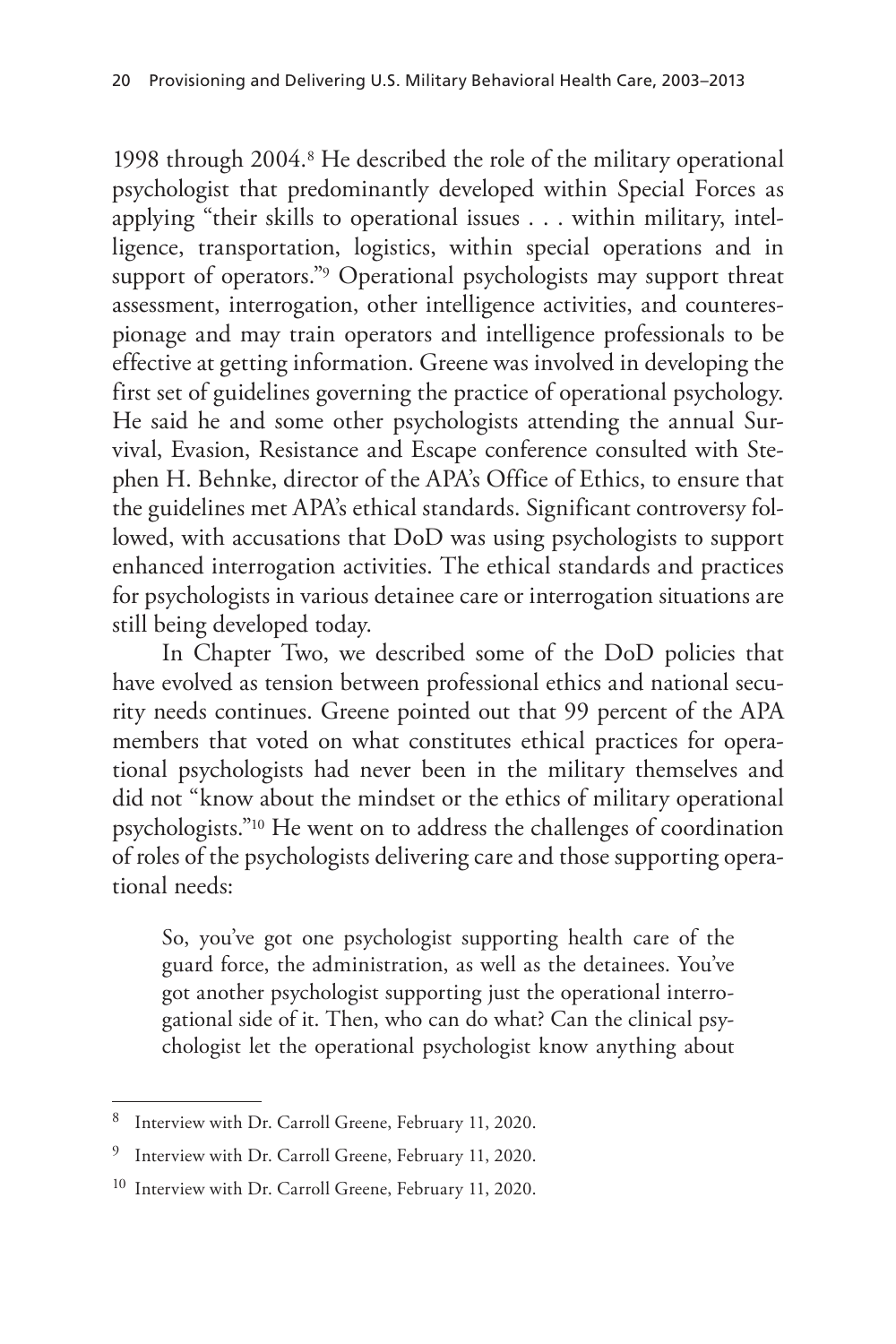1998 through 2004.[8] He described the role of the military operational psychologist that predominantly developed within Special Forces as applying "their skills to operational issues . . . within military, intelligence, transportation, logistics, within special operations and in support of operators."[9] Operational psychologists may support threat assessment, interrogation, other intelligence activities, and counterespionage and may train operators and intelligence professionals to be effective at getting information. Greene was involved in developing the first set of guidelines governing the practice of operational psychology. He said he and some other psychologists attending the annual Survival, Evasion, Resistance and Escape conference consulted with Stephen H. Behnke, director of the APA's Office of Ethics, to ensure that the guidelines met APA's ethical standards. Significant controversy followed, with accusations that DoD was using psychologists to support enhanced interrogation activities. The ethical standards and practices for psychologists in various detainee care or interrogation situations are still being developed today.

In Chapter Two, we described some of the DoD policies that have evolved as tension between professional ethics and national security needs continues. Greene pointed out that 99 percent of the APA members that voted on what constitutes ethical practices for operational psychologists had never been in the military themselves and did not "know about the mindset or the ethics of military operational psychologists."[10] He went on to address the challenges of coordination of roles of the psychologists delivering care and those supporting operational needs:

> So, you've got one psychologist supporting health care of the guard force, the administration, as well as the detainees. You've got another psychologist supporting just the operational interrogational side of it. Then, who can do what? Can the clinical psychologist let the operational psychologist know anything about

---

[8] Interview with Dr. Carroll Greene, February 11, 2020.

[9] Interview with Dr. Carroll Greene, February 11, 2020.

[10] Interview with Dr. Carroll Greene, February 11, 2020.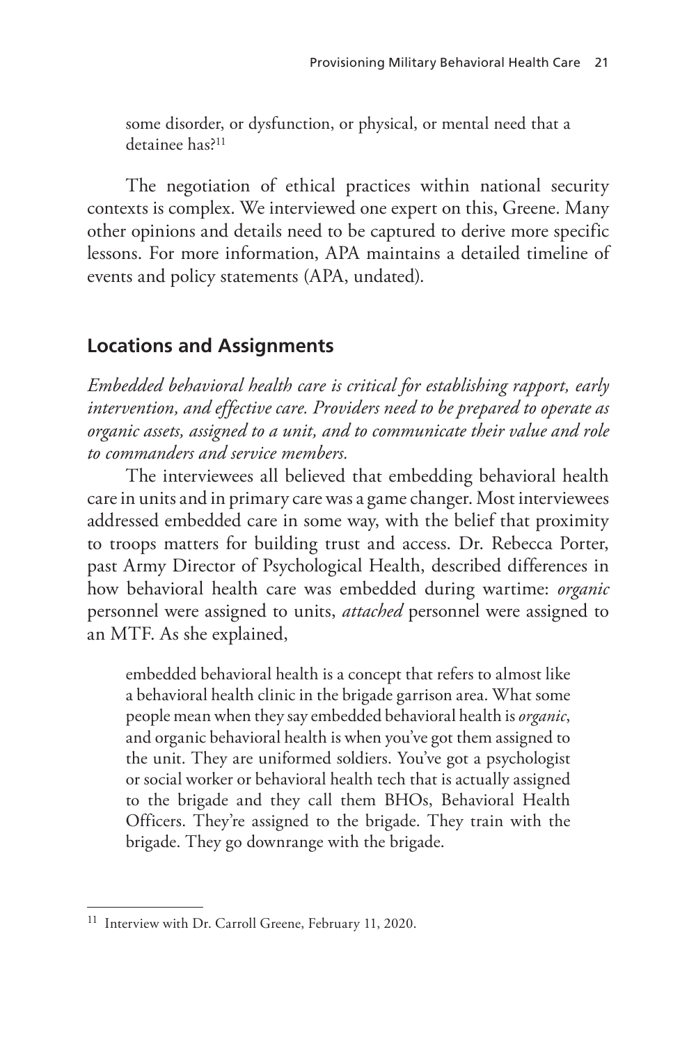some disorder, or dysfunction, or physical, or mental need that a detainee has?[11]

The negotiation of ethical practices within national security contexts is complex. We interviewed one expert on this, Greene. Many other opinions and details need to be captured to derive more specific lessons. For more information, APA maintains a detailed timeline of events and policy statements (APA, undated).

## Locations and Assignments

*Embedded behavioral health care is critical for establishing rapport, early intervention, and effective care. Providers need to be prepared to operate as organic assets, assigned to a unit, and to communicate their value and role to commanders and service members.*

The interviewees all believed that embedding behavioral health care in units and in primary care was a game changer. Most interviewees addressed embedded care in some way, with the belief that proximity to troops matters for building trust and access. Dr. Rebecca Porter, past Army Director of Psychological Health, described differences in how behavioral health care was embedded during wartime: *organic* personnel were assigned to units, *attached* personnel were assigned to an MTF. As she explained,

> embedded behavioral health is a concept that refers to almost like a behavioral health clinic in the brigade garrison area. What some people mean when they say embedded behavioral health is *organic*, and organic behavioral health is when you've got them assigned to the unit. They are uniformed soldiers. You've got a psychologist or social worker or behavioral health tech that is actually assigned to the brigade and they call them BHOs, Behavioral Health Officers. They're assigned to the brigade. They train with the brigade. They go downrange with the brigade.

---

[11] Interview with Dr. Carroll Greene, February 11, 2020.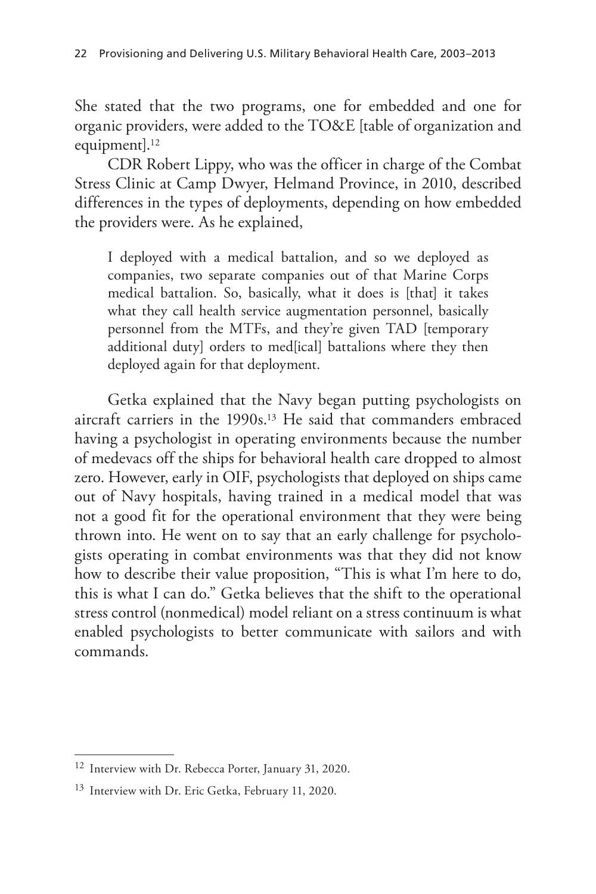She stated that the two programs, one for embedded and one for organic providers, were added to the TO&E [table of organization and equipment].[12]

CDR Robert Lippy, who was the officer in charge of the Combat Stress Clinic at Camp Dwyer, Helmand Province, in 2010, described differences in the types of deployments, depending on how embedded the providers were. As he explained,

> I deployed with a medical battalion, and so we deployed as companies, two separate companies out of that Marine Corps medical battalion. So, basically, what it does is [that] it takes what they call health service augmentation personnel, basically personnel from the MTFs, and they're given TAD [temporary additional duty] orders to med[ical] battalions where they then deployed again for that deployment.

Getka explained that the Navy began putting psychologists on aircraft carriers in the 1990s.[13] He said that commanders embraced having a psychologist in operating environments because the number of medevacs off the ships for behavioral health care dropped to almost zero. However, early in OIF, psychologists that deployed on ships came out of Navy hospitals, having trained in a medical model that was not a good fit for the operational environment that they were being thrown into. He went on to say that an early challenge for psychologists operating in combat environments was that they did not know how to describe their value proposition, "This is what I'm here to do, this is what I can do." Getka believes that the shift to the operational stress control (nonmedical) model reliant on a stress continuum is what enabled psychologists to better communicate with sailors and with commands.

---

[12] Interview with Dr. Rebecca Porter, January 31, 2020.

[13] Interview with Dr. Eric Getka, February 11, 2020.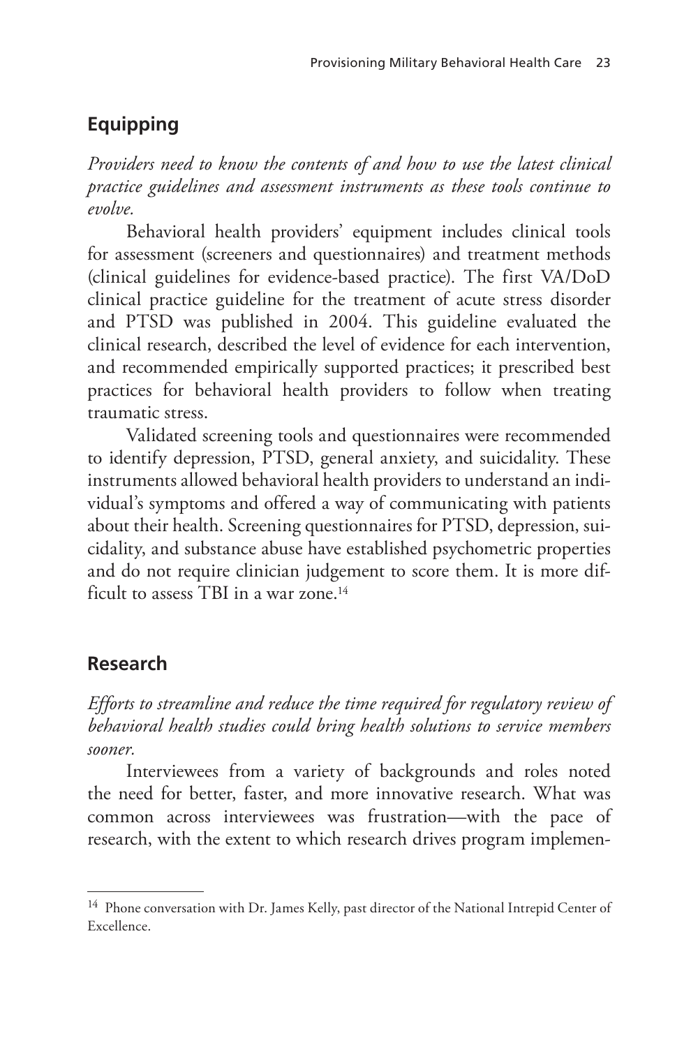## Equipping

*Providers need to know the contents of and how to use the latest clinical practice guidelines and assessment instruments as these tools continue to evolve.*

Behavioral health providers' equipment includes clinical tools for assessment (screeners and questionnaires) and treatment methods (clinical guidelines for evidence-based practice). The first VA/DoD clinical practice guideline for the treatment of acute stress disorder and PTSD was published in 2004. This guideline evaluated the clinical research, described the level of evidence for each intervention, and recommended empirically supported practices; it prescribed best practices for behavioral health providers to follow when treating traumatic stress.

Validated screening tools and questionnaires were recommended to identify depression, PTSD, general anxiety, and suicidality. These instruments allowed behavioral health providers to understand an individual's symptoms and offered a way of communicating with patients about their health. Screening questionnaires for PTSD, depression, suicidality, and substance abuse have established psychometric properties and do not require clinician judgement to score them. It is more difficult to assess TBI in a war zone.[14]

## Research

*Efforts to streamline and reduce the time required for regulatory review of behavioral health studies could bring health solutions to service members sooner.*

Interviewees from a variety of backgrounds and roles noted the need for better, faster, and more innovative research. What was common across interviewees was frustration—with the pace of research, with the extent to which research drives program implemen-

---

[14] Phone conversation with Dr. James Kelly, past director of the National Intrepid Center of Excellence.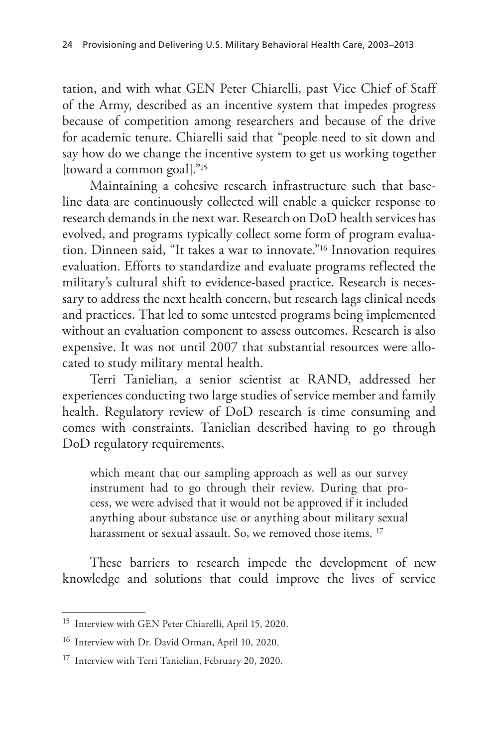tation, and with what GEN Peter Chiarelli, past Vice Chief of Staff of the Army, described as an incentive system that impedes progress because of competition among researchers and because of the drive for academic tenure. Chiarelli said that "people need to sit down and say how do we change the incentive system to get us working together [toward a common goal]."[15]

Maintaining a cohesive research infrastructure such that baseline data are continuously collected will enable a quicker response to research demands in the next war. Research on DoD health services has evolved, and programs typically collect some form of program evaluation. Dinneen said, "It takes a war to innovate."[16] Innovation requires evaluation. Efforts to standardize and evaluate programs reflected the military's cultural shift to evidence-based practice. Research is necessary to address the next health concern, but research lags clinical needs and practices. That led to some untested programs being implemented without an evaluation component to assess outcomes. Research is also expensive. It was not until 2007 that substantial resources were allocated to study military mental health.

Terri Tanielian, a senior scientist at RAND, addressed her experiences conducting two large studies of service member and family health. Regulatory review of DoD research is time consuming and comes with constraints. Tanielian described having to go through DoD regulatory requirements,

> which meant that our sampling approach as well as our survey instrument had to go through their review. During that process, we were advised that it would not be approved if it included anything about substance use or anything about military sexual harassment or sexual assault. So, we removed those items. [17]

These barriers to research impede the development of new knowledge and solutions that could improve the lives of service

---

[15] Interview with GEN Peter Chiarelli, April 15, 2020.

[16] Interview with Dr. David Orman, April 10, 2020.

[17] Interview with Terri Tanielian, February 20, 2020.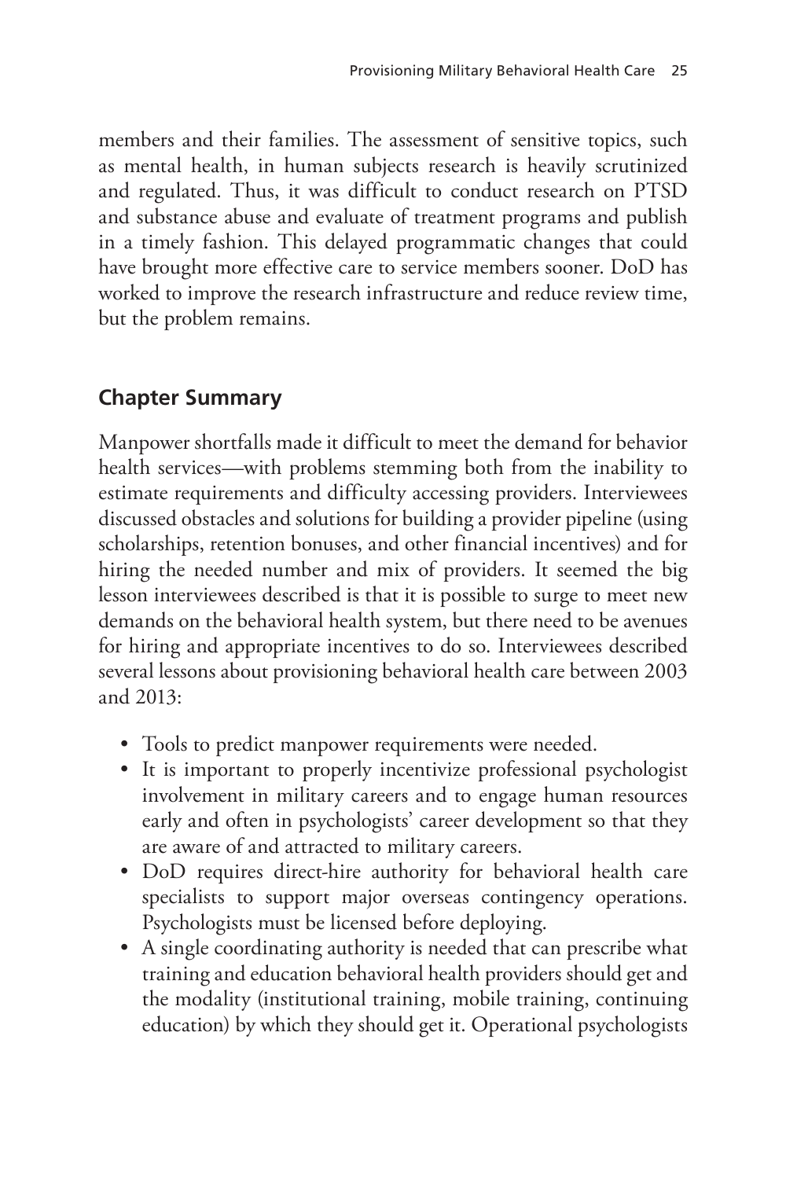members and their families. The assessment of sensitive topics, such as mental health, in human subjects research is heavily scrutinized and regulated. Thus, it was difficult to conduct research on PTSD and substance abuse and evaluate of treatment programs and publish in a timely fashion. This delayed programmatic changes that could have brought more effective care to service members sooner. DoD has worked to improve the research infrastructure and reduce review time, but the problem remains.

## Chapter Summary

Manpower shortfalls made it difficult to meet the demand for behavior health services—with problems stemming both from the inability to estimate requirements and difficulty accessing providers. Interviewees discussed obstacles and solutions for building a provider pipeline (using scholarships, retention bonuses, and other financial incentives) and for hiring the needed number and mix of providers. It seemed the big lesson interviewees described is that it is possible to surge to meet new demands on the behavioral health system, but there need to be avenues for hiring and appropriate incentives to do so. Interviewees described several lessons about provisioning behavioral health care between 2003 and 2013:

- Tools to predict manpower requirements were needed.
- It is important to properly incentivize professional psychologist involvement in military careers and to engage human resources early and often in psychologists' career development so that they are aware of and attracted to military careers.
- DoD requires direct-hire authority for behavioral health care specialists to support major overseas contingency operations. Psychologists must be licensed before deploying.
- A single coordinating authority is needed that can prescribe what training and education behavioral health providers should get and the modality (institutional training, mobile training, continuing education) by which they should get it. Operational psychologists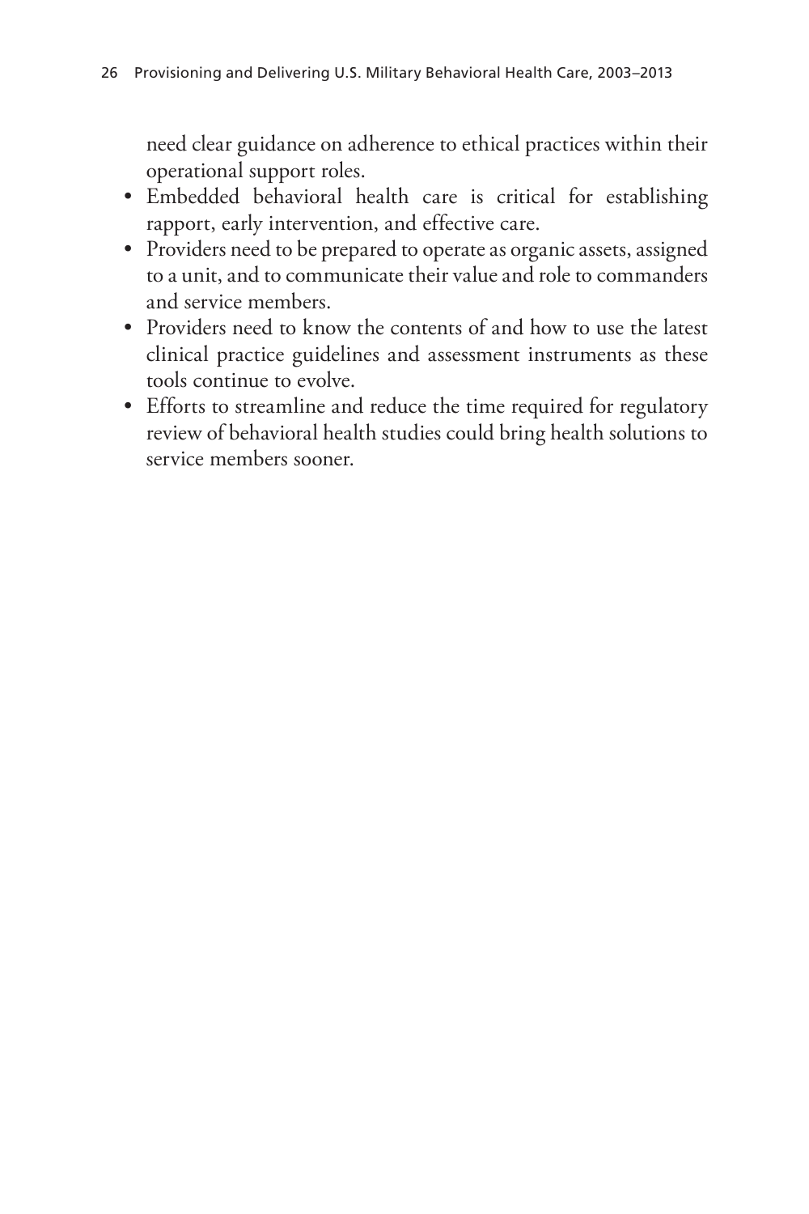need clear guidance on adherence to ethical practices within their operational support roles.

- Embedded behavioral health care is critical for establishing rapport, early intervention, and effective care.
- Providers need to be prepared to operate as organic assets, assigned to a unit, and to communicate their value and role to commanders and service members.
- Providers need to know the contents of and how to use the latest clinical practice guidelines and assessment instruments as these tools continue to evolve.
- Efforts to streamline and reduce the time required for regulatory review of behavioral health studies could bring health solutions to service members sooner.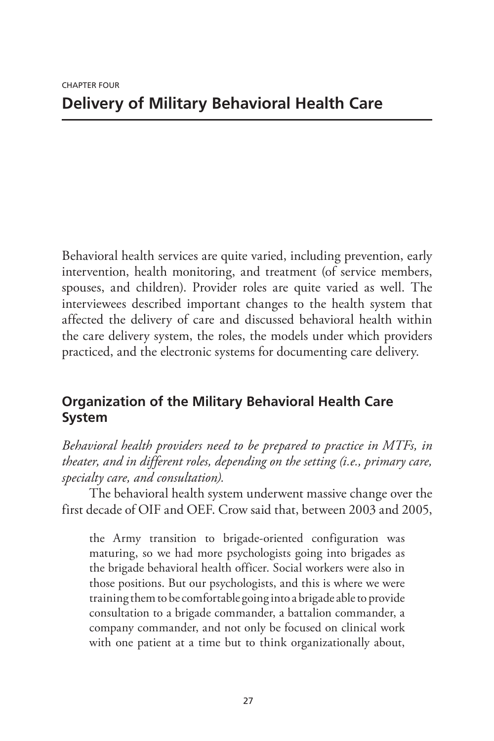CHAPTER FOUR

# Delivery of Military Behavioral Health Care

Behavioral health services are quite varied, including prevention, early intervention, health monitoring, and treatment (of service members, spouses, and children). Provider roles are quite varied as well. The interviewees described important changes to the health system that affected the delivery of care and discussed behavioral health within the care delivery system, the roles, the models under which providers practiced, and the electronic systems for documenting care delivery.

## Organization of the Military Behavioral Health Care System

*Behavioral health providers need to be prepared to practice in MTFs, in theater, and in different roles, depending on the setting (i.e., primary care, specialty care, and consultation).*

The behavioral health system underwent massive change over the first decade of OIF and OEF. Crow said that, between 2003 and 2005,

> the Army transition to brigade-oriented configuration was maturing, so we had more psychologists going into brigades as the brigade behavioral health officer. Social workers were also in those positions. But our psychologists, and this is where we were training them to be comfortable going into a brigade able to provide consultation to a brigade commander, a battalion commander, a company commander, and not only be focused on clinical work with one patient at a time but to think organizationally about,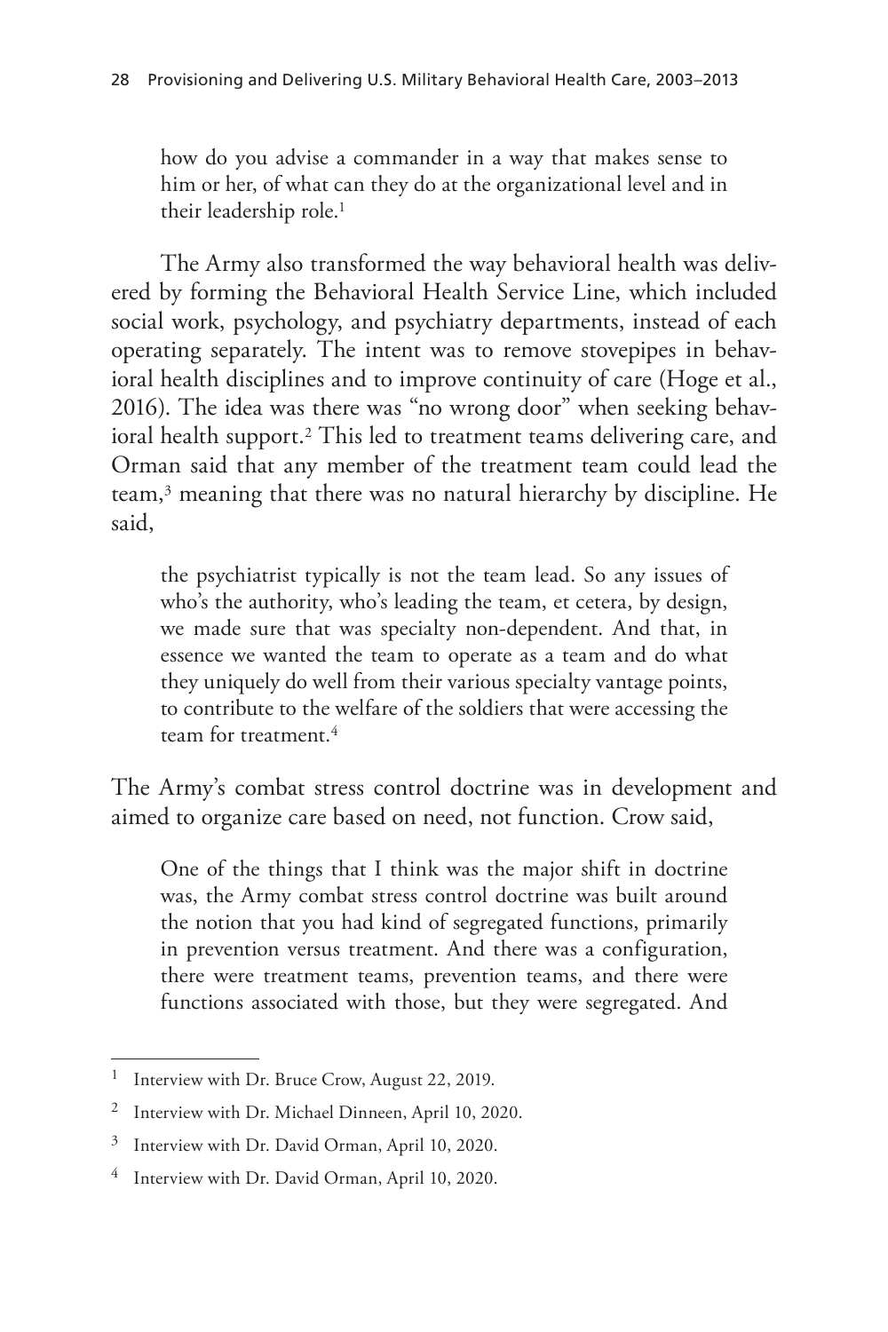> how do you advise a commander in a way that makes sense to him or her, of what can they do at the organizational level and in their leadership role.[1]

The Army also transformed the way behavioral health was delivered by forming the Behavioral Health Service Line, which included social work, psychology, and psychiatry departments, instead of each operating separately. The intent was to remove stovepipes in behavioral health disciplines and to improve continuity of care (Hoge et al., 2016). The idea was there was "no wrong door" when seeking behavioral health support.[2] This led to treatment teams delivering care, and Orman said that any member of the treatment team could lead the team,[3] meaning that there was no natural hierarchy by discipline. He said,

> the psychiatrist typically is not the team lead. So any issues of who's the authority, who's leading the team, et cetera, by design, we made sure that was specialty non-dependent. And that, in essence we wanted the team to operate as a team and do what they uniquely do well from their various specialty vantage points, to contribute to the welfare of the soldiers that were accessing the team for treatment.[4]

The Army's combat stress control doctrine was in development and aimed to organize care based on need, not function. Crow said,

> One of the things that I think was the major shift in doctrine was, the Army combat stress control doctrine was built around the notion that you had kind of segregated functions, primarily in prevention versus treatment. And there was a configuration, there were treatment teams, prevention teams, and there were functions associated with those, but they were segregated. And

---

[1] Interview with Dr. Bruce Crow, August 22, 2019.

[2] Interview with Dr. Michael Dinneen, April 10, 2020.

[3] Interview with Dr. David Orman, April 10, 2020.

[4] Interview with Dr. David Orman, April 10, 2020.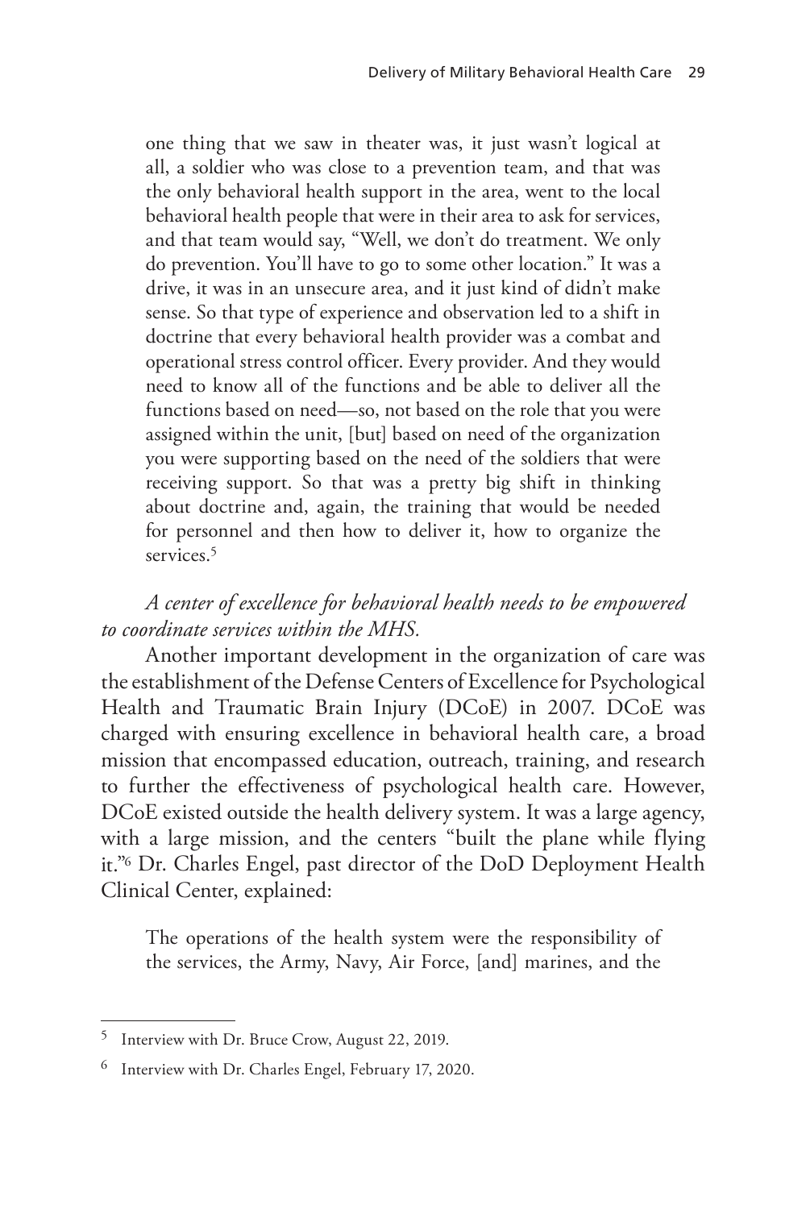> one thing that we saw in theater was, it just wasn't logical at all, a soldier who was close to a prevention team, and that was the only behavioral health support in the area, went to the local behavioral health people that were in their area to ask for services, and that team would say, "Well, we don't do treatment. We only do prevention. You'll have to go to some other location." It was a drive, it was in an unsecure area, and it just kind of didn't make sense. So that type of experience and observation led to a shift in doctrine that every behavioral health provider was a combat and operational stress control officer. Every provider. And they would need to know all of the functions and be able to deliver all the functions based on need—so, not based on the role that you were assigned within the unit, [but] based on need of the organization you were supporting based on the need of the soldiers that were receiving support. So that was a pretty big shift in thinking about doctrine and, again, the training that would be needed for personnel and then how to deliver it, how to organize the services.[5]

*A center of excellence for behavioral health needs to be empowered to coordinate services within the MHS.*

Another important development in the organization of care was the establishment of the Defense Centers of Excellence for Psychological Health and Traumatic Brain Injury (DCoE) in 2007. DCoE was charged with ensuring excellence in behavioral health care, a broad mission that encompassed education, outreach, training, and research to further the effectiveness of psychological health care. However, DCoE existed outside the health delivery system. It was a large agency, with a large mission, and the centers "built the plane while flying it."[6] Dr. Charles Engel, past director of the DoD Deployment Health Clinical Center, explained:

> The operations of the health system were the responsibility of the services, the Army, Navy, Air Force, [and] marines, and the

---

[5] Interview with Dr. Bruce Crow, August 22, 2019.

[6] Interview with Dr. Charles Engel, February 17, 2020.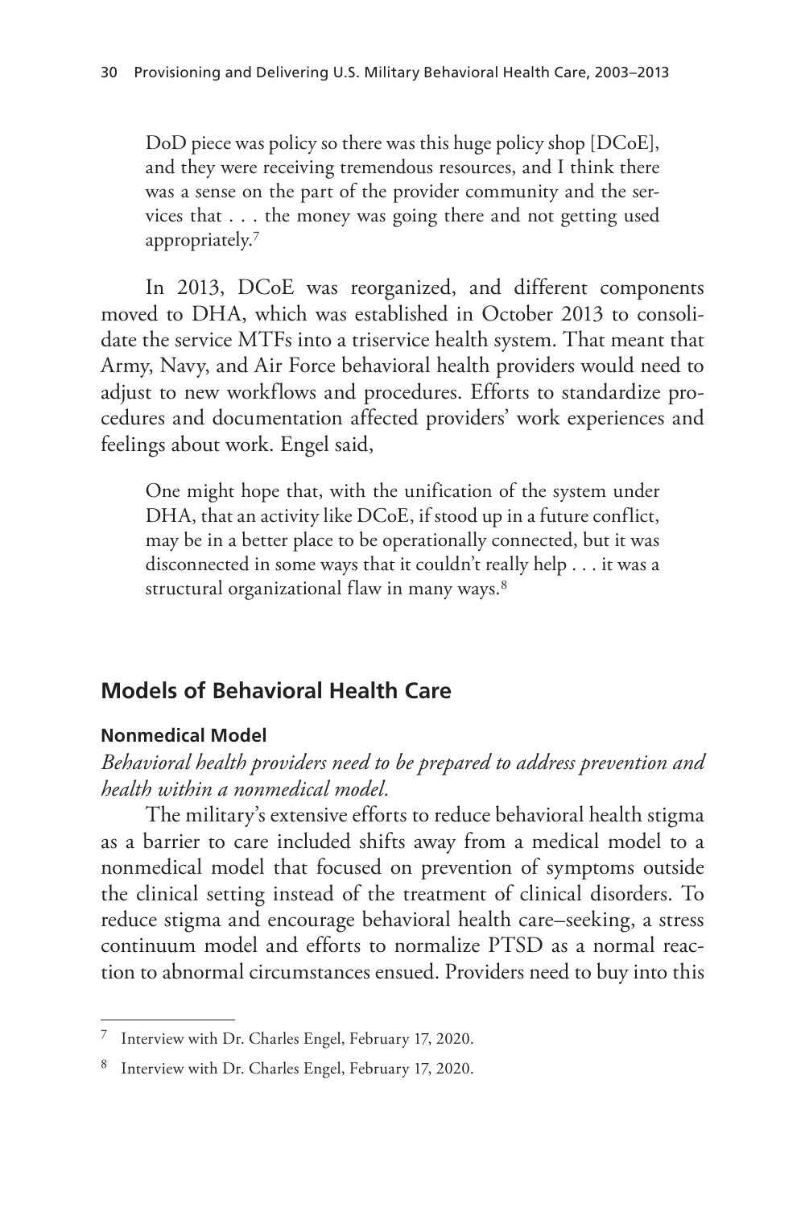> DoD piece was policy so there was this huge policy shop [DCoE], and they were receiving tremendous resources, and I think there was a sense on the part of the provider community and the services that . . . the money was going there and not getting used appropriately.[7]

In 2013, DCoE was reorganized, and different components moved to DHA, which was established in October 2013 to consolidate the service MTFs into a triservice health system. That meant that Army, Navy, and Air Force behavioral health providers would need to adjust to new workflows and procedures. Efforts to standardize procedures and documentation affected providers' work experiences and feelings about work. Engel said,

> One might hope that, with the unification of the system under DHA, that an activity like DCoE, if stood up in a future conflict, may be in a better place to be operationally connected, but it was disconnected in some ways that it couldn't really help . . . it was a structural organizational flaw in many ways.[8]

## Models of Behavioral Health Care

### Nonmedical Model

*Behavioral health providers need to be prepared to address prevention and health within a nonmedical model.*

The military's extensive efforts to reduce behavioral health stigma as a barrier to care included shifts away from a medical model to a nonmedical model that focused on prevention of symptoms outside the clinical setting instead of the treatment of clinical disorders. To reduce stigma and encourage behavioral health care–seeking, a stress continuum model and efforts to normalize PTSD as a normal reaction to abnormal circumstances ensued. Providers need to buy into this

---

[7] Interview with Dr. Charles Engel, February 17, 2020.

[8] Interview with Dr. Charles Engel, February 17, 2020.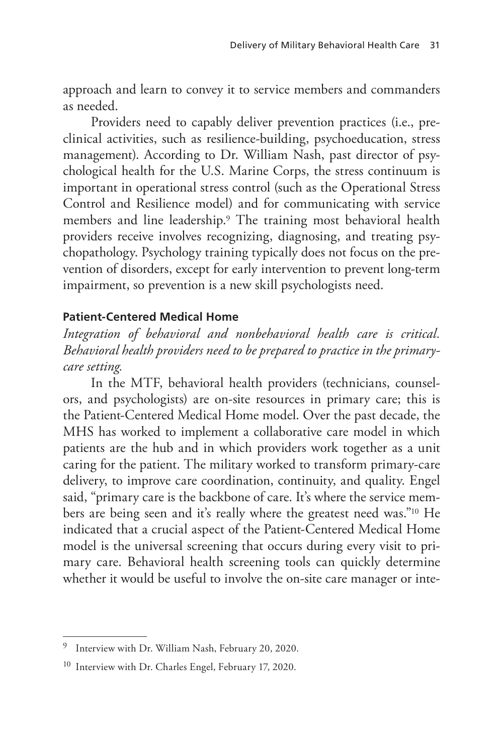approach and learn to convey it to service members and commanders as needed.

Providers need to capably deliver prevention practices (i.e., preclinical activities, such as resilience-building, psychoeducation, stress management). According to Dr. William Nash, past director of psychological health for the U.S. Marine Corps, the stress continuum is important in operational stress control (such as the Operational Stress Control and Resilience model) and for communicating with service members and line leadership.[9] The training most behavioral health providers receive involves recognizing, diagnosing, and treating psychopathology. Psychology training typically does not focus on the prevention of disorders, except for early intervention to prevent long-term impairment, so prevention is a new skill psychologists need.

#### Patient-Centered Medical Home

*Integration of behavioral and nonbehavioral health care is critical. Behavioral health providers need to be prepared to practice in the primary-care setting.*

In the MTF, behavioral health providers (technicians, counselors, and psychologists) are on-site resources in primary care; this is the Patient-Centered Medical Home model. Over the past decade, the MHS has worked to implement a collaborative care model in which patients are the hub and in which providers work together as a unit caring for the patient. The military worked to transform primary-care delivery, to improve care coordination, continuity, and quality. Engel said, "primary care is the backbone of care. It's where the service members are being seen and it's really where the greatest need was."[10] He indicated that a crucial aspect of the Patient-Centered Medical Home model is the universal screening that occurs during every visit to primary care. Behavioral health screening tools can quickly determine whether it would be useful to involve the on-site care manager or inte-

---

[9] Interview with Dr. William Nash, February 20, 2020.

[10] Interview with Dr. Charles Engel, February 17, 2020.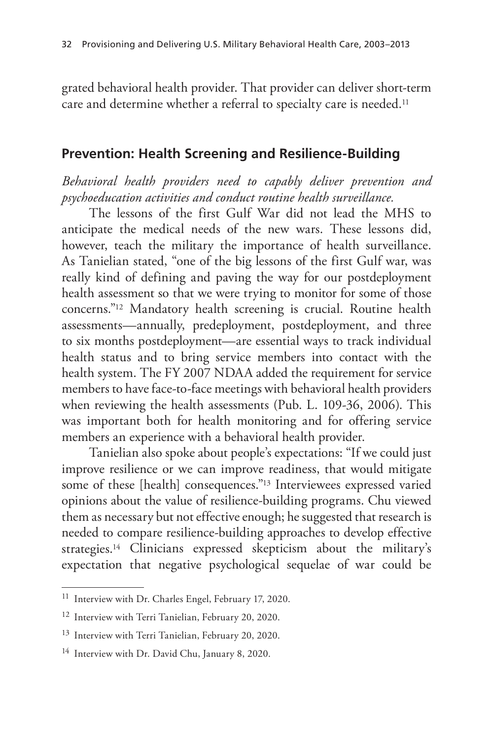grated behavioral health provider. That provider can deliver short-term care and determine whether a referral to specialty care is needed.[11]

## Prevention: Health Screening and Resilience-Building

*Behavioral health providers need to capably deliver prevention and psychoeducation activities and conduct routine health surveillance.*

The lessons of the first Gulf War did not lead the MHS to anticipate the medical needs of the new wars. These lessons did, however, teach the military the importance of health surveillance. As Tanielian stated, "one of the big lessons of the first Gulf war, was really kind of defining and paving the way for our postdeployment health assessment so that we were trying to monitor for some of those concerns."[12] Mandatory health screening is crucial. Routine health assessments—annually, predeployment, postdeployment, and three to six months postdeployment—are essential ways to track individual health status and to bring service members into contact with the health system. The FY 2007 NDAA added the requirement for service members to have face-to-face meetings with behavioral health providers when reviewing the health assessments (Pub. L. 109-36, 2006). This was important both for health monitoring and for offering service members an experience with a behavioral health provider.

Tanielian also spoke about people's expectations: "If we could just improve resilience or we can improve readiness, that would mitigate some of these [health] consequences."[13] Interviewees expressed varied opinions about the value of resilience-building programs. Chu viewed them as necessary but not effective enough; he suggested that research is needed to compare resilience-building approaches to develop effective strategies.[14] Clinicians expressed skepticism about the military's expectation that negative psychological sequelae of war could be

---

[11] Interview with Dr. Charles Engel, February 17, 2020.

[12] Interview with Terri Tanielian, February 20, 2020.

[13] Interview with Terri Tanielian, February 20, 2020.

[14] Interview with Dr. David Chu, January 8, 2020.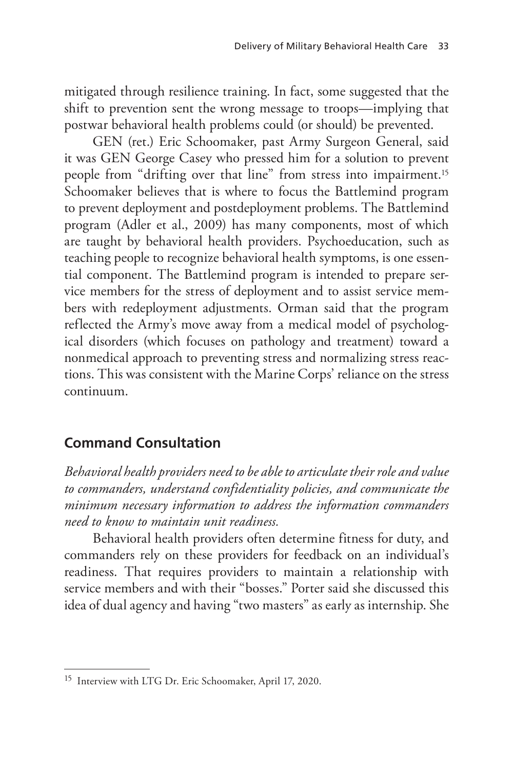mitigated through resilience training. In fact, some suggested that the shift to prevention sent the wrong message to troops—implying that postwar behavioral health problems could (or should) be prevented.

GEN (ret.) Eric Schoomaker, past Army Surgeon General, said it was GEN George Casey who pressed him for a solution to prevent people from "drifting over that line" from stress into impairment.[15] Schoomaker believes that is where to focus the Battlemind program to prevent deployment and postdeployment problems. The Battlemind program (Adler et al., 2009) has many components, most of which are taught by behavioral health providers. Psychoeducation, such as teaching people to recognize behavioral health symptoms, is one essential component. The Battlemind program is intended to prepare service members for the stress of deployment and to assist service members with redeployment adjustments. Orman said that the program reflected the Army's move away from a medical model of psychological disorders (which focuses on pathology and treatment) toward a nonmedical approach to preventing stress and normalizing stress reactions. This was consistent with the Marine Corps' reliance on the stress continuum.

## Command Consultation

*Behavioral health providers need to be able to articulate their role and value to commanders, understand confidentiality policies, and communicate the minimum necessary information to address the information commanders need to know to maintain unit readiness.*

Behavioral health providers often determine fitness for duty, and commanders rely on these providers for feedback on an individual's readiness. That requires providers to maintain a relationship with service members and with their "bosses." Porter said she discussed this idea of dual agency and having "two masters" as early as internship. She

[15] Interview with LTG Dr. Eric Schoomaker, April 17, 2020.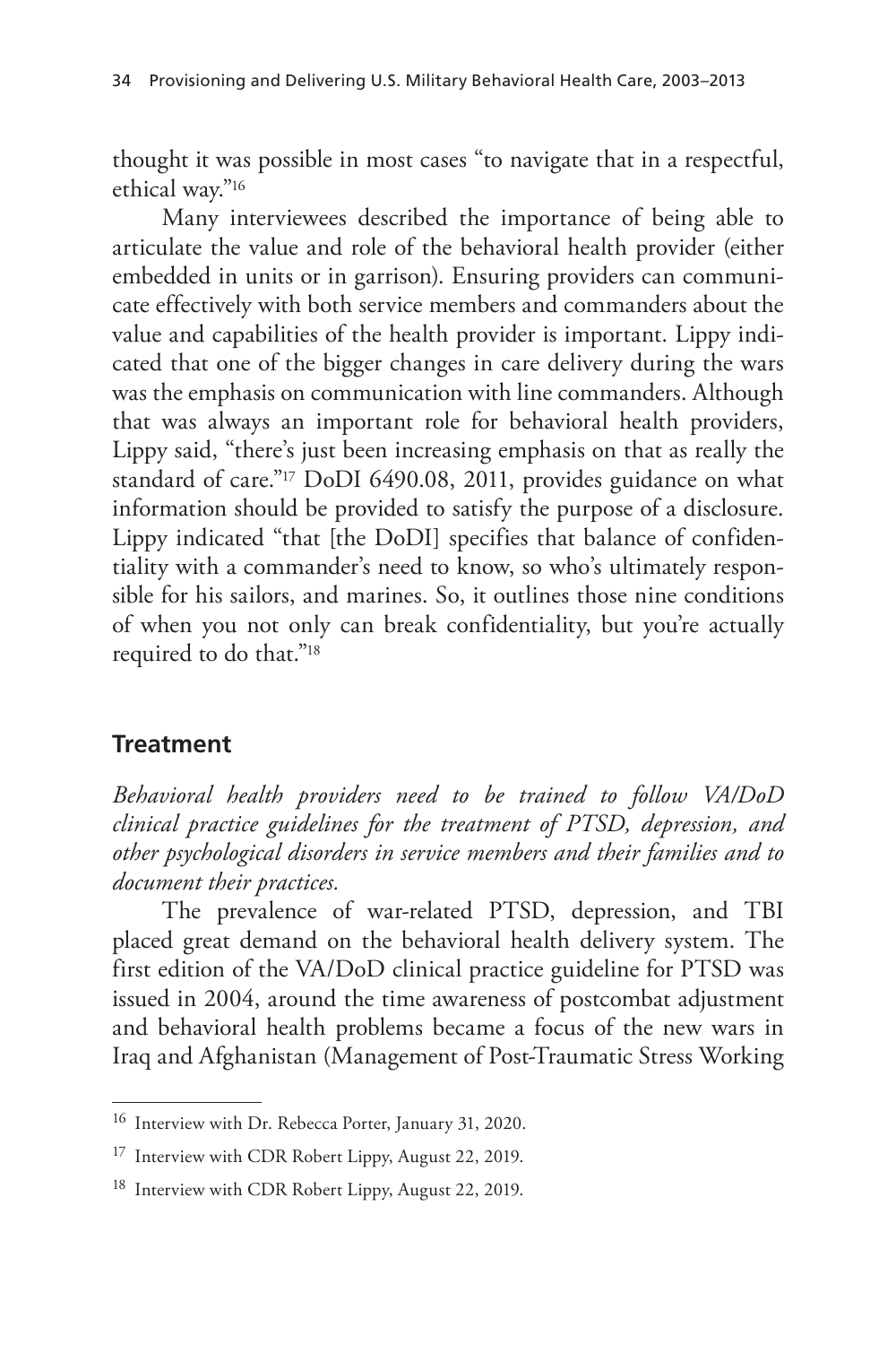thought it was possible in most cases "to navigate that in a respectful, ethical way."[16]

Many interviewees described the importance of being able to articulate the value and role of the behavioral health provider (either embedded in units or in garrison). Ensuring providers can communicate effectively with both service members and commanders about the value and capabilities of the health provider is important. Lippy indicated that one of the bigger changes in care delivery during the wars was the emphasis on communication with line commanders. Although that was always an important role for behavioral health providers, Lippy said, "there's just been increasing emphasis on that as really the standard of care."[17] DoDI 6490.08, 2011, provides guidance on what information should be provided to satisfy the purpose of a disclosure. Lippy indicated "that [the DoDI] specifies that balance of confidentiality with a commander's need to know, so who's ultimately responsible for his sailors, and marines. So, it outlines those nine conditions of when you not only can break confidentiality, but you're actually required to do that."[18]

## Treatment

*Behavioral health providers need to be trained to follow VA/DoD clinical practice guidelines for the treatment of PTSD, depression, and other psychological disorders in service members and their families and to document their practices.*

The prevalence of war-related PTSD, depression, and TBI placed great demand on the behavioral health delivery system. The first edition of the VA/DoD clinical practice guideline for PTSD was issued in 2004, around the time awareness of postcombat adjustment and behavioral health problems became a focus of the new wars in Iraq and Afghanistan (Management of Post-Traumatic Stress Working

[16] Interview with Dr. Rebecca Porter, January 31, 2020.

[17] Interview with CDR Robert Lippy, August 22, 2019.

[18] Interview with CDR Robert Lippy, August 22, 2019.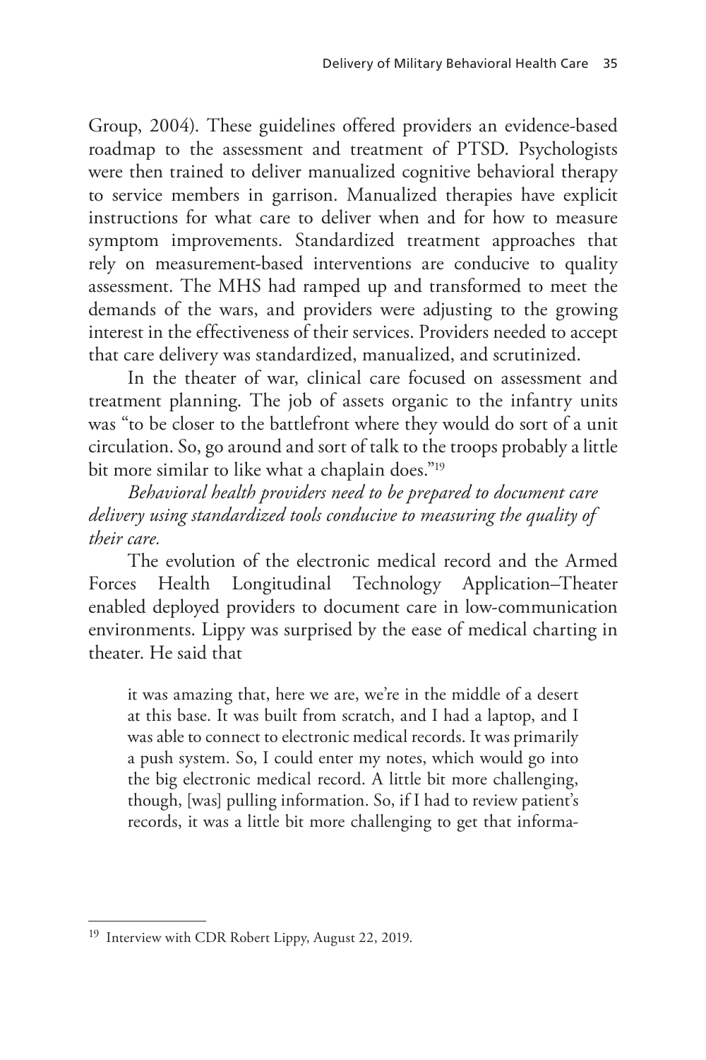Group, 2004). These guidelines offered providers an evidence-based roadmap to the assessment and treatment of PTSD. Psychologists were then trained to deliver manualized cognitive behavioral therapy to service members in garrison. Manualized therapies have explicit instructions for what care to deliver when and for how to measure symptom improvements. Standardized treatment approaches that rely on measurement-based interventions are conducive to quality assessment. The MHS had ramped up and transformed to meet the demands of the wars, and providers were adjusting to the growing interest in the effectiveness of their services. Providers needed to accept that care delivery was standardized, manualized, and scrutinized.

In the theater of war, clinical care focused on assessment and treatment planning. The job of assets organic to the infantry units was "to be closer to the battlefront where they would do sort of a unit circulation. So, go around and sort of talk to the troops probably a little bit more similar to like what a chaplain does."[19]

*Behavioral health providers need to be prepared to document care delivery using standardized tools conducive to measuring the quality of their care.*

The evolution of the electronic medical record and the Armed Forces Health Longitudinal Technology Application–Theater enabled deployed providers to document care in low-communication environments. Lippy was surprised by the ease of medical charting in theater. He said that

> it was amazing that, here we are, we're in the middle of a desert at this base. It was built from scratch, and I had a laptop, and I was able to connect to electronic medical records. It was primarily a push system. So, I could enter my notes, which would go into the big electronic medical record. A little bit more challenging, though, [was] pulling information. So, if I had to review patient's records, it was a little bit more challenging to get that informa-

---

[19] Interview with CDR Robert Lippy, August 22, 2019.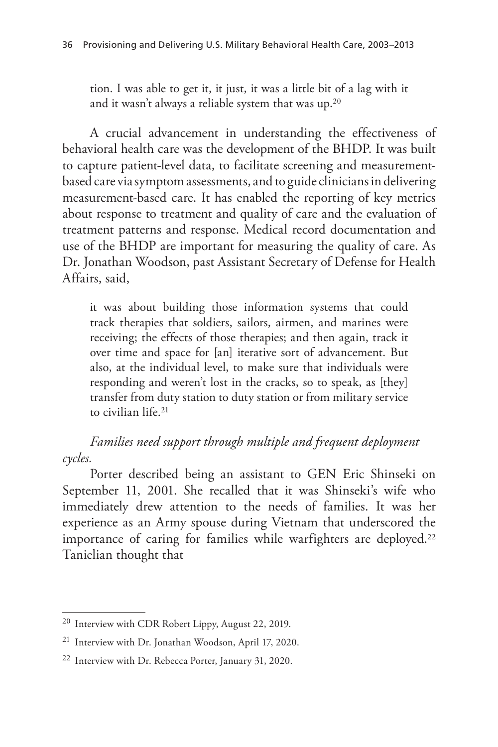> tion. I was able to get it, it just, it was a little bit of a lag with it and it wasn't always a reliable system that was up.[20]

A crucial advancement in understanding the effectiveness of behavioral health care was the development of the BHDP. It was built to capture patient-level data, to facilitate screening and measurement-based care via symptom assessments, and to guide clinicians in delivering measurement-based care. It has enabled the reporting of key metrics about response to treatment and quality of care and the evaluation of treatment patterns and response. Medical record documentation and use of the BHDP are important for measuring the quality of care. As Dr. Jonathan Woodson, past Assistant Secretary of Defense for Health Affairs, said,

> it was about building those information systems that could track therapies that soldiers, sailors, airmen, and marines were receiving; the effects of those therapies; and then again, track it over time and space for [an] iterative sort of advancement. But also, at the individual level, to make sure that individuals were responding and weren't lost in the cracks, so to speak, as [they] transfer from duty station to duty station or from military service to civilian life.[21]

*Families need support through multiple and frequent deployment cycles.*

Porter described being an assistant to GEN Eric Shinseki on September 11, 2001. She recalled that it was Shinseki's wife who immediately drew attention to the needs of families. It was her experience as an Army spouse during Vietnam that underscored the importance of caring for families while warfighters are deployed.[22] Tanielian thought that

---

[20] Interview with CDR Robert Lippy, August 22, 2019.

[21] Interview with Dr. Jonathan Woodson, April 17, 2020.

[22] Interview with Dr. Rebecca Porter, January 31, 2020.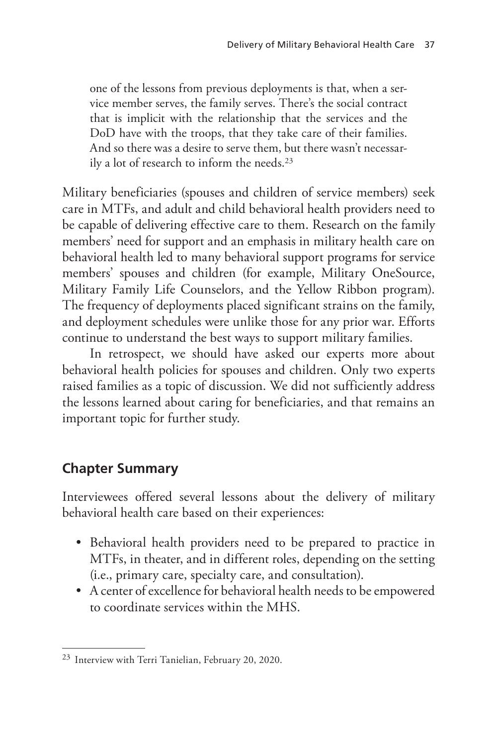> one of the lessons from previous deployments is that, when a service member serves, the family serves. There's the social contract that is implicit with the relationship that the services and the DoD have with the troops, that they take care of their families. And so there was a desire to serve them, but there wasn't necessarily a lot of research to inform the needs.[23]

Military beneficiaries (spouses and children of service members) seek care in MTFs, and adult and child behavioral health providers need to be capable of delivering effective care to them. Research on the family members' need for support and an emphasis in military health care on behavioral health led to many behavioral support programs for service members' spouses and children (for example, Military OneSource, Military Family Life Counselors, and the Yellow Ribbon program). The frequency of deployments placed significant strains on the family, and deployment schedules were unlike those for any prior war. Efforts continue to understand the best ways to support military families.

In retrospect, we should have asked our experts more about behavioral health policies for spouses and children. Only two experts raised families as a topic of discussion. We did not sufficiently address the lessons learned about caring for beneficiaries, and that remains an important topic for further study.

## Chapter Summary

Interviewees offered several lessons about the delivery of military behavioral health care based on their experiences:

- Behavioral health providers need to be prepared to practice in MTFs, in theater, and in different roles, depending on the setting (i.e., primary care, specialty care, and consultation).
- A center of excellence for behavioral health needs to be empowered to coordinate services within the MHS.

---

[23] Interview with Terri Tanielian, February 20, 2020.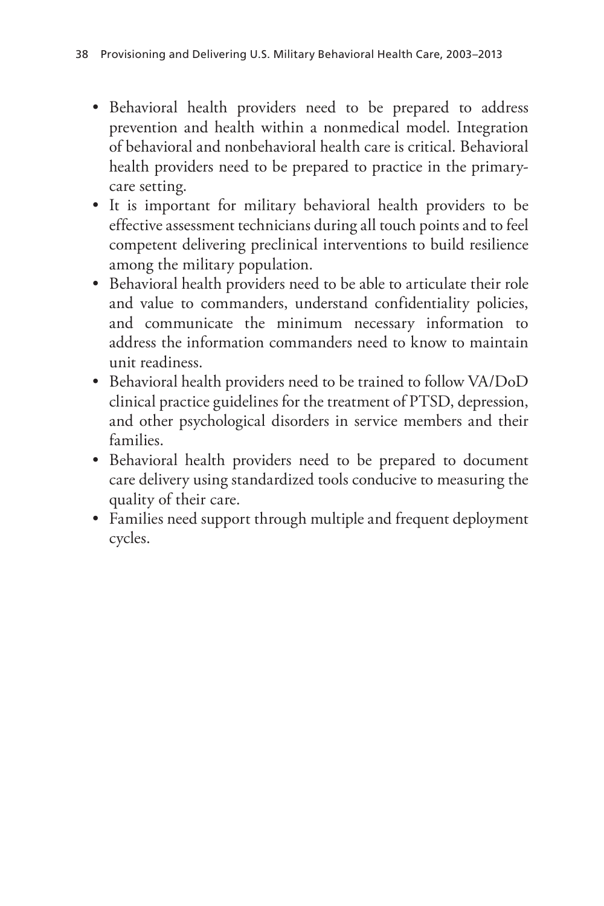- Behavioral health providers need to be prepared to address prevention and health within a nonmedical model. Integration of behavioral and nonbehavioral health care is critical. Behavioral health providers need to be prepared to practice in the primary-care setting.
- It is important for military behavioral health providers to be effective assessment technicians during all touch points and to feel competent delivering preclinical interventions to build resilience among the military population.
- Behavioral health providers need to be able to articulate their role and value to commanders, understand confidentiality policies, and communicate the minimum necessary information to address the information commanders need to know to maintain unit readiness.
- Behavioral health providers need to be trained to follow VA/DoD clinical practice guidelines for the treatment of PTSD, depression, and other psychological disorders in service members and their families.
- Behavioral health providers need to be prepared to document care delivery using standardized tools conducive to measuring the quality of their care.
- Families need support through multiple and frequent deployment cycles.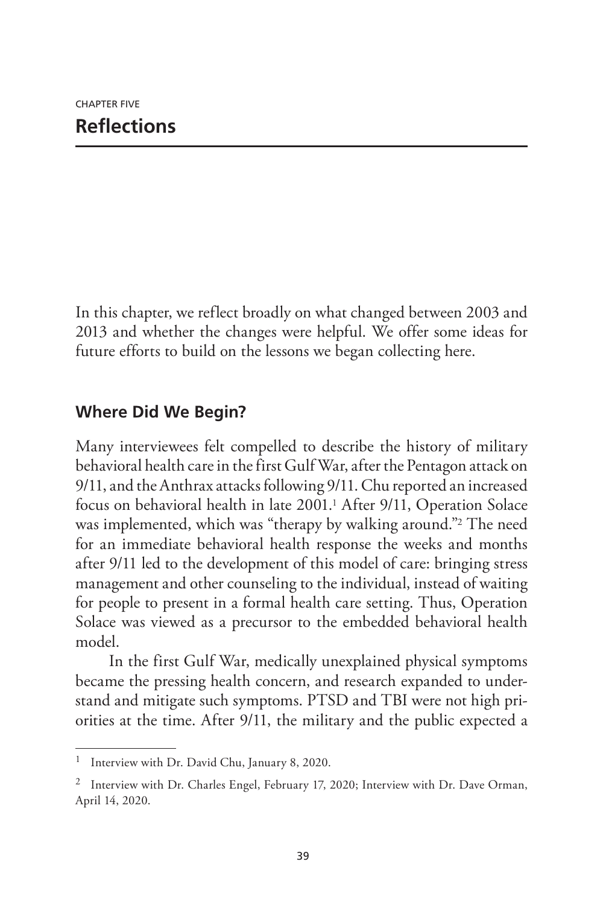CHAPTER FIVE

# Reflections

In this chapter, we reflect broadly on what changed between 2003 and 2013 and whether the changes were helpful. We offer some ideas for future efforts to build on the lessons we began collecting here.

## Where Did We Begin?

Many interviewees felt compelled to describe the history of military behavioral health care in the first Gulf War, after the Pentagon attack on 9/11, and the Anthrax attacks following 9/11. Chu reported an increased focus on behavioral health in late 2001.[1] After 9/11, Operation Solace was implemented, which was "therapy by walking around."[2] The need for an immediate behavioral health response the weeks and months after 9/11 led to the development of this model of care: bringing stress management and other counseling to the individual, instead of waiting for people to present in a formal health care setting. Thus, Operation Solace was viewed as a precursor to the embedded behavioral health model.

In the first Gulf War, medically unexplained physical symptoms became the pressing health concern, and research expanded to understand and mitigate such symptoms. PTSD and TBI were not high priorities at the time. After 9/11, the military and the public expected a

[1] Interview with Dr. David Chu, January 8, 2020.

[2] Interview with Dr. Charles Engel, February 17, 2020; Interview with Dr. Dave Orman, April 14, 2020.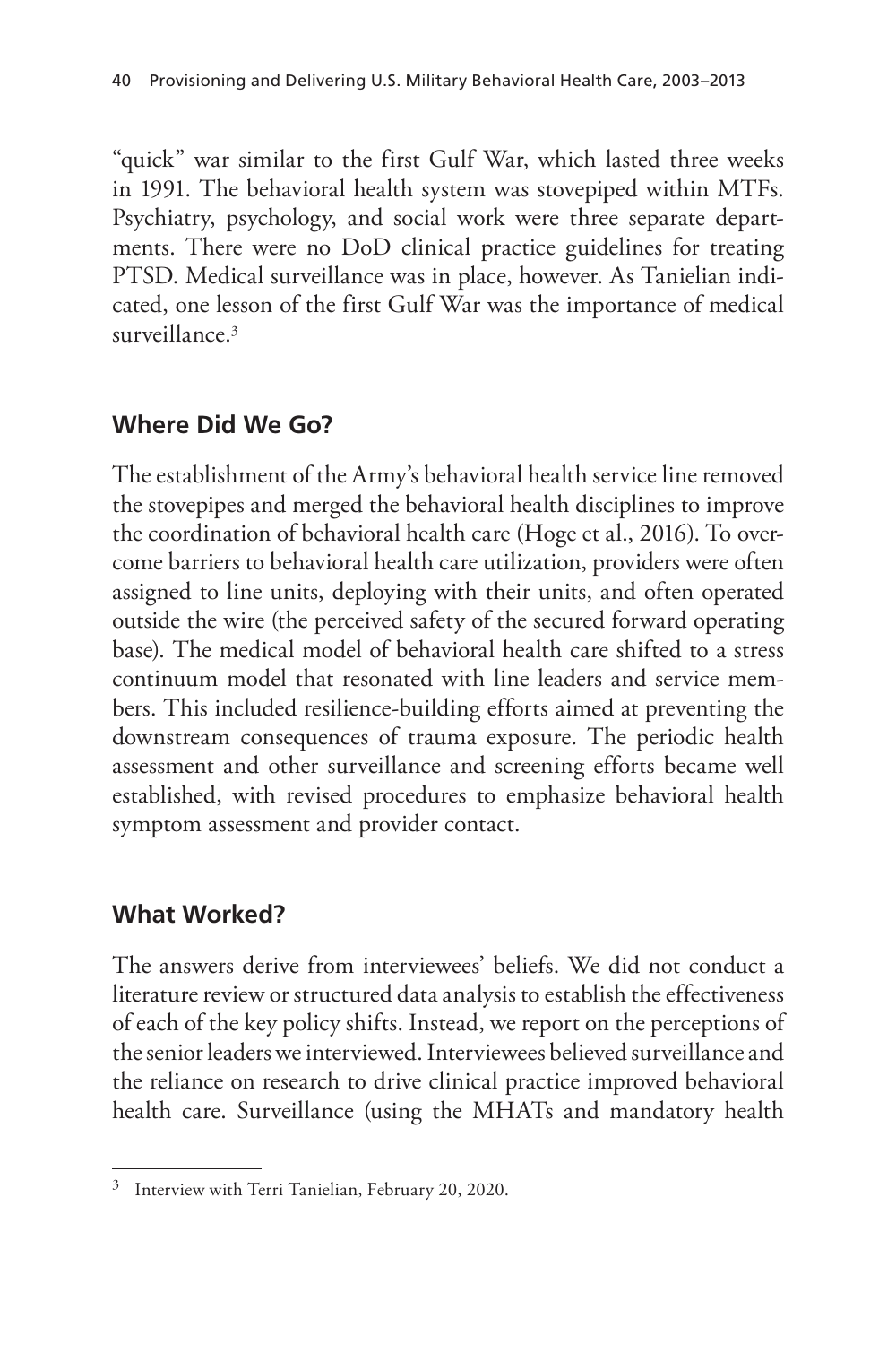"quick" war similar to the first Gulf War, which lasted three weeks in 1991. The behavioral health system was stovepiped within MTFs. Psychiatry, psychology, and social work were three separate departments. There were no DoD clinical practice guidelines for treating PTSD. Medical surveillance was in place, however. As Tanielian indicated, one lesson of the first Gulf War was the importance of medical surveillance.[3]

## Where Did We Go?

The establishment of the Army's behavioral health service line removed the stovepipes and merged the behavioral health disciplines to improve the coordination of behavioral health care (Hoge et al., 2016). To overcome barriers to behavioral health care utilization, providers were often assigned to line units, deploying with their units, and often operated outside the wire (the perceived safety of the secured forward operating base). The medical model of behavioral health care shifted to a stress continuum model that resonated with line leaders and service members. This included resilience-building efforts aimed at preventing the downstream consequences of trauma exposure. The periodic health assessment and other surveillance and screening efforts became well established, with revised procedures to emphasize behavioral health symptom assessment and provider contact.

## What Worked?

The answers derive from interviewees' beliefs. We did not conduct a literature review or structured data analysis to establish the effectiveness of each of the key policy shifts. Instead, we report on the perceptions of the senior leaders we interviewed. Interviewees believed surveillance and the reliance on research to drive clinical practice improved behavioral health care. Surveillance (using the MHATs and mandatory health

---

[3] Interview with Terri Tanielian, February 20, 2020.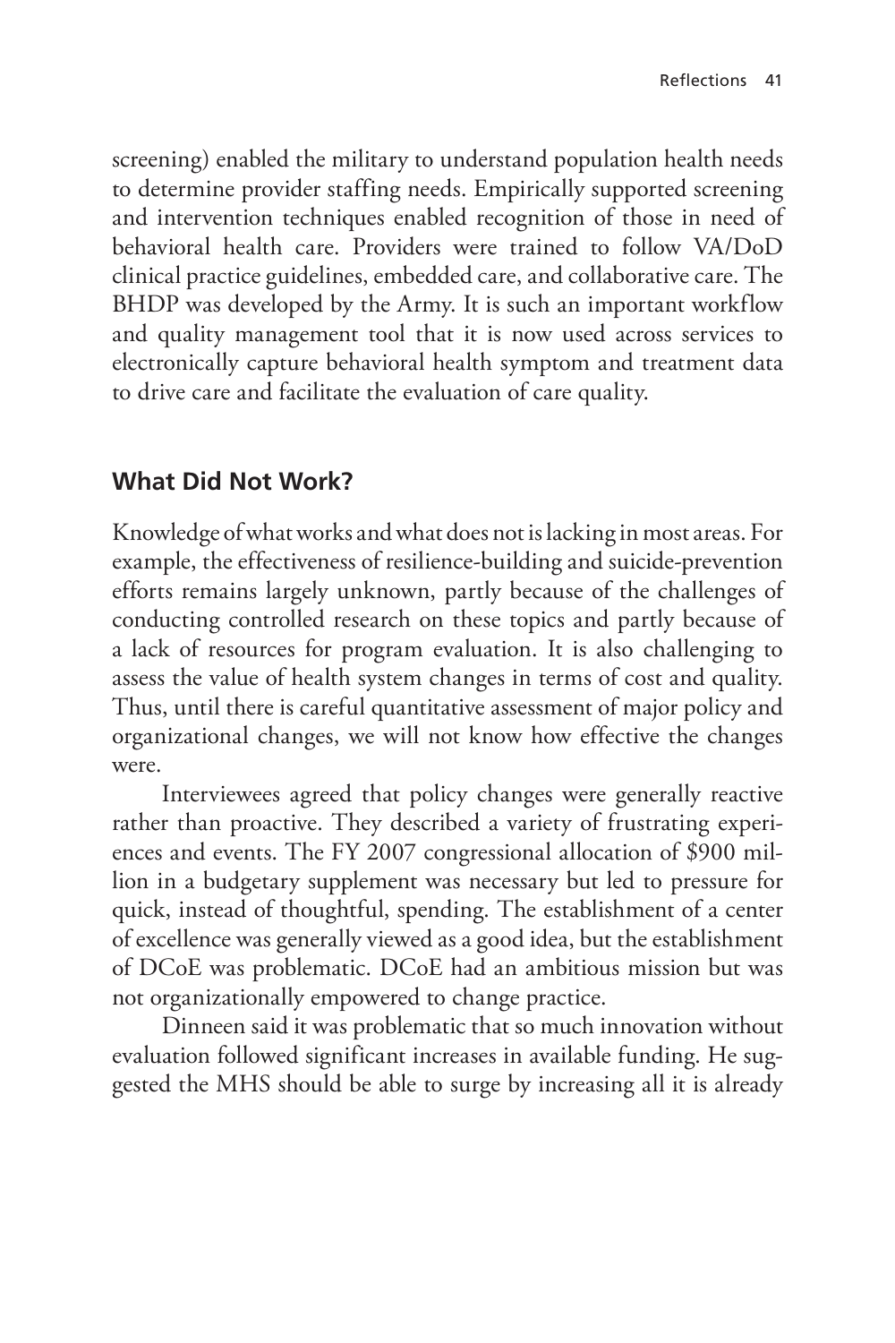screening) enabled the military to understand population health needs to determine provider staffing needs. Empirically supported screening and intervention techniques enabled recognition of those in need of behavioral health care. Providers were trained to follow VA/DoD clinical practice guidelines, embedded care, and collaborative care. The BHDP was developed by the Army. It is such an important workflow and quality management tool that it is now used across services to electronically capture behavioral health symptom and treatment data to drive care and facilitate the evaluation of care quality.

## What Did Not Work?

Knowledge of what works and what does not is lacking in most areas. For example, the effectiveness of resilience-building and suicide-prevention efforts remains largely unknown, partly because of the challenges of conducting controlled research on these topics and partly because of a lack of resources for program evaluation. It is also challenging to assess the value of health system changes in terms of cost and quality. Thus, until there is careful quantitative assessment of major policy and organizational changes, we will not know how effective the changes were.

Interviewees agreed that policy changes were generally reactive rather than proactive. They described a variety of frustrating experiences and events. The FY 2007 congressional allocation of $900 million in a budgetary supplement was necessary but led to pressure for quick, instead of thoughtful, spending. The establishment of a center of excellence was generally viewed as a good idea, but the establishment of DCoE was problematic. DCoE had an ambitious mission but was not organizationally empowered to change practice.

Dinneen said it was problematic that so much innovation without evaluation followed significant increases in available funding. He suggested the MHS should be able to surge by increasing all it is already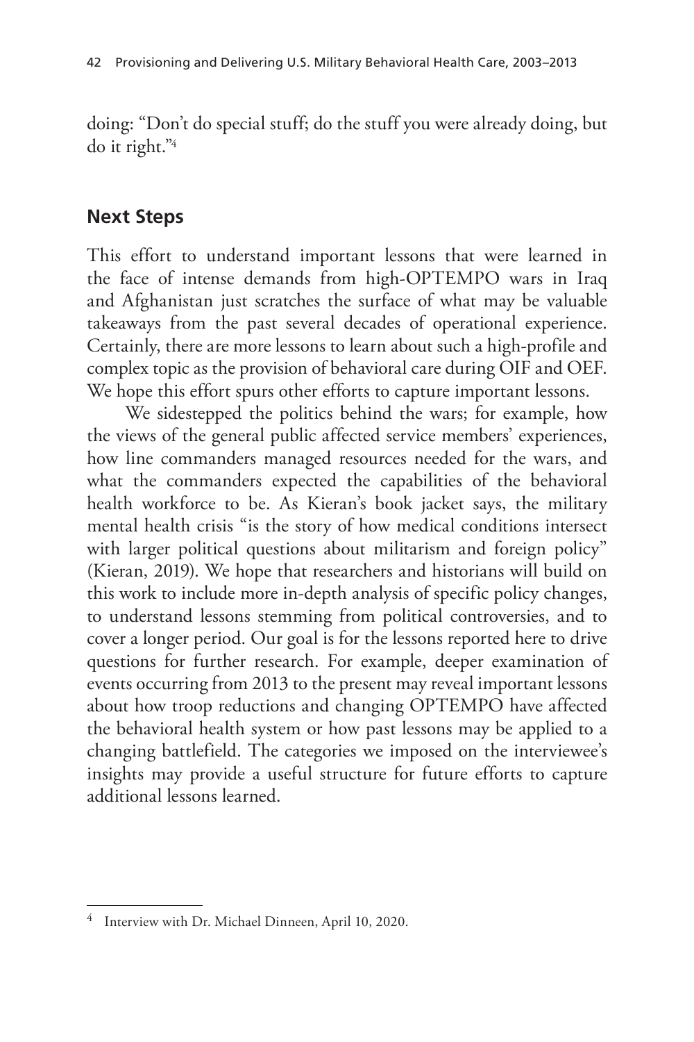doing: "Don't do special stuff; do the stuff you were already doing, but do it right."[4]

## Next Steps

This effort to understand important lessons that were learned in the face of intense demands from high-OPTEMPO wars in Iraq and Afghanistan just scratches the surface of what may be valuable takeaways from the past several decades of operational experience. Certainly, there are more lessons to learn about such a high-profile and complex topic as the provision of behavioral care during OIF and OEF. We hope this effort spurs other efforts to capture important lessons.

We sidestepped the politics behind the wars; for example, how the views of the general public affected service members' experiences, how line commanders managed resources needed for the wars, and what the commanders expected the capabilities of the behavioral health workforce to be. As Kieran's book jacket says, the military mental health crisis "is the story of how medical conditions intersect with larger political questions about militarism and foreign policy" (Kieran, 2019). We hope that researchers and historians will build on this work to include more in-depth analysis of specific policy changes, to understand lessons stemming from political controversies, and to cover a longer period. Our goal is for the lessons reported here to drive questions for further research. For example, deeper examination of events occurring from 2013 to the present may reveal important lessons about how troop reductions and changing OPTEMPO have affected the behavioral health system or how past lessons may be applied to a changing battlefield. The categories we imposed on the interviewee's insights may provide a useful structure for future efforts to capture additional lessons learned.

---

[4] Interview with Dr. Michael Dinneen, April 10, 2020.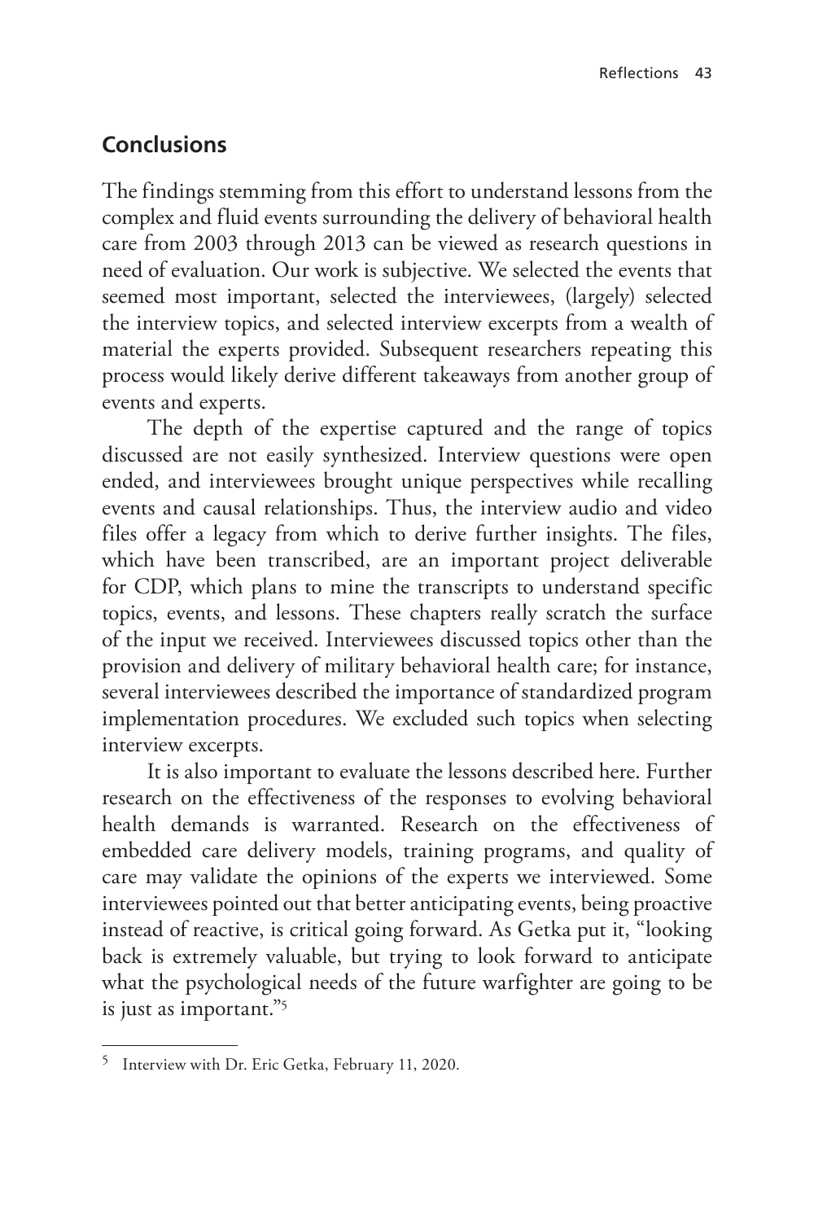## Conclusions

The findings stemming from this effort to understand lessons from the complex and fluid events surrounding the delivery of behavioral health care from 2003 through 2013 can be viewed as research questions in need of evaluation. Our work is subjective. We selected the events that seemed most important, selected the interviewees, (largely) selected the interview topics, and selected interview excerpts from a wealth of material the experts provided. Subsequent researchers repeating this process would likely derive different takeaways from another group of events and experts.

The depth of the expertise captured and the range of topics discussed are not easily synthesized. Interview questions were open ended, and interviewees brought unique perspectives while recalling events and causal relationships. Thus, the interview audio and video files offer a legacy from which to derive further insights. The files, which have been transcribed, are an important project deliverable for CDP, which plans to mine the transcripts to understand specific topics, events, and lessons. These chapters really scratch the surface of the input we received. Interviewees discussed topics other than the provision and delivery of military behavioral health care; for instance, several interviewees described the importance of standardized program implementation procedures. We excluded such topics when selecting interview excerpts.

It is also important to evaluate the lessons described here. Further research on the effectiveness of the responses to evolving behavioral health demands is warranted. Research on the effectiveness of embedded care delivery models, training programs, and quality of care may validate the opinions of the experts we interviewed. Some interviewees pointed out that better anticipating events, being proactive instead of reactive, is critical going forward. As Getka put it, "looking back is extremely valuable, but trying to look forward to anticipate what the psychological needs of the future warfighter are going to be is just as important."[5]

---

[5] Interview with Dr. Eric Getka, February 11, 2020.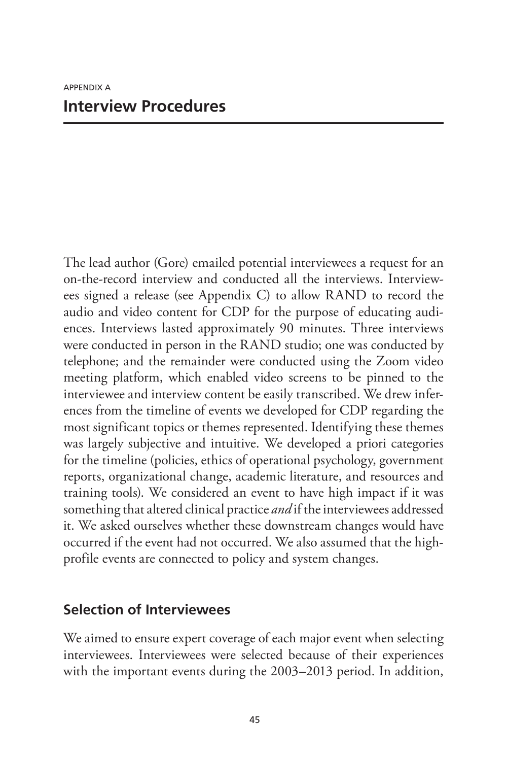APPENDIX A

# Interview Procedures

The lead author (Gore) emailed potential interviewees a request for an on-the-record interview and conducted all the interviews. Interviewees signed a release (see Appendix C) to allow RAND to record the audio and video content for CDP for the purpose of educating audiences. Interviews lasted approximately 90 minutes. Three interviews were conducted in person in the RAND studio; one was conducted by telephone; and the remainder were conducted using the Zoom video meeting platform, which enabled video screens to be pinned to the interviewee and interview content be easily transcribed. We drew inferences from the timeline of events we developed for CDP regarding the most significant topics or themes represented. Identifying these themes was largely subjective and intuitive. We developed a priori categories for the timeline (policies, ethics of operational psychology, government reports, organizational change, academic literature, and resources and training tools). We considered an event to have high impact if it was something that altered clinical practice *and* if the interviewees addressed it. We asked ourselves whether these downstream changes would have occurred if the event had not occurred. We also assumed that the high-profile events are connected to policy and system changes.

## Selection of Interviewees

We aimed to ensure expert coverage of each major event when selecting interviewees. Interviewees were selected because of their experiences with the important events during the 2003–2013 period. In addition,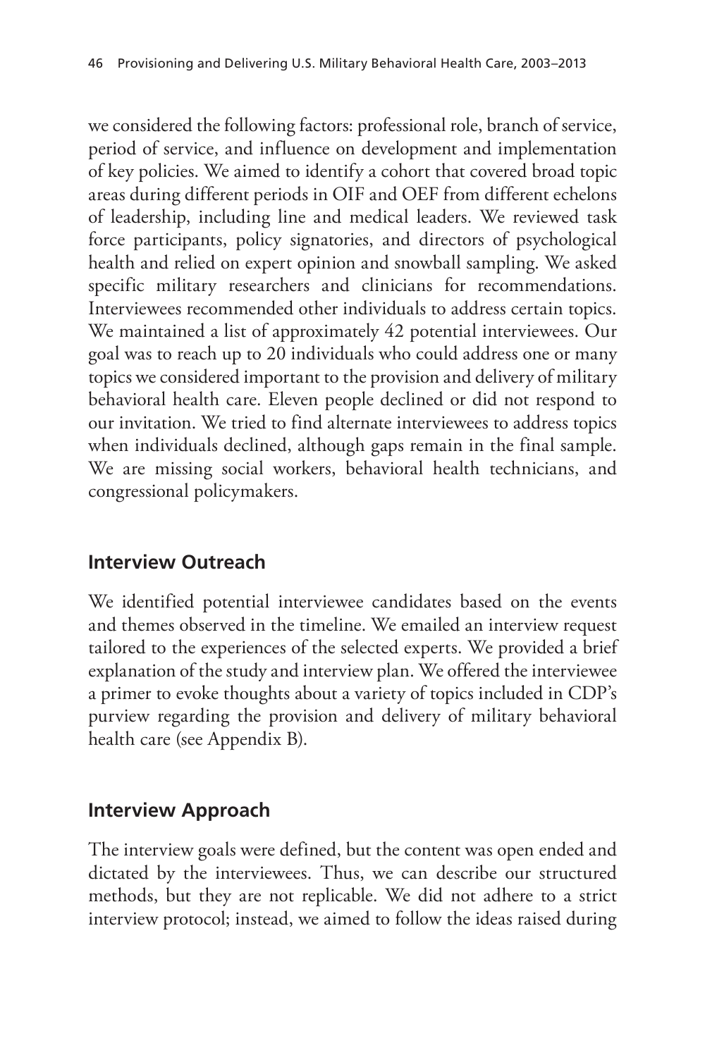we considered the following factors: professional role, branch of service, period of service, and influence on development and implementation of key policies. We aimed to identify a cohort that covered broad topic areas during different periods in OIF and OEF from different echelons of leadership, including line and medical leaders. We reviewed task force participants, policy signatories, and directors of psychological health and relied on expert opinion and snowball sampling. We asked specific military researchers and clinicians for recommendations. Interviewees recommended other individuals to address certain topics. We maintained a list of approximately 42 potential interviewees. Our goal was to reach up to 20 individuals who could address one or many topics we considered important to the provision and delivery of military behavioral health care. Eleven people declined or did not respond to our invitation. We tried to find alternate interviewees to address topics when individuals declined, although gaps remain in the final sample. We are missing social workers, behavioral health technicians, and congressional policymakers.

## Interview Outreach

We identified potential interviewee candidates based on the events and themes observed in the timeline. We emailed an interview request tailored to the experiences of the selected experts. We provided a brief explanation of the study and interview plan. We offered the interviewee a primer to evoke thoughts about a variety of topics included in CDP's purview regarding the provision and delivery of military behavioral health care (see Appendix B).

## Interview Approach

The interview goals were defined, but the content was open ended and dictated by the interviewees. Thus, we can describe our structured methods, but they are not replicable. We did not adhere to a strict interview protocol; instead, we aimed to follow the ideas raised during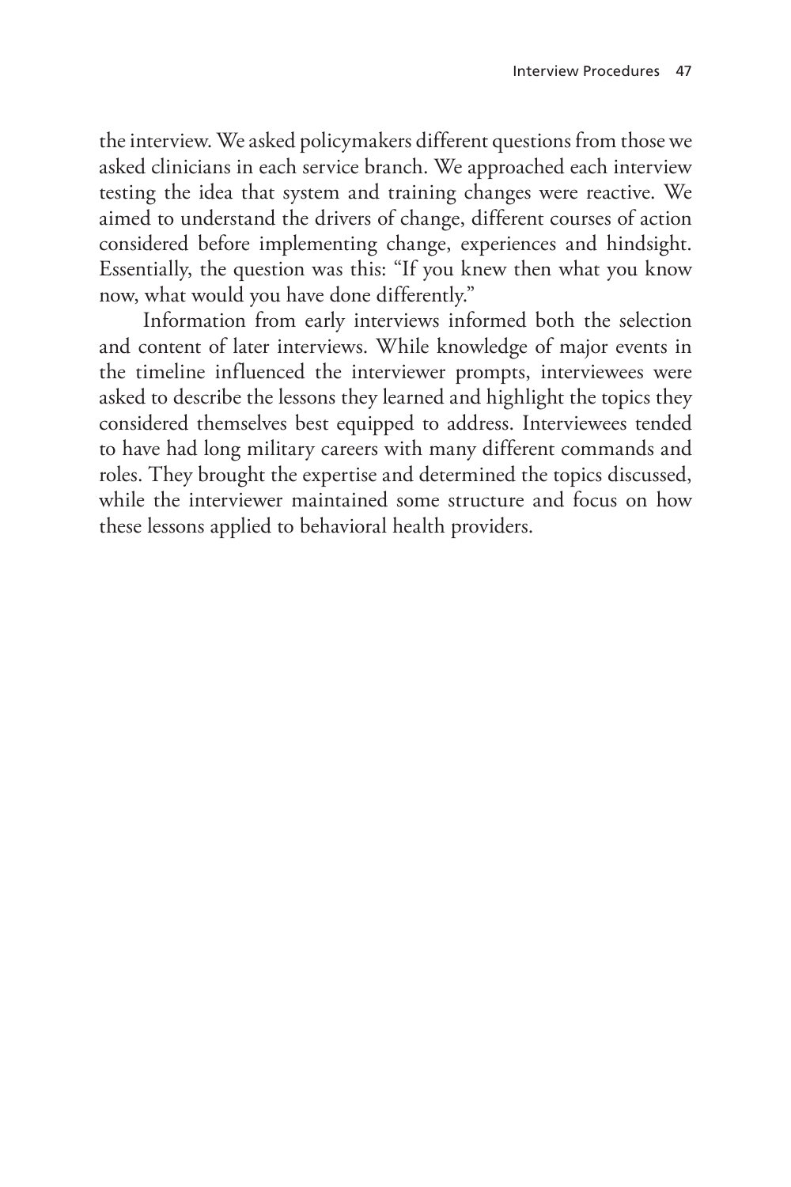the interview. We asked policymakers different questions from those we asked clinicians in each service branch. We approached each interview testing the idea that system and training changes were reactive. We aimed to understand the drivers of change, different courses of action considered before implementing change, experiences and hindsight. Essentially, the question was this: "If you knew then what you know now, what would you have done differently."

Information from early interviews informed both the selection and content of later interviews. While knowledge of major events in the timeline influenced the interviewer prompts, interviewees were asked to describe the lessons they learned and highlight the topics they considered themselves best equipped to address. Interviewees tended to have had long military careers with many different commands and roles. They brought the expertise and determined the topics discussed, while the interviewer maintained some structure and focus on how these lessons applied to behavioral health providers.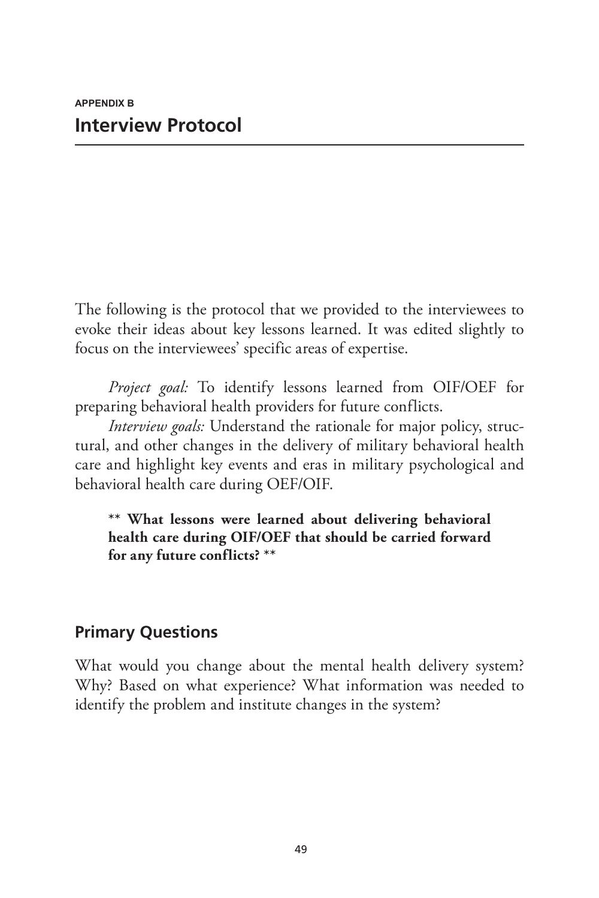APPENDIX B

# Interview Protocol

The following is the protocol that we provided to the interviewees to evoke their ideas about key lessons learned. It was edited slightly to focus on the interviewees' specific areas of expertise.

*Project goal:* To identify lessons learned from OIF/OEF for preparing behavioral health providers for future conflicts.

*Interview goals:* Understand the rationale for major policy, structural, and other changes in the delivery of military behavioral health care and highlight key events and eras in military psychological and behavioral health care during OEF/OIF.

> ** **What lessons were learned about delivering behavioral health care during OIF/OEF that should be carried forward for any future conflicts?** **

## Primary Questions

What would you change about the mental health delivery system? Why? Based on what experience? What information was needed to identify the problem and institute changes in the system?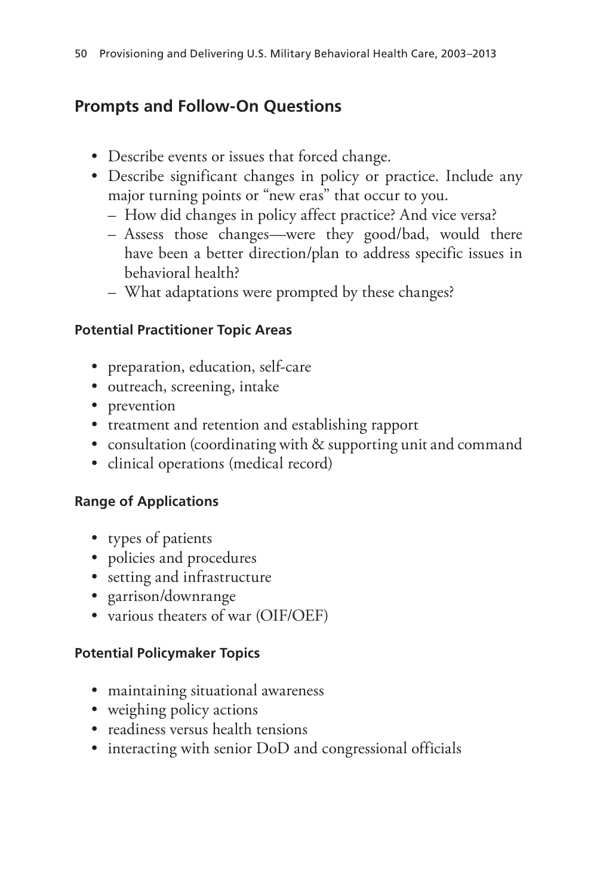## Prompts and Follow-On Questions

- Describe events or issues that forced change.
- Describe significant changes in policy or practice. Include any major turning points or "new eras" that occur to you.
  - How did changes in policy affect practice? And vice versa?
  - Assess those changes—were they good/bad, would there have been a better direction/plan to address specific issues in behavioral health?
  - What adaptations were prompted by these changes?

### Potential Practitioner Topic Areas

- preparation, education, self-care
- outreach, screening, intake
- prevention
- treatment and retention and establishing rapport
- consultation (coordinating with & supporting unit and command
- clinical operations (medical record)

### Range of Applications

- types of patients
- policies and procedures
- setting and infrastructure
- garrison/downrange
- various theaters of war (OIF/OEF)

### Potential Policymaker Topics

- maintaining situational awareness
- weighing policy actions
- readiness versus health tensions
- interacting with senior DoD and congressional officials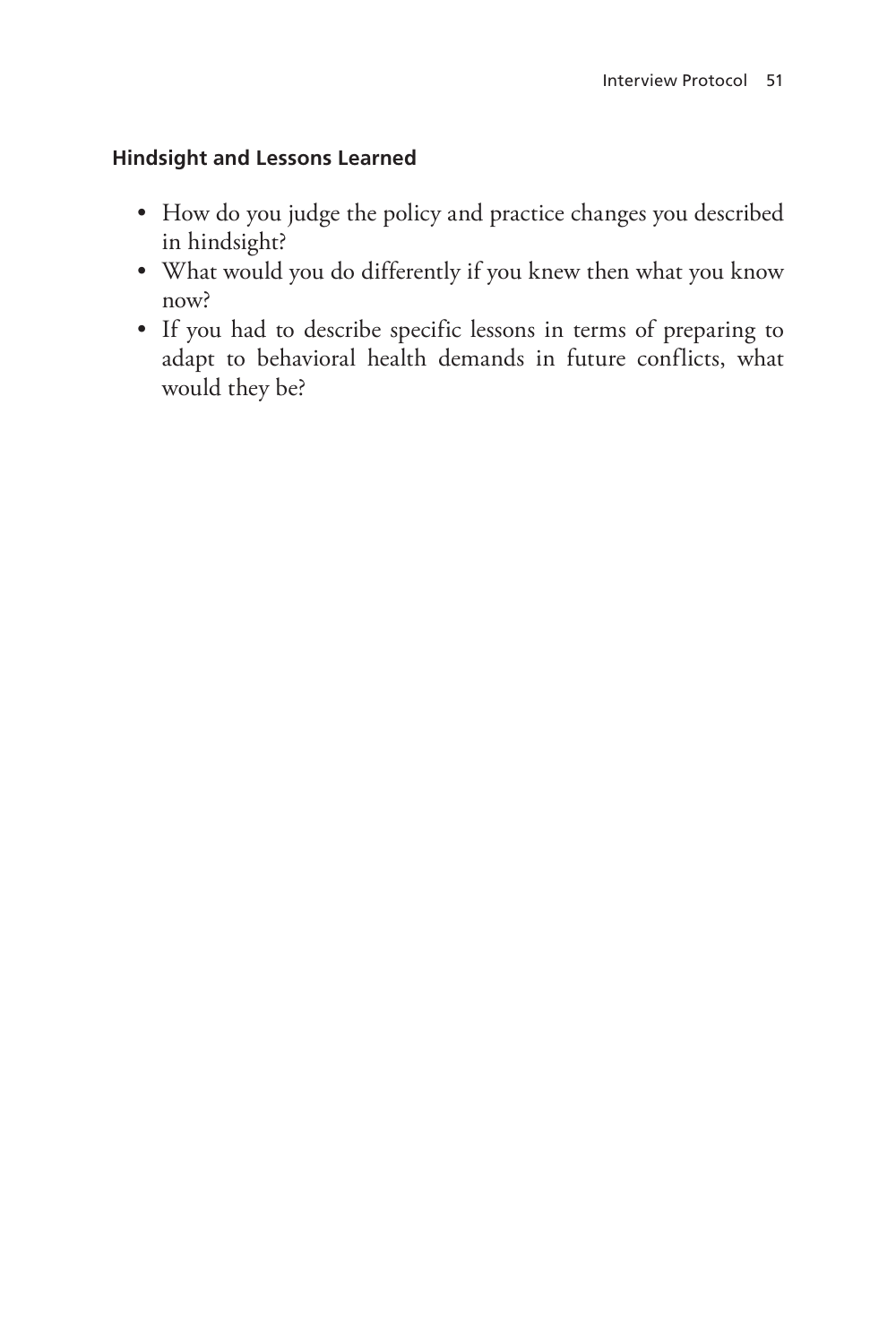### Hindsight and Lessons Learned

- How do you judge the policy and practice changes you described in hindsight?
- What would you do differently if you knew then what you know now?
- If you had to describe specific lessons in terms of preparing to adapt to behavioral health demands in future conflicts, what would they be?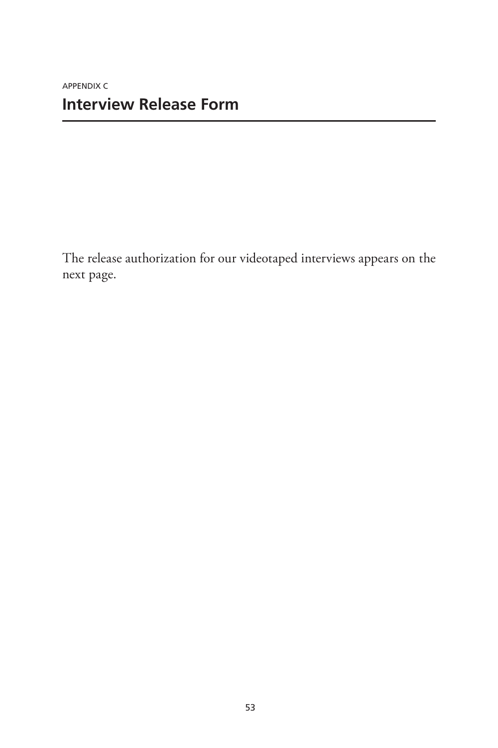APPENDIX C

# Interview Release Form

The release authorization for our videotaped interviews appears on the next page.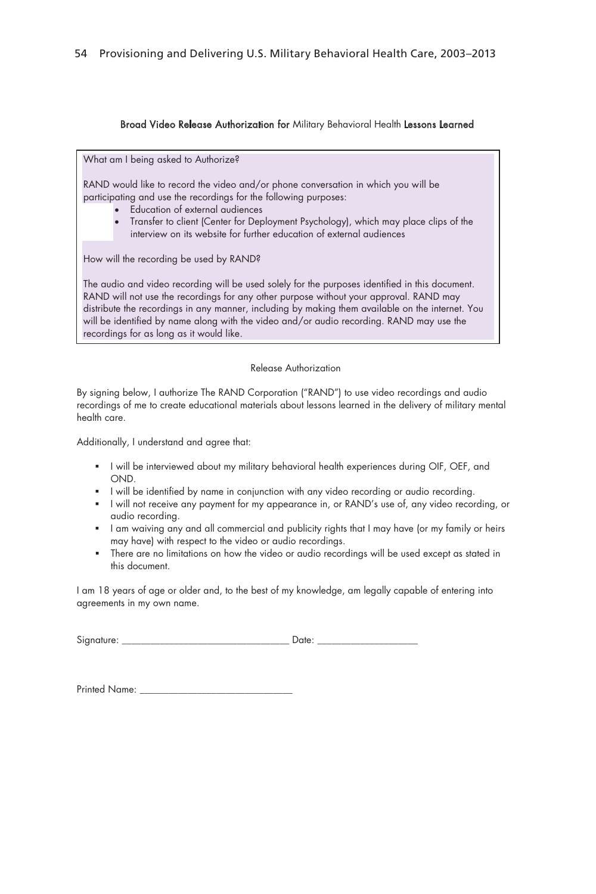**Broad Video Release Authorization for** Military Behavioral Health **Lessons Learned**

What am I being asked to Authorize?

RAND would like to record the video and/or phone conversation in which you will be participating and use the recordings for the following purposes:

- Education of external audiences
- Transfer to client (Center for Deployment Psychology), which may place clips of the interview on its website for further education of external audiences

How will the recording be used by RAND?

The audio and video recording will be used solely for the purposes identified in this document. RAND will not use the recordings for any other purpose without your approval. RAND may distribute the recordings in any manner, including by making them available on the internet. You will be identified by name along with the video and/or audio recording. RAND may use the recordings for as long as it would like.

Release Authorization

By signing below, I authorize The RAND Corporation ("RAND") to use video recordings and audio recordings of me to create educational materials about lessons learned in the delivery of military mental health care.

Additionally, I understand and agree that:

- I will be interviewed about my military behavioral health experiences during OIF, OEF, and OND.
- I will be identified by name in conjunction with any video recording or audio recording.
- I will not receive any payment for my appearance in, or RAND's use of, any video recording, or audio recording.
- I am waiving any and all commercial and publicity rights that I may have (or my family or heirs may have) with respect to the video or audio recordings.
- There are no limitations on how the video or audio recordings will be used except as stated in this document.

I am 18 years of age or older and, to the best of my knowledge, am legally capable of entering into agreements in my own name.

Signature: ________________________________ Date: ___________________

Printed Name: _____________________________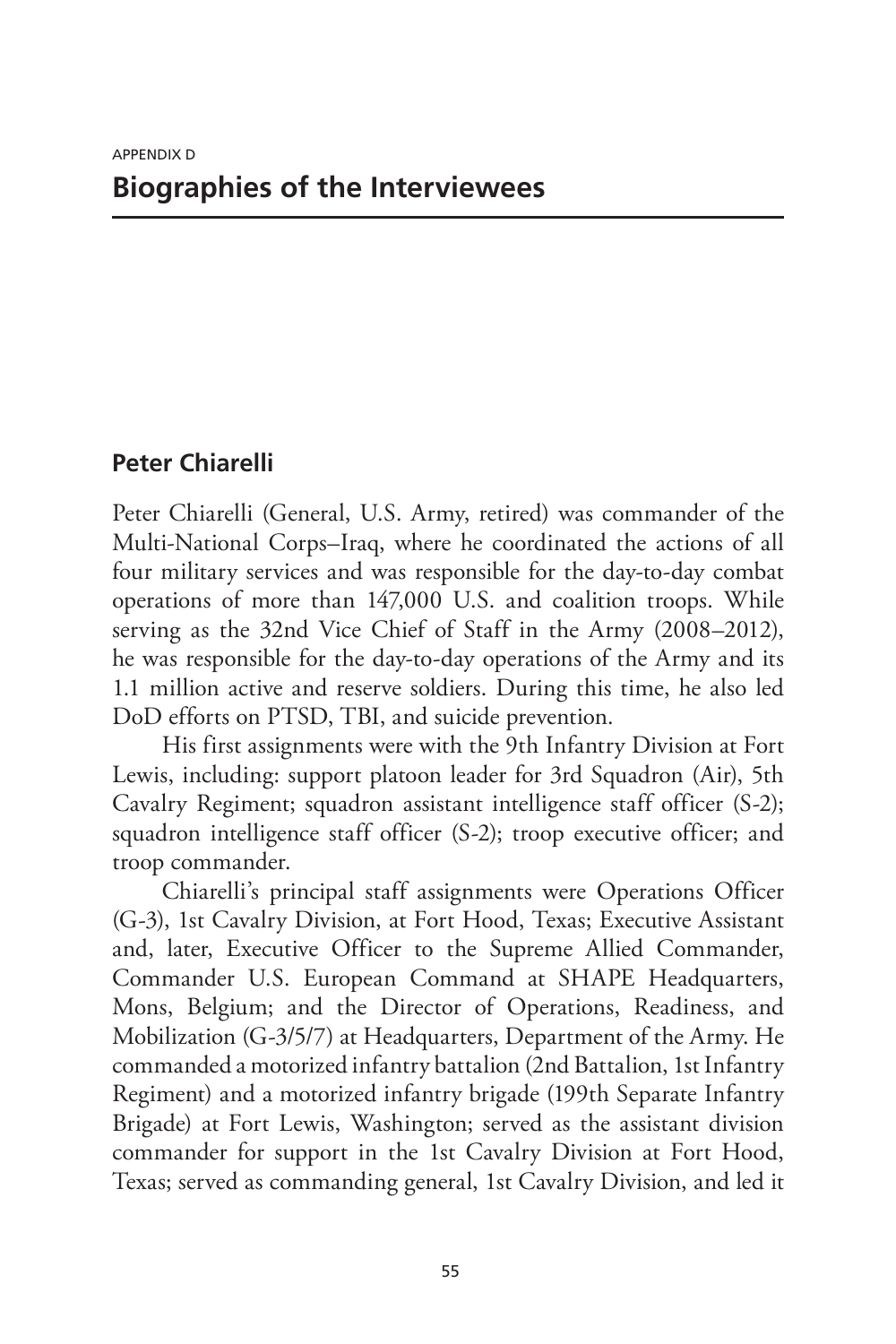APPENDIX D

# Biographies of the Interviewees

## Peter Chiarelli

Peter Chiarelli (General, U.S. Army, retired) was commander of the Multi-National Corps–Iraq, where he coordinated the actions of all four military services and was responsible for the day-to-day combat operations of more than 147,000 U.S. and coalition troops. While serving as the 32nd Vice Chief of Staff in the Army (2008–2012), he was responsible for the day-to-day operations of the Army and its 1.1 million active and reserve soldiers. During this time, he also led DoD efforts on PTSD, TBI, and suicide prevention.

His first assignments were with the 9th Infantry Division at Fort Lewis, including: support platoon leader for 3rd Squadron (Air), 5th Cavalry Regiment; squadron assistant intelligence staff officer (S-2); squadron intelligence staff officer (S-2); troop executive officer; and troop commander.

Chiarelli's principal staff assignments were Operations Officer (G-3), 1st Cavalry Division, at Fort Hood, Texas; Executive Assistant and, later, Executive Officer to the Supreme Allied Commander, Commander U.S. European Command at SHAPE Headquarters, Mons, Belgium; and the Director of Operations, Readiness, and Mobilization (G-3/5/7) at Headquarters, Department of the Army. He commanded a motorized infantry battalion (2nd Battalion, 1st Infantry Regiment) and a motorized infantry brigade (199th Separate Infantry Brigade) at Fort Lewis, Washington; served as the assistant division commander for support in the 1st Cavalry Division at Fort Hood, Texas; served as commanding general, 1st Cavalry Division, and led it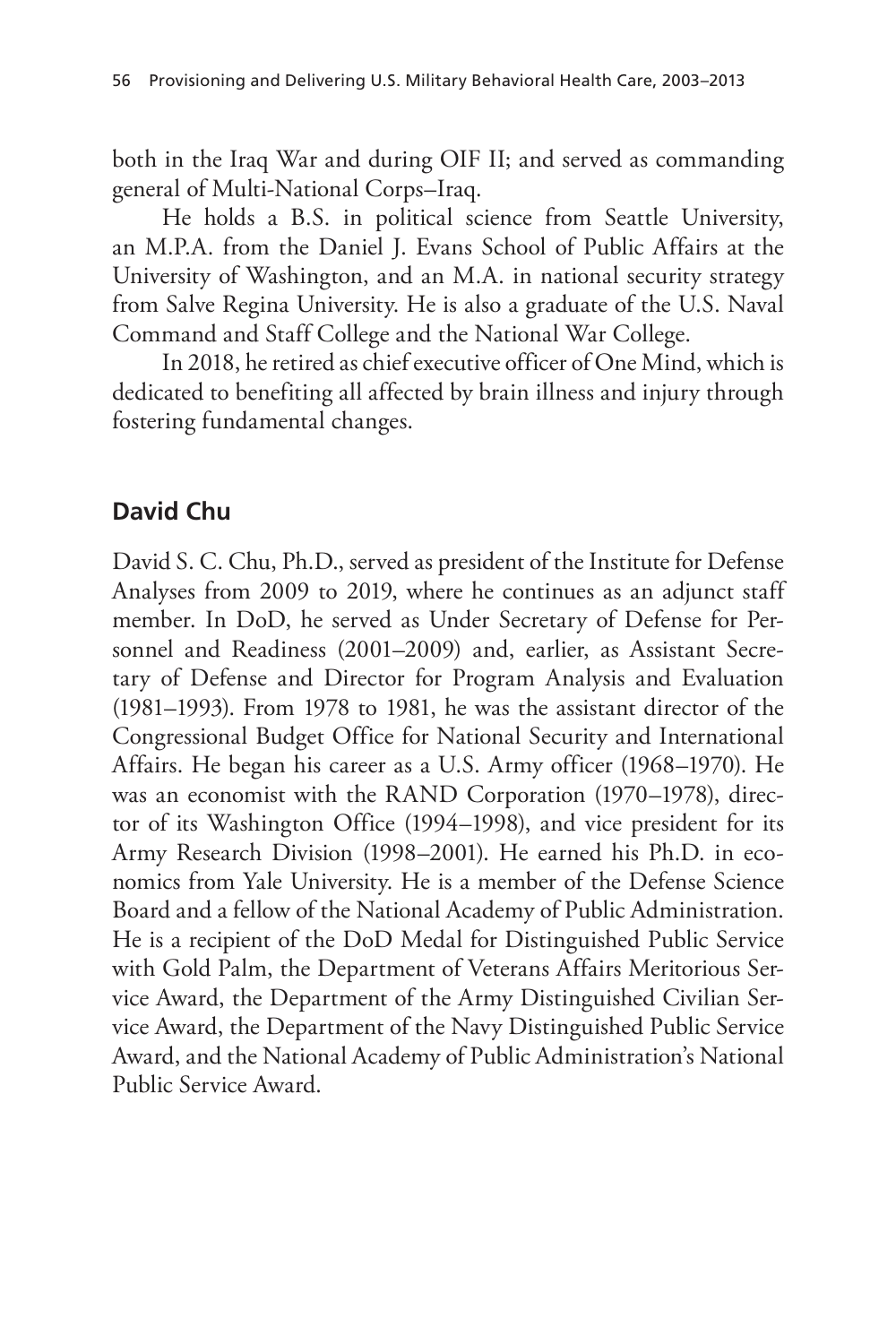both in the Iraq War and during OIF II; and served as commanding general of Multi-National Corps–Iraq.

He holds a B.S. in political science from Seattle University, an M.P.A. from the Daniel J. Evans School of Public Affairs at the University of Washington, and an M.A. in national security strategy from Salve Regina University. He is also a graduate of the U.S. Naval Command and Staff College and the National War College.

In 2018, he retired as chief executive officer of One Mind, which is dedicated to benefiting all affected by brain illness and injury through fostering fundamental changes.

## David Chu

David S. C. Chu, Ph.D., served as president of the Institute for Defense Analyses from 2009 to 2019, where he continues as an adjunct staff member. In DoD, he served as Under Secretary of Defense for Personnel and Readiness (2001–2009) and, earlier, as Assistant Secretary of Defense and Director for Program Analysis and Evaluation (1981–1993). From 1978 to 1981, he was the assistant director of the Congressional Budget Office for National Security and International Affairs. He began his career as a U.S. Army officer (1968–1970). He was an economist with the RAND Corporation (1970–1978), director of its Washington Office (1994–1998), and vice president for its Army Research Division (1998–2001). He earned his Ph.D. in economics from Yale University. He is a member of the Defense Science Board and a fellow of the National Academy of Public Administration. He is a recipient of the DoD Medal for Distinguished Public Service with Gold Palm, the Department of Veterans Affairs Meritorious Service Award, the Department of the Army Distinguished Civilian Service Award, the Department of the Navy Distinguished Public Service Award, and the National Academy of Public Administration's National Public Service Award.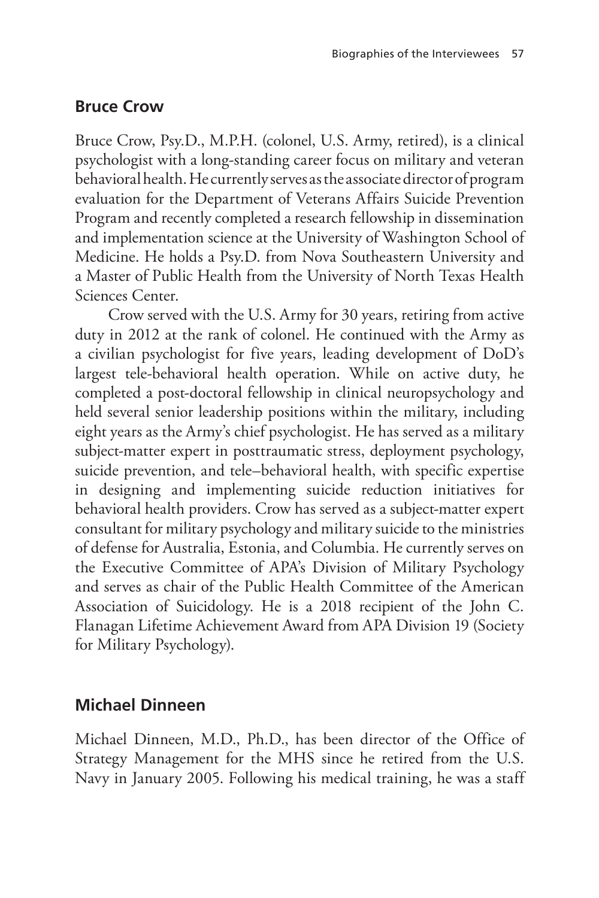## Bruce Crow

Bruce Crow, Psy.D., M.P.H. (colonel, U.S. Army, retired), is a clinical psychologist with a long-standing career focus on military and veteran behavioral health. He currently serves as the associate director of program evaluation for the Department of Veterans Affairs Suicide Prevention Program and recently completed a research fellowship in dissemination and implementation science at the University of Washington School of Medicine. He holds a Psy.D. from Nova Southeastern University and a Master of Public Health from the University of North Texas Health Sciences Center.

Crow served with the U.S. Army for 30 years, retiring from active duty in 2012 at the rank of colonel. He continued with the Army as a civilian psychologist for five years, leading development of DoD's largest tele-behavioral health operation. While on active duty, he completed a post-doctoral fellowship in clinical neuropsychology and held several senior leadership positions within the military, including eight years as the Army's chief psychologist. He has served as a military subject-matter expert in posttraumatic stress, deployment psychology, suicide prevention, and tele–behavioral health, with specific expertise in designing and implementing suicide reduction initiatives for behavioral health providers. Crow has served as a subject-matter expert consultant for military psychology and military suicide to the ministries of defense for Australia, Estonia, and Columbia. He currently serves on the Executive Committee of APA's Division of Military Psychology and serves as chair of the Public Health Committee of the American Association of Suicidology. He is a 2018 recipient of the John C. Flanagan Lifetime Achievement Award from APA Division 19 (Society for Military Psychology).

## Michael Dinneen

Michael Dinneen, M.D., Ph.D., has been director of the Office of Strategy Management for the MHS since he retired from the U.S. Navy in January 2005. Following his medical training, he was a staff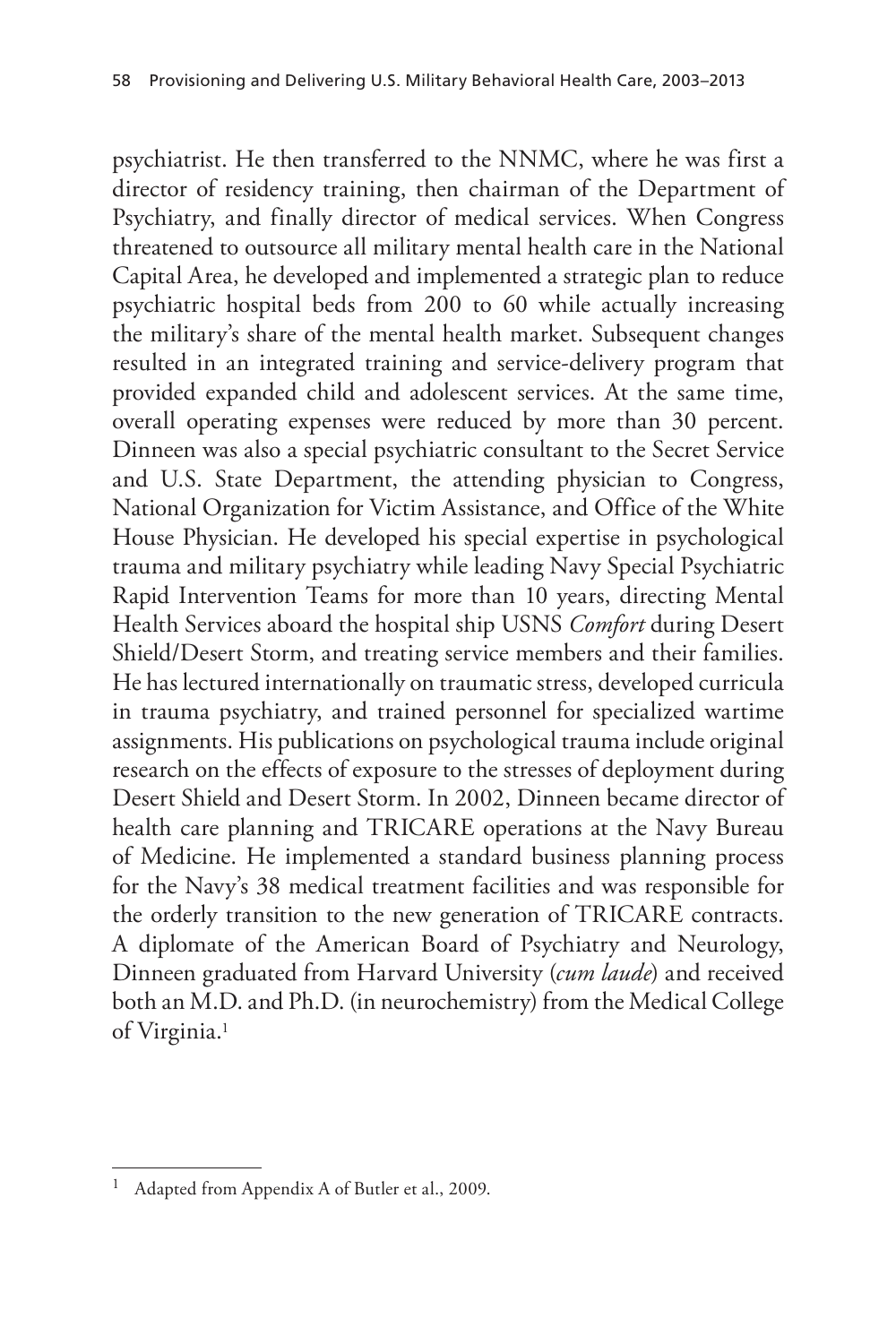psychiatrist. He then transferred to the NNMC, where he was first a director of residency training, then chairman of the Department of Psychiatry, and finally director of medical services. When Congress threatened to outsource all military mental health care in the National Capital Area, he developed and implemented a strategic plan to reduce psychiatric hospital beds from 200 to 60 while actually increasing the military's share of the mental health market. Subsequent changes resulted in an integrated training and service-delivery program that provided expanded child and adolescent services. At the same time, overall operating expenses were reduced by more than 30 percent. Dinneen was also a special psychiatric consultant to the Secret Service and U.S. State Department, the attending physician to Congress, National Organization for Victim Assistance, and Office of the White House Physician. He developed his special expertise in psychological trauma and military psychiatry while leading Navy Special Psychiatric Rapid Intervention Teams for more than 10 years, directing Mental Health Services aboard the hospital ship USNS *Comfort* during Desert Shield/Desert Storm, and treating service members and their families. He has lectured internationally on traumatic stress, developed curricula in trauma psychiatry, and trained personnel for specialized wartime assignments. His publications on psychological trauma include original research on the effects of exposure to the stresses of deployment during Desert Shield and Desert Storm. In 2002, Dinneen became director of health care planning and TRICARE operations at the Navy Bureau of Medicine. He implemented a standard business planning process for the Navy's 38 medical treatment facilities and was responsible for the orderly transition to the new generation of TRICARE contracts. A diplomate of the American Board of Psychiatry and Neurology, Dinneen graduated from Harvard University (*cum laude*) and received both an M.D. and Ph.D. (in neurochemistry) from the Medical College of Virginia.[1]

---

[1] Adapted from Appendix A of Butler et al., 2009.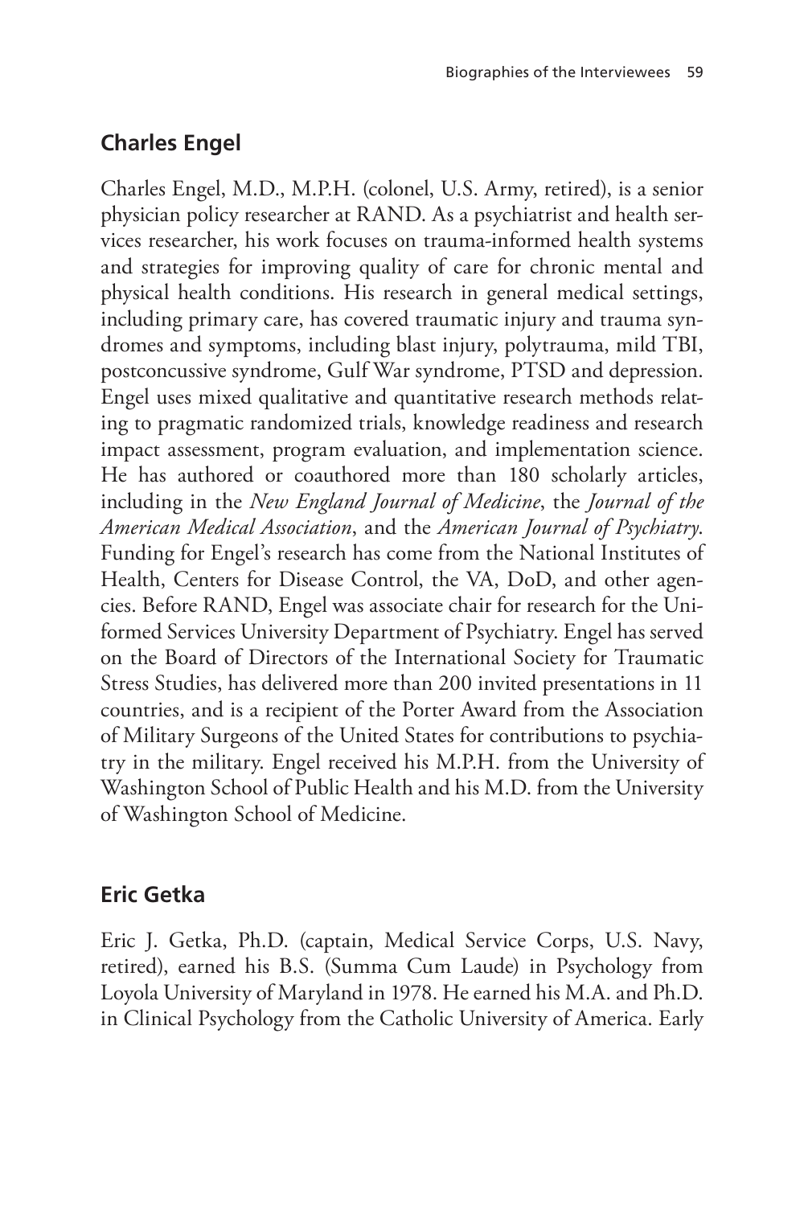## Charles Engel

Charles Engel, M.D., M.P.H. (colonel, U.S. Army, retired), is a senior physician policy researcher at RAND. As a psychiatrist and health services researcher, his work focuses on trauma-informed health systems and strategies for improving quality of care for chronic mental and physical health conditions. His research in general medical settings, including primary care, has covered traumatic injury and trauma syndromes and symptoms, including blast injury, polytrauma, mild TBI, postconcussive syndrome, Gulf War syndrome, PTSD and depression. Engel uses mixed qualitative and quantitative research methods relating to pragmatic randomized trials, knowledge readiness and research impact assessment, program evaluation, and implementation science. He has authored or coauthored more than 180 scholarly articles, including in the *New England Journal of Medicine*, the *Journal of the American Medical Association*, and the *American Journal of Psychiatry*. Funding for Engel's research has come from the National Institutes of Health, Centers for Disease Control, the VA, DoD, and other agencies. Before RAND, Engel was associate chair for research for the Uniformed Services University Department of Psychiatry. Engel has served on the Board of Directors of the International Society for Traumatic Stress Studies, has delivered more than 200 invited presentations in 11 countries, and is a recipient of the Porter Award from the Association of Military Surgeons of the United States for contributions to psychiatry in the military. Engel received his M.P.H. from the University of Washington School of Public Health and his M.D. from the University of Washington School of Medicine.

## Eric Getka

Eric J. Getka, Ph.D. (captain, Medical Service Corps, U.S. Navy, retired), earned his B.S. (Summa Cum Laude) in Psychology from Loyola University of Maryland in 1978. He earned his M.A. and Ph.D. in Clinical Psychology from the Catholic University of America. Early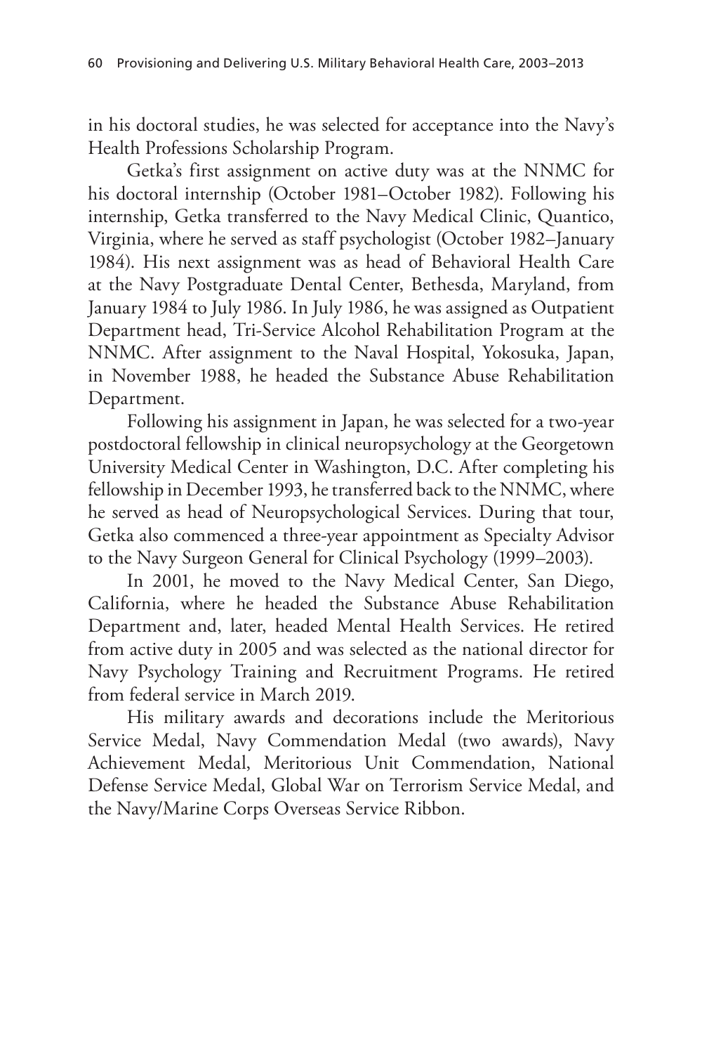in his doctoral studies, he was selected for acceptance into the Navy's Health Professions Scholarship Program.

Getka's first assignment on active duty was at the NNMC for his doctoral internship (October 1981–October 1982). Following his internship, Getka transferred to the Navy Medical Clinic, Quantico, Virginia, where he served as staff psychologist (October 1982–January 1984). His next assignment was as head of Behavioral Health Care at the Navy Postgraduate Dental Center, Bethesda, Maryland, from January 1984 to July 1986. In July 1986, he was assigned as Outpatient Department head, Tri-Service Alcohol Rehabilitation Program at the NNMC. After assignment to the Naval Hospital, Yokosuka, Japan, in November 1988, he headed the Substance Abuse Rehabilitation Department.

Following his assignment in Japan, he was selected for a two-year postdoctoral fellowship in clinical neuropsychology at the Georgetown University Medical Center in Washington, D.C. After completing his fellowship in December 1993, he transferred back to the NNMC, where he served as head of Neuropsychological Services. During that tour, Getka also commenced a three-year appointment as Specialty Advisor to the Navy Surgeon General for Clinical Psychology (1999–2003).

In 2001, he moved to the Navy Medical Center, San Diego, California, where he headed the Substance Abuse Rehabilitation Department and, later, headed Mental Health Services. He retired from active duty in 2005 and was selected as the national director for Navy Psychology Training and Recruitment Programs. He retired from federal service in March 2019.

His military awards and decorations include the Meritorious Service Medal, Navy Commendation Medal (two awards), Navy Achievement Medal, Meritorious Unit Commendation, National Defense Service Medal, Global War on Terrorism Service Medal, and the Navy/Marine Corps Overseas Service Ribbon.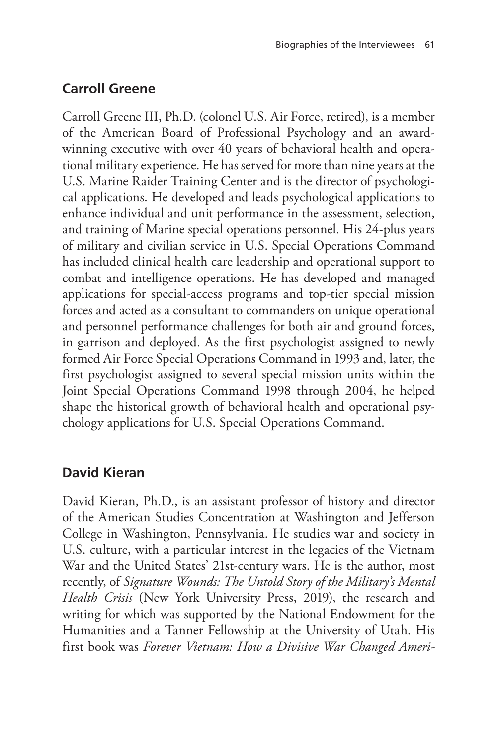## Carroll Greene

Carroll Greene III, Ph.D. (colonel U.S. Air Force, retired), is a member of the American Board of Professional Psychology and an award-winning executive with over 40 years of behavioral health and operational military experience. He has served for more than nine years at the U.S. Marine Raider Training Center and is the director of psychological applications. He developed and leads psychological applications to enhance individual and unit performance in the assessment, selection, and training of Marine special operations personnel. His 24-plus years of military and civilian service in U.S. Special Operations Command has included clinical health care leadership and operational support to combat and intelligence operations. He has developed and managed applications for special-access programs and top-tier special mission forces and acted as a consultant to commanders on unique operational and personnel performance challenges for both air and ground forces, in garrison and deployed. As the first psychologist assigned to newly formed Air Force Special Operations Command in 1993 and, later, the first psychologist assigned to several special mission units within the Joint Special Operations Command 1998 through 2004, he helped shape the historical growth of behavioral health and operational psychology applications for U.S. Special Operations Command.

## David Kieran

David Kieran, Ph.D., is an assistant professor of history and director of the American Studies Concentration at Washington and Jefferson College in Washington, Pennsylvania. He studies war and society in U.S. culture, with a particular interest in the legacies of the Vietnam War and the United States' 21st-century wars. He is the author, most recently, of *Signature Wounds: The Untold Story of the Military's Mental Health Crisis* (New York University Press, 2019), the research and writing for which was supported by the National Endowment for the Humanities and a Tanner Fellowship at the University of Utah. His first book was *Forever Vietnam: How a Divisive War Changed Ameri-*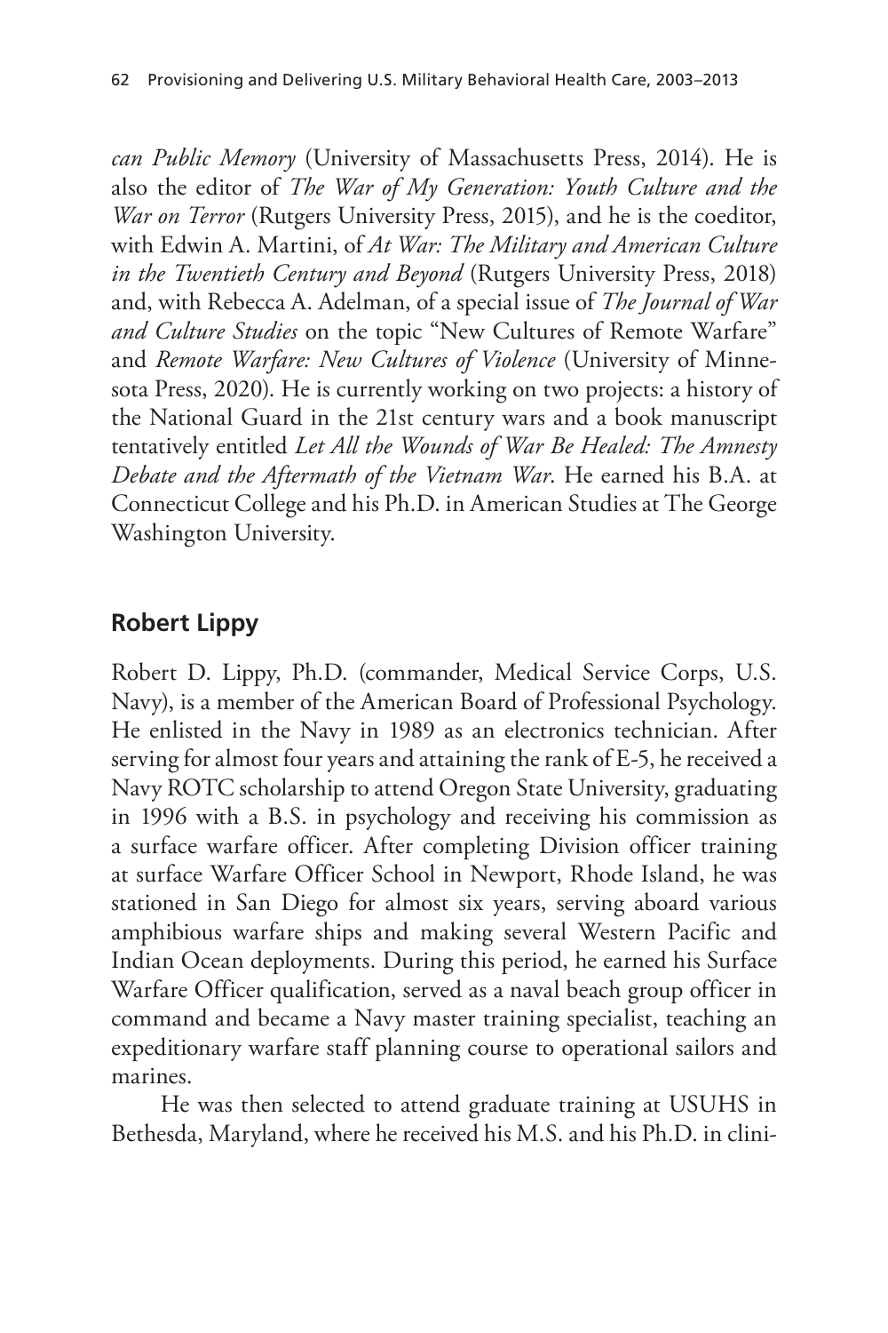*can Public Memory* (University of Massachusetts Press, 2014). He is also the editor of *The War of My Generation: Youth Culture and the War on Terror* (Rutgers University Press, 2015), and he is the coeditor, with Edwin A. Martini, of *At War: The Military and American Culture in the Twentieth Century and Beyond* (Rutgers University Press, 2018) and, with Rebecca A. Adelman, of a special issue of *The Journal of War and Culture Studies* on the topic "New Cultures of Remote Warfare" and *Remote Warfare: New Cultures of Violence* (University of Minnesota Press, 2020). He is currently working on two projects: a history of the National Guard in the 21st century wars and a book manuscript tentatively entitled *Let All the Wounds of War Be Healed: The Amnesty Debate and the Aftermath of the Vietnam War*. He earned his B.A. at Connecticut College and his Ph.D. in American Studies at The George Washington University.

## Robert Lippy

Robert D. Lippy, Ph.D. (commander, Medical Service Corps, U.S. Navy), is a member of the American Board of Professional Psychology. He enlisted in the Navy in 1989 as an electronics technician. After serving for almost four years and attaining the rank of E-5, he received a Navy ROTC scholarship to attend Oregon State University, graduating in 1996 with a B.S. in psychology and receiving his commission as a surface warfare officer. After completing Division officer training at surface Warfare Officer School in Newport, Rhode Island, he was stationed in San Diego for almost six years, serving aboard various amphibious warfare ships and making several Western Pacific and Indian Ocean deployments. During this period, he earned his Surface Warfare Officer qualification, served as a naval beach group officer in command and became a Navy master training specialist, teaching an expeditionary warfare staff planning course to operational sailors and marines.

He was then selected to attend graduate training at USUHS in Bethesda, Maryland, where he received his M.S. and his Ph.D. in clini-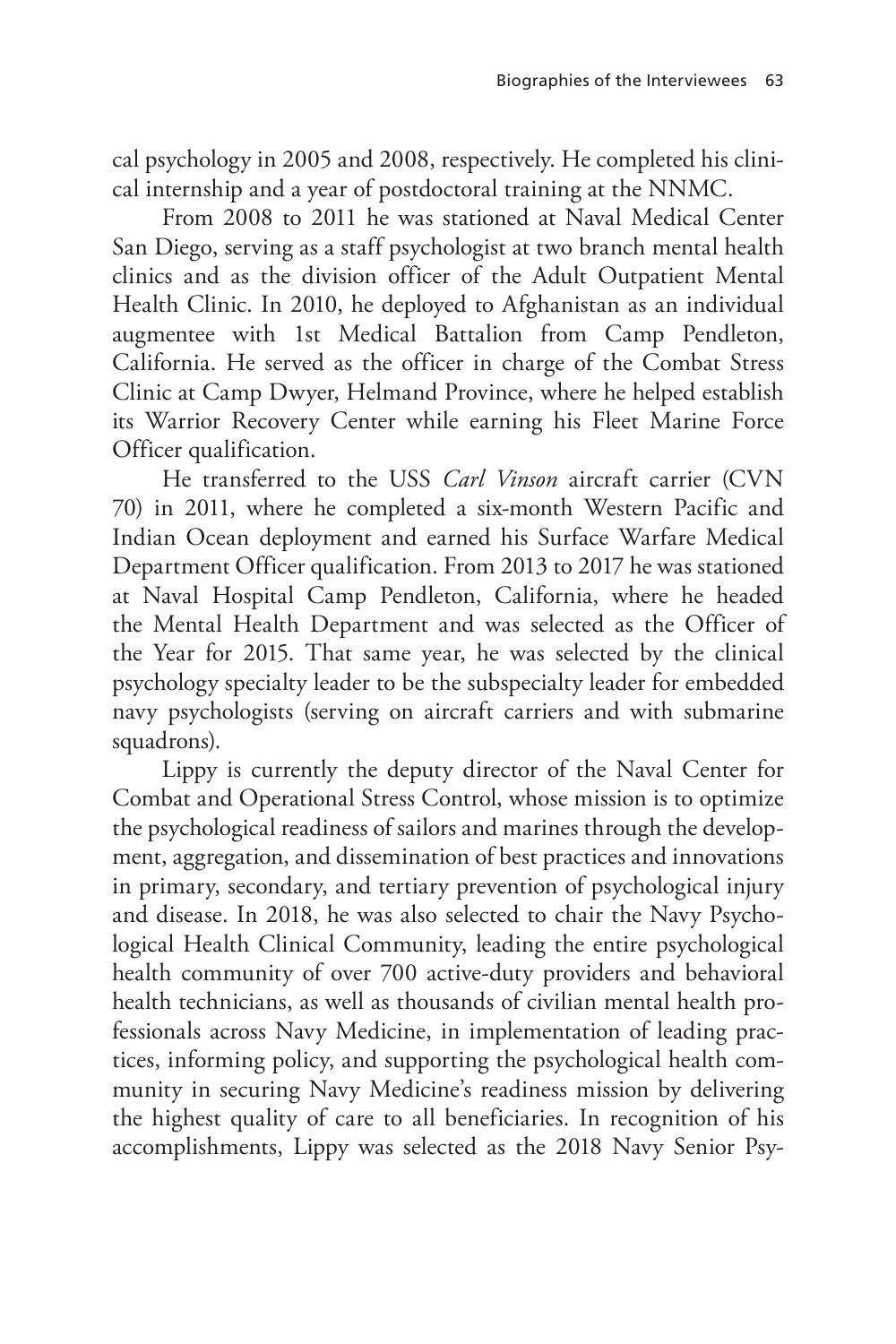cal psychology in 2005 and 2008, respectively. He completed his clinical internship and a year of postdoctoral training at the NNMC.

From 2008 to 2011 he was stationed at Naval Medical Center San Diego, serving as a staff psychologist at two branch mental health clinics and as the division officer of the Adult Outpatient Mental Health Clinic. In 2010, he deployed to Afghanistan as an individual augmentee with 1st Medical Battalion from Camp Pendleton, California. He served as the officer in charge of the Combat Stress Clinic at Camp Dwyer, Helmand Province, where he helped establish its Warrior Recovery Center while earning his Fleet Marine Force Officer qualification.

He transferred to the USS *Carl Vinson* aircraft carrier (CVN 70) in 2011, where he completed a six-month Western Pacific and Indian Ocean deployment and earned his Surface Warfare Medical Department Officer qualification. From 2013 to 2017 he was stationed at Naval Hospital Camp Pendleton, California, where he headed the Mental Health Department and was selected as the Officer of the Year for 2015. That same year, he was selected by the clinical psychology specialty leader to be the subspecialty leader for embedded navy psychologists (serving on aircraft carriers and with submarine squadrons).

Lippy is currently the deputy director of the Naval Center for Combat and Operational Stress Control, whose mission is to optimize the psychological readiness of sailors and marines through the development, aggregation, and dissemination of best practices and innovations in primary, secondary, and tertiary prevention of psychological injury and disease. In 2018, he was also selected to chair the Navy Psychological Health Clinical Community, leading the entire psychological health community of over 700 active-duty providers and behavioral health technicians, as well as thousands of civilian mental health professionals across Navy Medicine, in implementation of leading practices, informing policy, and supporting the psychological health community in securing Navy Medicine's readiness mission by delivering the highest quality of care to all beneficiaries. In recognition of his accomplishments, Lippy was selected as the 2018 Navy Senior Psy-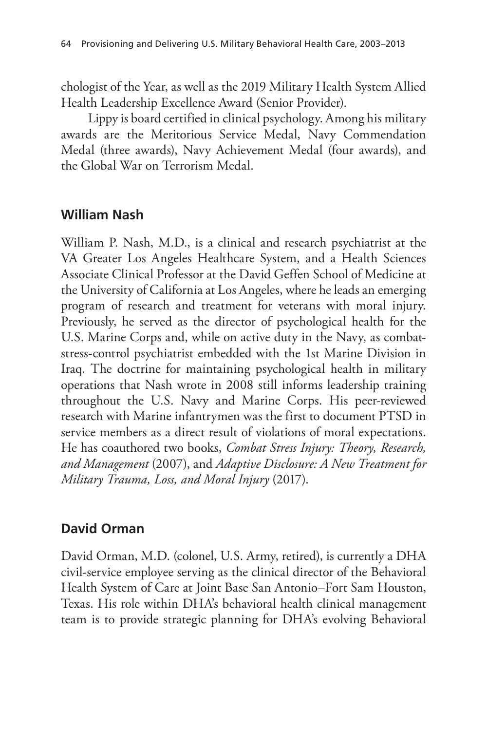chologist of the Year, as well as the 2019 Military Health System Allied Health Leadership Excellence Award (Senior Provider).

Lippy is board certified in clinical psychology. Among his military awards are the Meritorious Service Medal, Navy Commendation Medal (three awards), Navy Achievement Medal (four awards), and the Global War on Terrorism Medal.

## William Nash

William P. Nash, M.D., is a clinical and research psychiatrist at the VA Greater Los Angeles Healthcare System, and a Health Sciences Associate Clinical Professor at the David Geffen School of Medicine at the University of California at Los Angeles, where he leads an emerging program of research and treatment for veterans with moral injury. Previously, he served as the director of psychological health for the U.S. Marine Corps and, while on active duty in the Navy, as combat-stress-control psychiatrist embedded with the 1st Marine Division in Iraq. The doctrine for maintaining psychological health in military operations that Nash wrote in 2008 still informs leadership training throughout the U.S. Navy and Marine Corps. His peer-reviewed research with Marine infantrymen was the first to document PTSD in service members as a direct result of violations of moral expectations. He has coauthored two books, *Combat Stress Injury: Theory, Research, and Management* (2007), and *Adaptive Disclosure: A New Treatment for Military Trauma, Loss, and Moral Injury* (2017).

## David Orman

David Orman, M.D. (colonel, U.S. Army, retired), is currently a DHA civil-service employee serving as the clinical director of the Behavioral Health System of Care at Joint Base San Antonio–Fort Sam Houston, Texas. His role within DHA's behavioral health clinical management team is to provide strategic planning for DHA's evolving Behavioral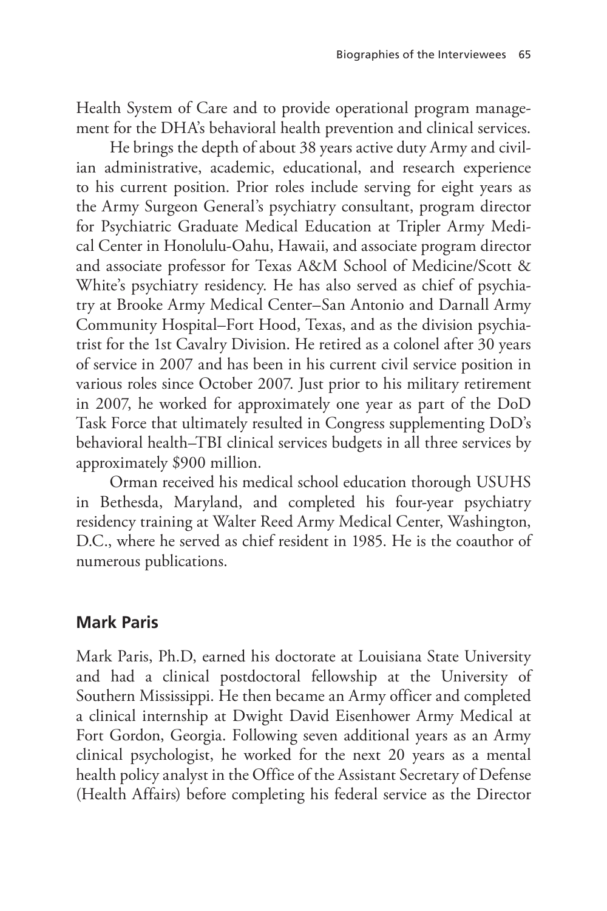Health System of Care and to provide operational program management for the DHA's behavioral health prevention and clinical services.

He brings the depth of about 38 years active duty Army and civilian administrative, academic, educational, and research experience to his current position. Prior roles include serving for eight years as the Army Surgeon General's psychiatry consultant, program director for Psychiatric Graduate Medical Education at Tripler Army Medical Center in Honolulu-Oahu, Hawaii, and associate program director and associate professor for Texas A&M School of Medicine/Scott & White's psychiatry residency. He has also served as chief of psychiatry at Brooke Army Medical Center–San Antonio and Darnall Army Community Hospital–Fort Hood, Texas, and as the division psychiatrist for the 1st Cavalry Division. He retired as a colonel after 30 years of service in 2007 and has been in his current civil service position in various roles since October 2007. Just prior to his military retirement in 2007, he worked for approximately one year as part of the DoD Task Force that ultimately resulted in Congress supplementing DoD's behavioral health–TBI clinical services budgets in all three services by approximately $900 million.

Orman received his medical school education thorough USUHS in Bethesda, Maryland, and completed his four-year psychiatry residency training at Walter Reed Army Medical Center, Washington, D.C., where he served as chief resident in 1985. He is the coauthor of numerous publications.

## Mark Paris

Mark Paris, Ph.D, earned his doctorate at Louisiana State University and had a clinical postdoctoral fellowship at the University of Southern Mississippi. He then became an Army officer and completed a clinical internship at Dwight David Eisenhower Army Medical at Fort Gordon, Georgia. Following seven additional years as an Army clinical psychologist, he worked for the next 20 years as a mental health policy analyst in the Office of the Assistant Secretary of Defense (Health Affairs) before completing his federal service as the Director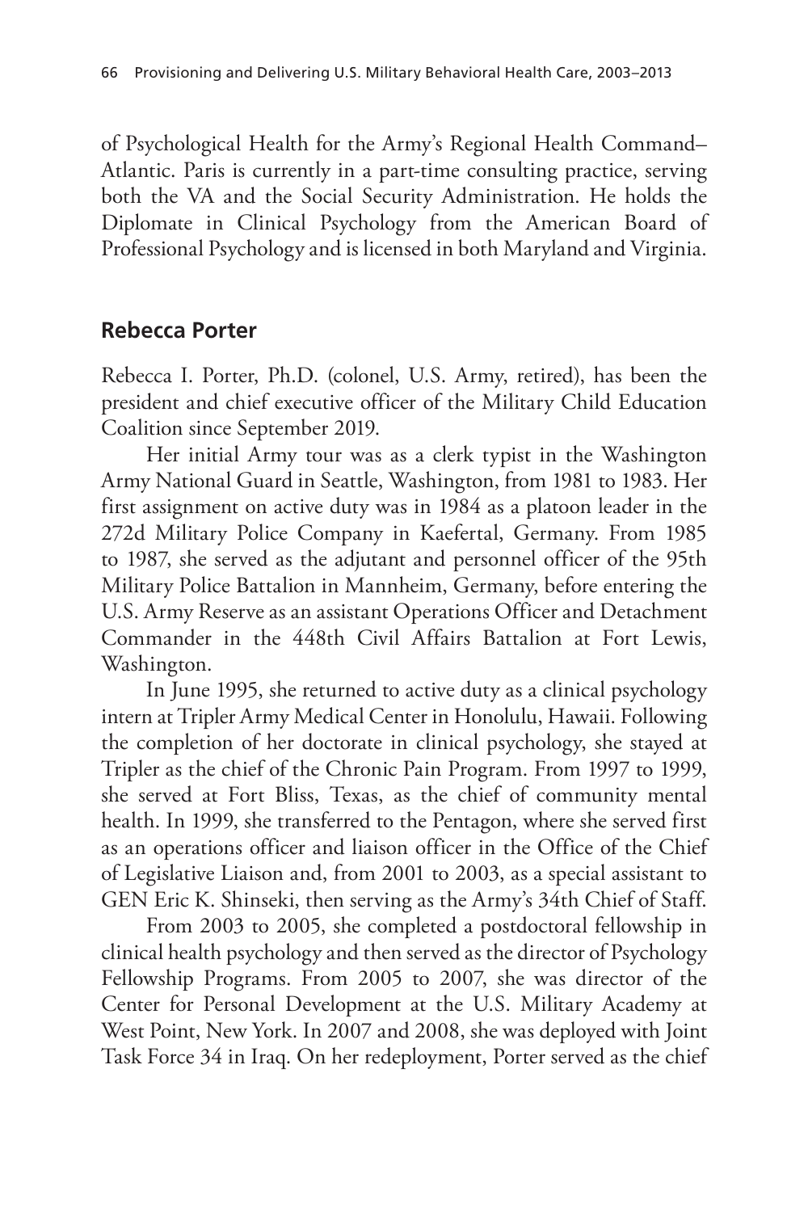of Psychological Health for the Army's Regional Health Command–Atlantic. Paris is currently in a part-time consulting practice, serving both the VA and the Social Security Administration. He holds the Diplomate in Clinical Psychology from the American Board of Professional Psychology and is licensed in both Maryland and Virginia.

## Rebecca Porter

Rebecca I. Porter, Ph.D. (colonel, U.S. Army, retired), has been the president and chief executive officer of the Military Child Education Coalition since September 2019.

Her initial Army tour was as a clerk typist in the Washington Army National Guard in Seattle, Washington, from 1981 to 1983. Her first assignment on active duty was in 1984 as a platoon leader in the 272d Military Police Company in Kaefertal, Germany. From 1985 to 1987, she served as the adjutant and personnel officer of the 95th Military Police Battalion in Mannheim, Germany, before entering the U.S. Army Reserve as an assistant Operations Officer and Detachment Commander in the 448th Civil Affairs Battalion at Fort Lewis, Washington.

In June 1995, she returned to active duty as a clinical psychology intern at Tripler Army Medical Center in Honolulu, Hawaii. Following the completion of her doctorate in clinical psychology, she stayed at Tripler as the chief of the Chronic Pain Program. From 1997 to 1999, she served at Fort Bliss, Texas, as the chief of community mental health. In 1999, she transferred to the Pentagon, where she served first as an operations officer and liaison officer in the Office of the Chief of Legislative Liaison and, from 2001 to 2003, as a special assistant to GEN Eric K. Shinseki, then serving as the Army's 34th Chief of Staff.

From 2003 to 2005, she completed a postdoctoral fellowship in clinical health psychology and then served as the director of Psychology Fellowship Programs. From 2005 to 2007, she was director of the Center for Personal Development at the U.S. Military Academy at West Point, New York. In 2007 and 2008, she was deployed with Joint Task Force 34 in Iraq. On her redeployment, Porter served as the chief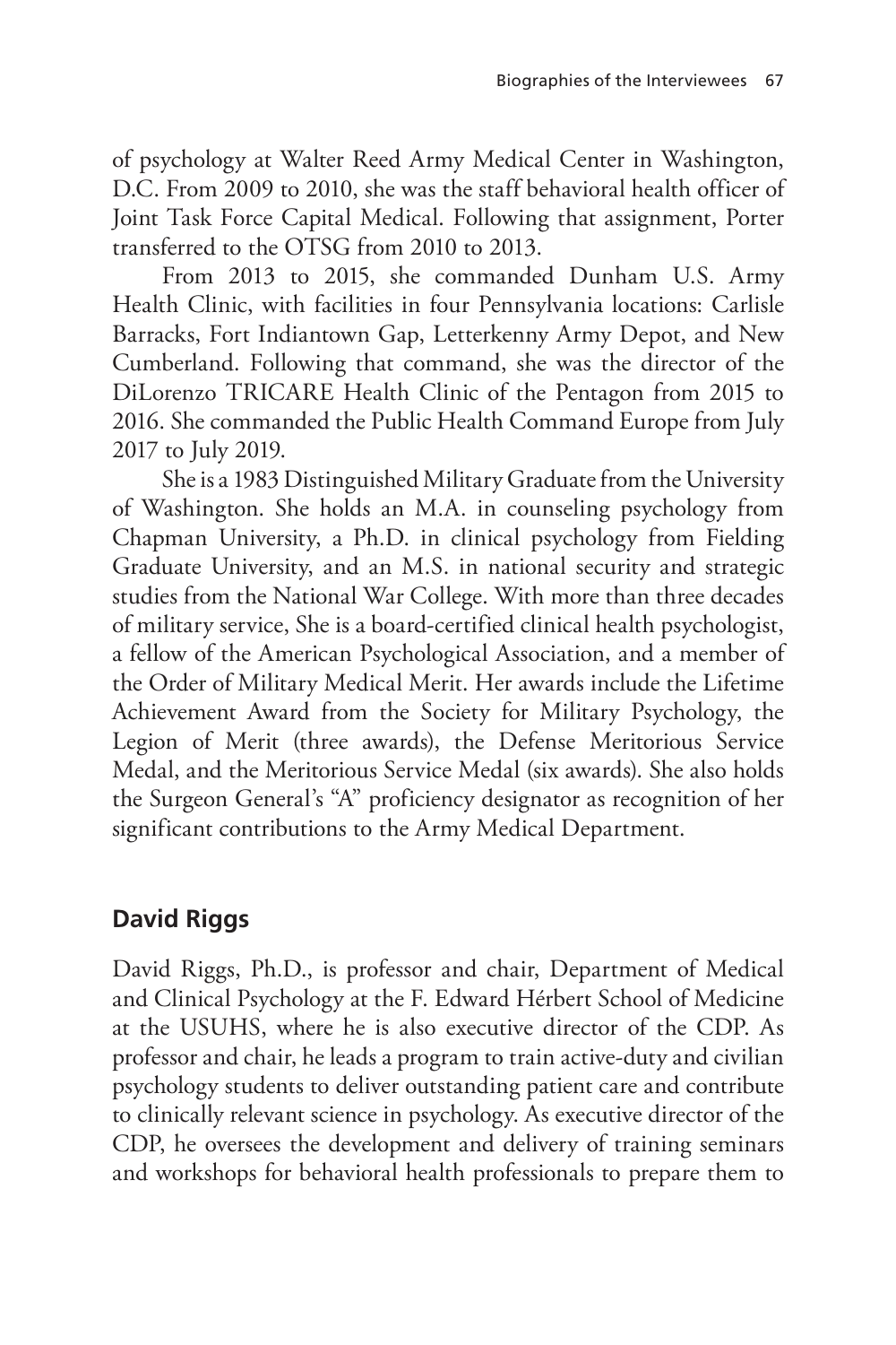of psychology at Walter Reed Army Medical Center in Washington, D.C. From 2009 to 2010, she was the staff behavioral health officer of Joint Task Force Capital Medical. Following that assignment, Porter transferred to the OTSG from 2010 to 2013.

From 2013 to 2015, she commanded Dunham U.S. Army Health Clinic, with facilities in four Pennsylvania locations: Carlisle Barracks, Fort Indiantown Gap, Letterkenny Army Depot, and New Cumberland. Following that command, she was the director of the DiLorenzo TRICARE Health Clinic of the Pentagon from 2015 to 2016. She commanded the Public Health Command Europe from July 2017 to July 2019.

She is a 1983 Distinguished Military Graduate from the University of Washington. She holds an M.A. in counseling psychology from Chapman University, a Ph.D. in clinical psychology from Fielding Graduate University, and an M.S. in national security and strategic studies from the National War College. With more than three decades of military service, She is a board-certified clinical health psychologist, a fellow of the American Psychological Association, and a member of the Order of Military Medical Merit. Her awards include the Lifetime Achievement Award from the Society for Military Psychology, the Legion of Merit (three awards), the Defense Meritorious Service Medal, and the Meritorious Service Medal (six awards). She also holds the Surgeon General's "A" proficiency designator as recognition of her significant contributions to the Army Medical Department.

## David Riggs

David Riggs, Ph.D., is professor and chair, Department of Medical and Clinical Psychology at the F. Edward Hérbert School of Medicine at the USUHS, where he is also executive director of the CDP. As professor and chair, he leads a program to train active-duty and civilian psychology students to deliver outstanding patient care and contribute to clinically relevant science in psychology. As executive director of the CDP, he oversees the development and delivery of training seminars and workshops for behavioral health professionals to prepare them to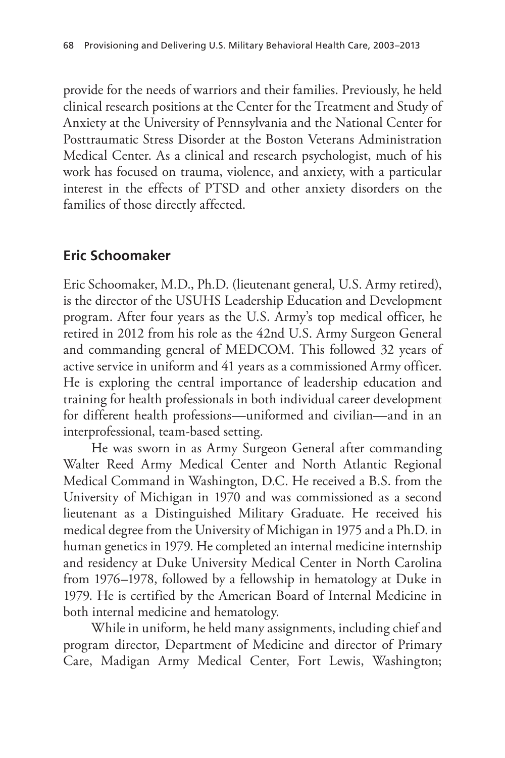provide for the needs of warriors and their families. Previously, he held clinical research positions at the Center for the Treatment and Study of Anxiety at the University of Pennsylvania and the National Center for Posttraumatic Stress Disorder at the Boston Veterans Administration Medical Center. As a clinical and research psychologist, much of his work has focused on trauma, violence, and anxiety, with a particular interest in the effects of PTSD and other anxiety disorders on the families of those directly affected.

## Eric Schoomaker

Eric Schoomaker, M.D., Ph.D. (lieutenant general, U.S. Army retired), is the director of the USUHS Leadership Education and Development program. After four years as the U.S. Army's top medical officer, he retired in 2012 from his role as the 42nd U.S. Army Surgeon General and commanding general of MEDCOM. This followed 32 years of active service in uniform and 41 years as a commissioned Army officer. He is exploring the central importance of leadership education and training for health professionals in both individual career development for different health professions—uniformed and civilian—and in an interprofessional, team-based setting.

He was sworn in as Army Surgeon General after commanding Walter Reed Army Medical Center and North Atlantic Regional Medical Command in Washington, D.C. He received a B.S. from the University of Michigan in 1970 and was commissioned as a second lieutenant as a Distinguished Military Graduate. He received his medical degree from the University of Michigan in 1975 and a Ph.D. in human genetics in 1979. He completed an internal medicine internship and residency at Duke University Medical Center in North Carolina from 1976–1978, followed by a fellowship in hematology at Duke in 1979. He is certified by the American Board of Internal Medicine in both internal medicine and hematology.

While in uniform, he held many assignments, including chief and program director, Department of Medicine and director of Primary Care, Madigan Army Medical Center, Fort Lewis, Washington;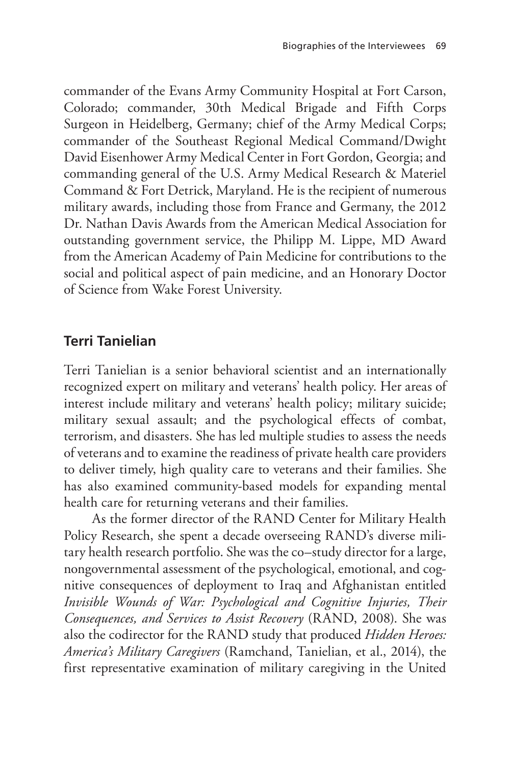commander of the Evans Army Community Hospital at Fort Carson, Colorado; commander, 30th Medical Brigade and Fifth Corps Surgeon in Heidelberg, Germany; chief of the Army Medical Corps; commander of the Southeast Regional Medical Command/Dwight David Eisenhower Army Medical Center in Fort Gordon, Georgia; and commanding general of the U.S. Army Medical Research & Materiel Command & Fort Detrick, Maryland. He is the recipient of numerous military awards, including those from France and Germany, the 2012 Dr. Nathan Davis Awards from the American Medical Association for outstanding government service, the Philipp M. Lippe, MD Award from the American Academy of Pain Medicine for contributions to the social and political aspect of pain medicine, and an Honorary Doctor of Science from Wake Forest University.

## Terri Tanielian

Terri Tanielian is a senior behavioral scientist and an internationally recognized expert on military and veterans' health policy. Her areas of interest include military and veterans' health policy; military suicide; military sexual assault; and the psychological effects of combat, terrorism, and disasters. She has led multiple studies to assess the needs of veterans and to examine the readiness of private health care providers to deliver timely, high quality care to veterans and their families. She has also examined community-based models for expanding mental health care for returning veterans and their families.

As the former director of the RAND Center for Military Health Policy Research, she spent a decade overseeing RAND's diverse military health research portfolio. She was the co–study director for a large, nongovernmental assessment of the psychological, emotional, and cognitive consequences of deployment to Iraq and Afghanistan entitled *Invisible Wounds of War: Psychological and Cognitive Injuries, Their Consequences, and Services to Assist Recovery* (RAND, 2008). She was also the codirector for the RAND study that produced *Hidden Heroes: America's Military Caregivers* (Ramchand, Tanielian, et al., 2014), the first representative examination of military caregiving in the United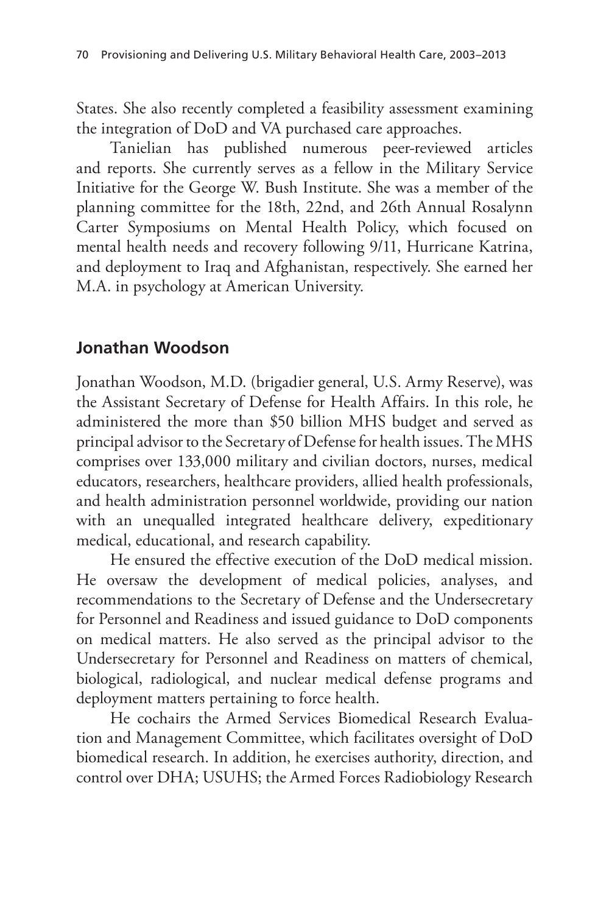States. She also recently completed a feasibility assessment examining the integration of DoD and VA purchased care approaches.

Tanielian has published numerous peer-reviewed articles and reports. She currently serves as a fellow in the Military Service Initiative for the George W. Bush Institute. She was a member of the planning committee for the 18th, 22nd, and 26th Annual Rosalynn Carter Symposiums on Mental Health Policy, which focused on mental health needs and recovery following 9/11, Hurricane Katrina, and deployment to Iraq and Afghanistan, respectively. She earned her M.A. in psychology at American University.

## Jonathan Woodson

Jonathan Woodson, M.D. (brigadier general, U.S. Army Reserve), was the Assistant Secretary of Defense for Health Affairs. In this role, he administered the more than $50 billion MHS budget and served as principal advisor to the Secretary of Defense for health issues. The MHS comprises over 133,000 military and civilian doctors, nurses, medical educators, researchers, healthcare providers, allied health professionals, and health administration personnel worldwide, providing our nation with an unequalled integrated healthcare delivery, expeditionary medical, educational, and research capability.

He ensured the effective execution of the DoD medical mission. He oversaw the development of medical policies, analyses, and recommendations to the Secretary of Defense and the Undersecretary for Personnel and Readiness and issued guidance to DoD components on medical matters. He also served as the principal advisor to the Undersecretary for Personnel and Readiness on matters of chemical, biological, radiological, and nuclear medical defense programs and deployment matters pertaining to force health.

He cochairs the Armed Services Biomedical Research Evaluation and Management Committee, which facilitates oversight of DoD biomedical research. In addition, he exercises authority, direction, and control over DHA; USUHS; the Armed Forces Radiobiology Research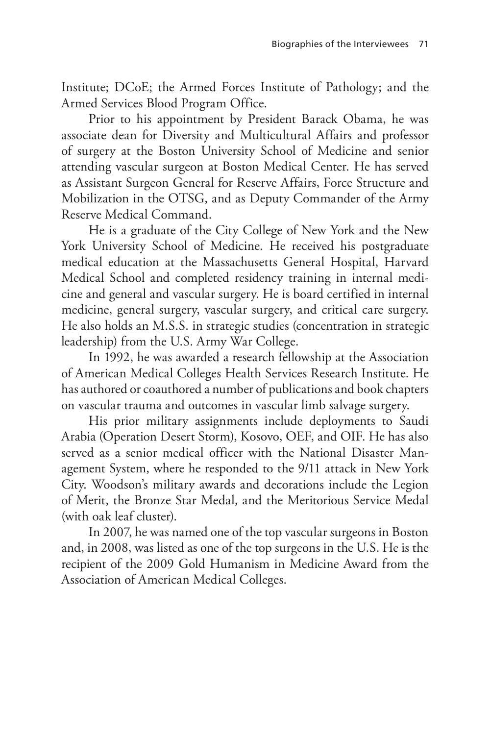Institute; DCoE; the Armed Forces Institute of Pathology; and the Armed Services Blood Program Office.

Prior to his appointment by President Barack Obama, he was associate dean for Diversity and Multicultural Affairs and professor of surgery at the Boston University School of Medicine and senior attending vascular surgeon at Boston Medical Center. He has served as Assistant Surgeon General for Reserve Affairs, Force Structure and Mobilization in the OTSG, and as Deputy Commander of the Army Reserve Medical Command.

He is a graduate of the City College of New York and the New York University School of Medicine. He received his postgraduate medical education at the Massachusetts General Hospital, Harvard Medical School and completed residency training in internal medicine and general and vascular surgery. He is board certified in internal medicine, general surgery, vascular surgery, and critical care surgery. He also holds an M.S.S. in strategic studies (concentration in strategic leadership) from the U.S. Army War College.

In 1992, he was awarded a research fellowship at the Association of American Medical Colleges Health Services Research Institute. He has authored or coauthored a number of publications and book chapters on vascular trauma and outcomes in vascular limb salvage surgery.

His prior military assignments include deployments to Saudi Arabia (Operation Desert Storm), Kosovo, OEF, and OIF. He has also served as a senior medical officer with the National Disaster Management System, where he responded to the 9/11 attack in New York City. Woodson's military awards and decorations include the Legion of Merit, the Bronze Star Medal, and the Meritorious Service Medal (with oak leaf cluster).

In 2007, he was named one of the top vascular surgeons in Boston and, in 2008, was listed as one of the top surgeons in the U.S. He is the recipient of the 2009 Gold Humanism in Medicine Award from the Association of American Medical Colleges.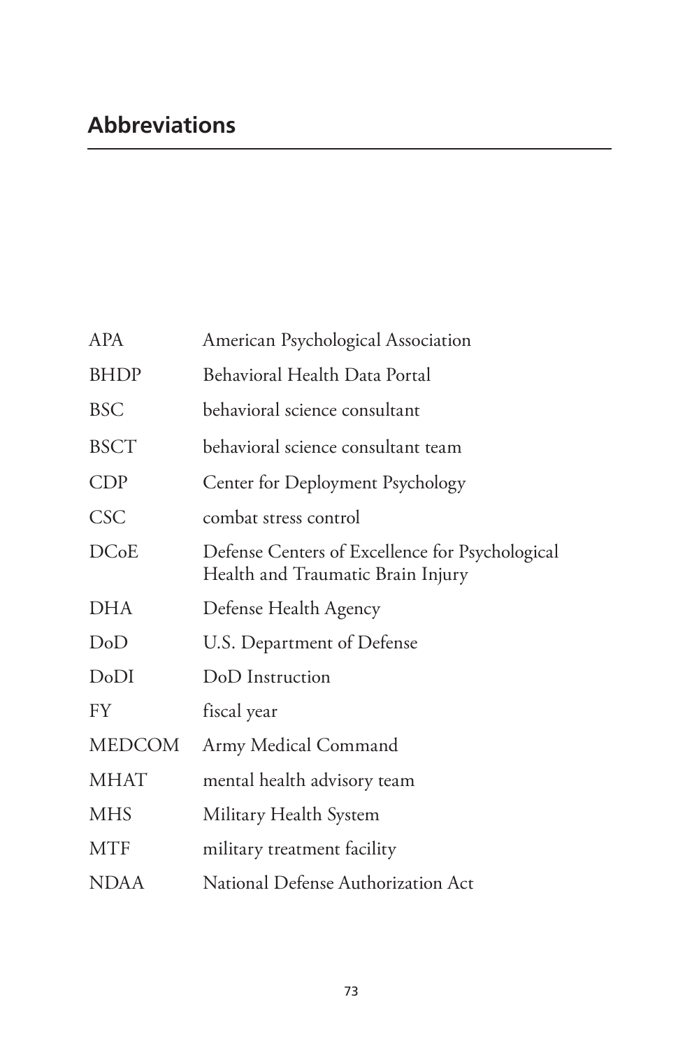## Abbreviations

| | |
|---|---|
| APA | American Psychological Association |
| BHDP | Behavioral Health Data Portal |
| BSC | behavioral science consultant |
| BSCT | behavioral science consultant team |
| CDP | Center for Deployment Psychology |
| CSC | combat stress control |
| DCoE | Defense Centers of Excellence for Psychological Health and Traumatic Brain Injury |
| DHA | Defense Health Agency |
| DoD | U.S. Department of Defense |
| DoDI | DoD Instruction |
| FY | fiscal year |
| MEDCOM | Army Medical Command |
| MHAT | mental health advisory team |
| MHS | Military Health System |
| MTF | military treatment facility |
| NDAA | National Defense Authorization Act |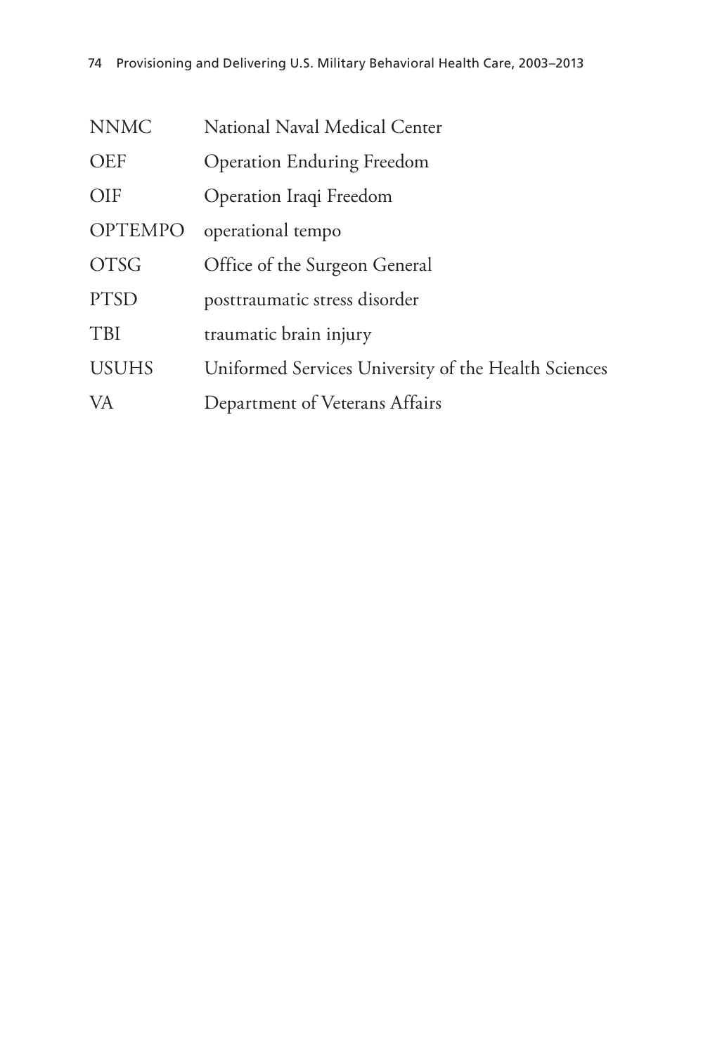| | |
|---|---|
| NNMC | National Naval Medical Center |
| OEF | Operation Enduring Freedom |
| OIF | Operation Iraqi Freedom |
| OPTEMPO | operational tempo |
| OTSG | Office of the Surgeon General |
| PTSD | posttraumatic stress disorder |
| TBI | traumatic brain injury |
| USUHS | Uniformed Services University of the Health Sciences |
| VA | Department of Veterans Affairs |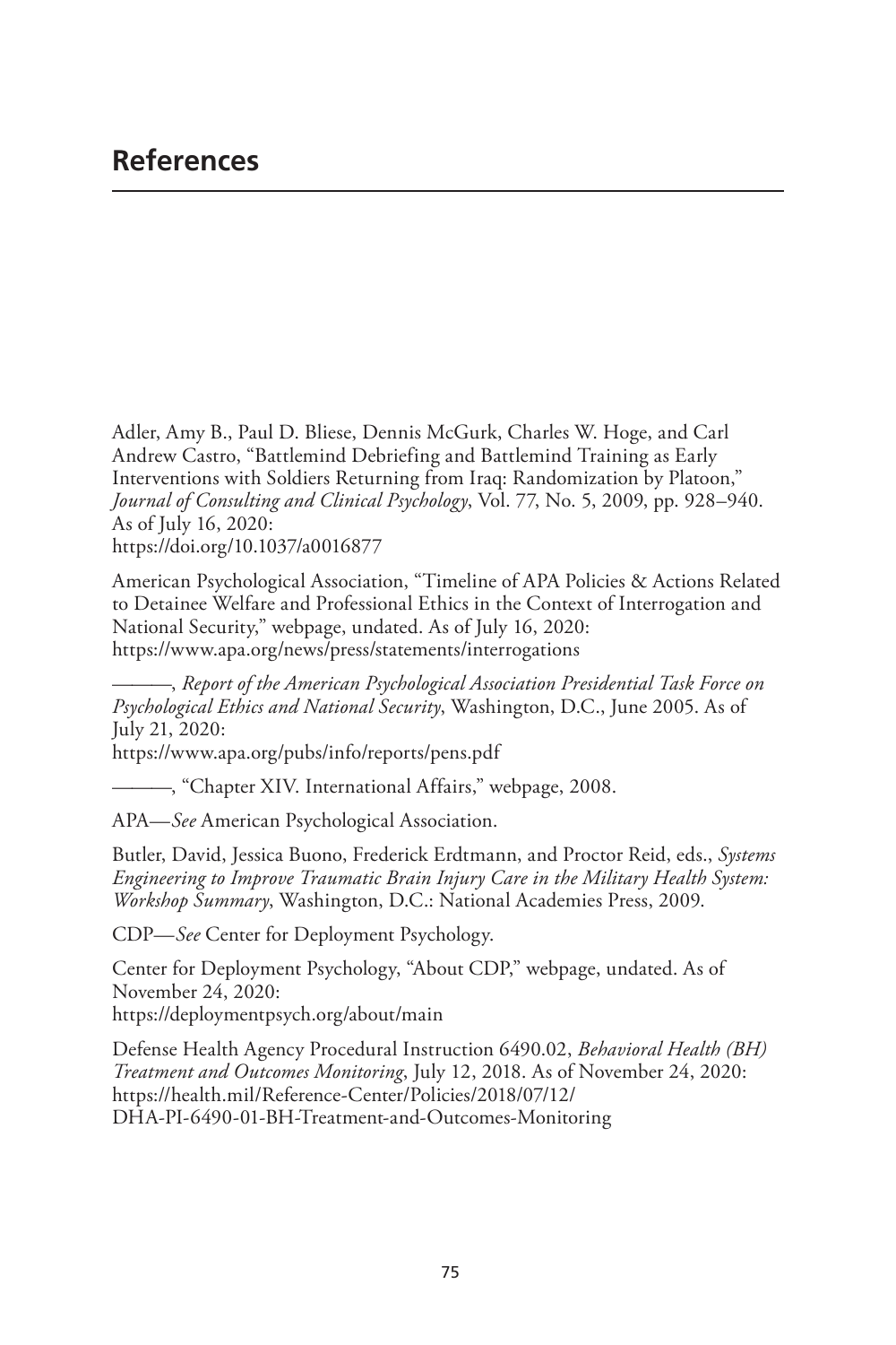# References

Adler, Amy B., Paul D. Bliese, Dennis McGurk, Charles W. Hoge, and Carl Andrew Castro, "Battlemind Debriefing and Battlemind Training as Early Interventions with Soldiers Returning from Iraq: Randomization by Platoon," *Journal of Consulting and Clinical Psychology*, Vol. 77, No. 5, 2009, pp. 928–940. As of July 16, 2020:
https://doi.org/10.1037/a0016877

American Psychological Association, "Timeline of APA Policies & Actions Related to Detainee Welfare and Professional Ethics in the Context of Interrogation and National Security," webpage, undated. As of July 16, 2020:
https://www.apa.org/news/press/statements/interrogations

———, *Report of the American Psychological Association Presidential Task Force on Psychological Ethics and National Security*, Washington, D.C., June 2005. As of July 21, 2020:
https://www.apa.org/pubs/info/reports/pens.pdf

———, "Chapter XIV. International Affairs," webpage, 2008.

APA—*See* American Psychological Association.

Butler, David, Jessica Buono, Frederick Erdtmann, and Proctor Reid, eds., *Systems Engineering to Improve Traumatic Brain Injury Care in the Military Health System: Workshop Summary*, Washington, D.C.: National Academies Press, 2009.

CDP—*See* Center for Deployment Psychology.

Center for Deployment Psychology, "About CDP," webpage, undated. As of November 24, 2020:
https://deploymentpsych.org/about/main

Defense Health Agency Procedural Instruction 6490.02, *Behavioral Health (BH) Treatment and Outcomes Monitoring*, July 12, 2018. As of November 24, 2020:
https://health.mil/Reference-Center/Policies/2018/07/12/DHA-PI-6490-01-BH-Treatment-and-Outcomes-Monitoring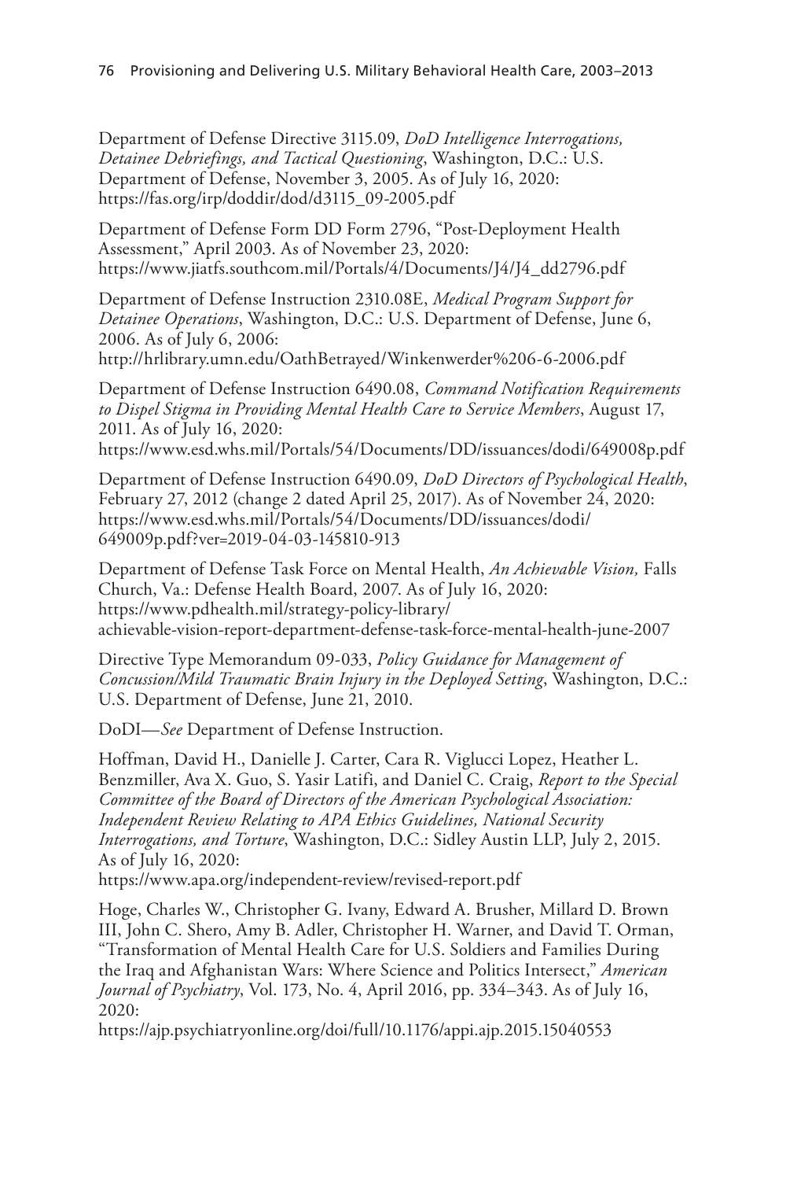Department of Defense Directive 3115.09, *DoD Intelligence Interrogations, Detainee Debriefings, and Tactical Questioning*, Washington, D.C.: U.S. Department of Defense, November 3, 2005. As of July 16, 2020: https://fas.org/irp/doddir/dod/d3115_09-2005.pdf

Department of Defense Form DD Form 2796, "Post-Deployment Health Assessment," April 2003. As of November 23, 2020: https://www.jiatfs.southcom.mil/Portals/4/Documents/J4/J4_dd2796.pdf

Department of Defense Instruction 2310.08E, *Medical Program Support for Detainee Operations*, Washington, D.C.: U.S. Department of Defense, June 6, 2006. As of July 6, 2006: http://hrlibrary.umn.edu/OathBetrayed/Winkenwerder%206-6-2006.pdf

Department of Defense Instruction 6490.08, *Command Notification Requirements to Dispel Stigma in Providing Mental Health Care to Service Members*, August 17, 2011. As of July 16, 2020: https://www.esd.whs.mil/Portals/54/Documents/DD/issuances/dodi/649008p.pdf

Department of Defense Instruction 6490.09, *DoD Directors of Psychological Health*, February 27, 2012 (change 2 dated April 25, 2017). As of November 24, 2020: https://www.esd.whs.mil/Portals/54/Documents/DD/issuances/dodi/649009p.pdf?ver=2019-04-03-145810-913

Department of Defense Task Force on Mental Health, *An Achievable Vision,* Falls Church, Va.: Defense Health Board, 2007. As of July 16, 2020: https://www.pdhealth.mil/strategy-policy-library/achievable-vision-report-department-defense-task-force-mental-health-june-2007

Directive Type Memorandum 09-033, *Policy Guidance for Management of Concussion/Mild Traumatic Brain Injury in the Deployed Setting*, Washington, D.C.: U.S. Department of Defense, June 21, 2010.

DoDI—*See* Department of Defense Instruction.

Hoffman, David H., Danielle J. Carter, Cara R. Viglucci Lopez, Heather L. Benzmiller, Ava X. Guo, S. Yasir Latifi, and Daniel C. Craig, *Report to the Special Committee of the Board of Directors of the American Psychological Association: Independent Review Relating to APA Ethics Guidelines, National Security Interrogations, and Torture*, Washington, D.C.: Sidley Austin LLP, July 2, 2015. As of July 16, 2020: https://www.apa.org/independent-review/revised-report.pdf

Hoge, Charles W., Christopher G. Ivany, Edward A. Brusher, Millard D. Brown III, John C. Shero, Amy B. Adler, Christopher H. Warner, and David T. Orman, "Transformation of Mental Health Care for U.S. Soldiers and Families During the Iraq and Afghanistan Wars: Where Science and Politics Intersect," *American Journal of Psychiatry*, Vol. 173, No. 4, April 2016, pp. 334–343. As of July 16, 2020: https://ajp.psychiatryonline.org/doi/full/10.1176/appi.ajp.2015.15040553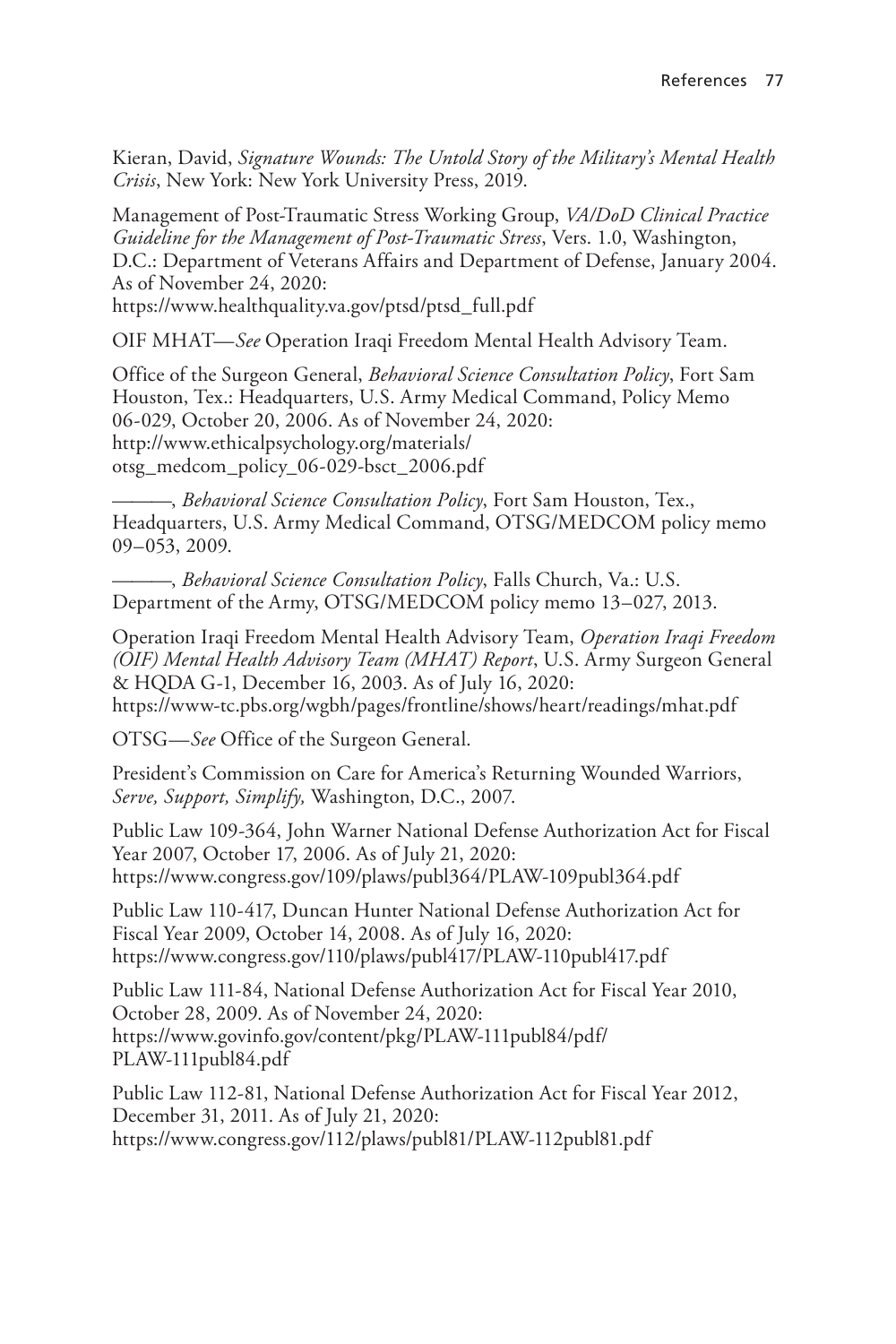Kieran, David, *Signature Wounds: The Untold Story of the Military's Mental Health Crisis*, New York: New York University Press, 2019.

Management of Post-Traumatic Stress Working Group, *VA/DoD Clinical Practice Guideline for the Management of Post-Traumatic Stress*, Vers. 1.0, Washington, D.C.: Department of Veterans Affairs and Department of Defense, January 2004. As of November 24, 2020: https://www.healthquality.va.gov/ptsd/ptsd_full.pdf

OIF MHAT—*See* Operation Iraqi Freedom Mental Health Advisory Team.

Office of the Surgeon General, *Behavioral Science Consultation Policy*, Fort Sam Houston, Tex.: Headquarters, U.S. Army Medical Command, Policy Memo 06-029, October 20, 2006. As of November 24, 2020: http://www.ethicalpsychology.org/materials/otsg_medcom_policy_06-029-bsct_2006.pdf

———, *Behavioral Science Consultation Policy*, Fort Sam Houston, Tex., Headquarters, U.S. Army Medical Command, OTSG/MEDCOM policy memo 09–053, 2009.

———, *Behavioral Science Consultation Policy*, Falls Church, Va.: U.S. Department of the Army, OTSG/MEDCOM policy memo 13–027, 2013.

Operation Iraqi Freedom Mental Health Advisory Team, *Operation Iraqi Freedom (OIF) Mental Health Advisory Team (MHAT) Report*, U.S. Army Surgeon General & HQDA G-1, December 16, 2003. As of July 16, 2020: https://www-tc.pbs.org/wgbh/pages/frontline/shows/heart/readings/mhat.pdf

OTSG—*See* Office of the Surgeon General.

President's Commission on Care for America's Returning Wounded Warriors, *Serve, Support, Simplify,* Washington, D.C., 2007.

Public Law 109-364, John Warner National Defense Authorization Act for Fiscal Year 2007, October 17, 2006. As of July 21, 2020: https://www.congress.gov/109/plaws/publ364/PLAW-109publ364.pdf

Public Law 110-417, Duncan Hunter National Defense Authorization Act for Fiscal Year 2009, October 14, 2008. As of July 16, 2020: https://www.congress.gov/110/plaws/publ417/PLAW-110publ417.pdf

Public Law 111-84, National Defense Authorization Act for Fiscal Year 2010, October 28, 2009. As of November 24, 2020: https://www.govinfo.gov/content/pkg/PLAW-111publ84/pdf/PLAW-111publ84.pdf

Public Law 112-81, National Defense Authorization Act for Fiscal Year 2012, December 31, 2011. As of July 21, 2020: https://www.congress.gov/112/plaws/publ81/PLAW-112publ81.pdf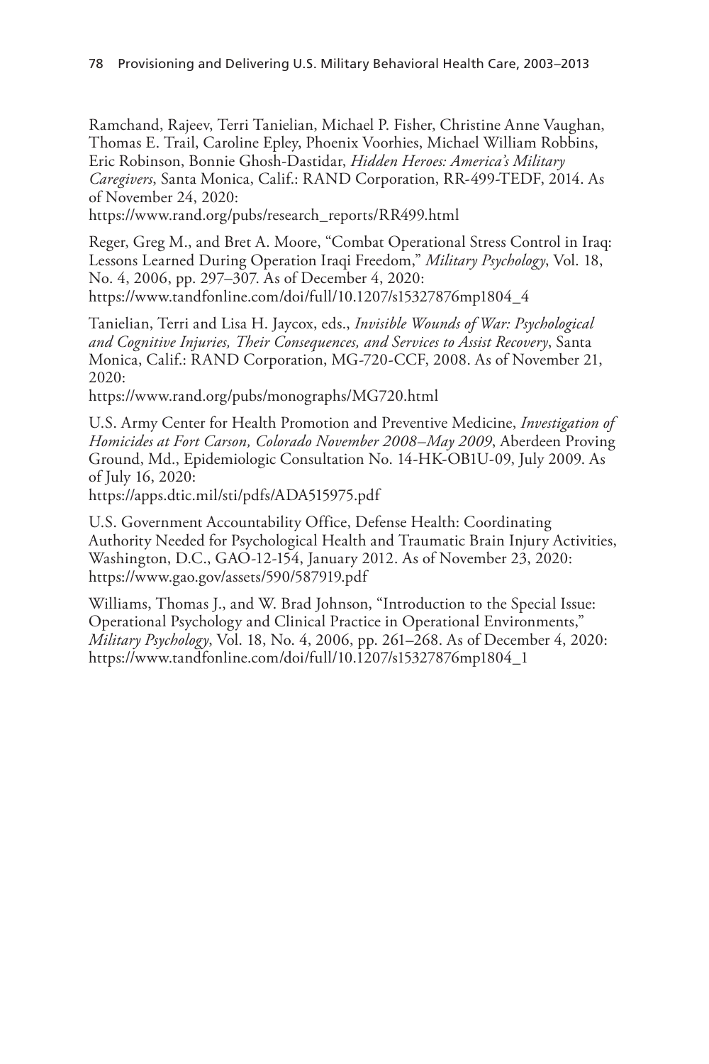Ramchand, Rajeev, Terri Tanielian, Michael P. Fisher, Christine Anne Vaughan, Thomas E. Trail, Caroline Epley, Phoenix Voorhies, Michael William Robbins, Eric Robinson, Bonnie Ghosh-Dastidar, *Hidden Heroes: America's Military Caregivers*, Santa Monica, Calif.: RAND Corporation, RR-499-TEDF, 2014. As of November 24, 2020:
https://www.rand.org/pubs/research_reports/RR499.html

Reger, Greg M., and Bret A. Moore, "Combat Operational Stress Control in Iraq: Lessons Learned During Operation Iraqi Freedom," *Military Psychology*, Vol. 18, No. 4, 2006, pp. 297–307. As of December 4, 2020:
https://www.tandfonline.com/doi/full/10.1207/s15327876mp1804_4

Tanielian, Terri and Lisa H. Jaycox, eds., *Invisible Wounds of War: Psychological and Cognitive Injuries, Their Consequences, and Services to Assist Recovery*, Santa Monica, Calif.: RAND Corporation, MG-720-CCF, 2008. As of November 21, 2020:
https://www.rand.org/pubs/monographs/MG720.html

U.S. Army Center for Health Promotion and Preventive Medicine, *Investigation of Homicides at Fort Carson, Colorado November 2008–May 2009*, Aberdeen Proving Ground, Md., Epidemiologic Consultation No. 14-HK-OB1U-09, July 2009. As of July 16, 2020:
https://apps.dtic.mil/sti/pdfs/ADA515975.pdf

U.S. Government Accountability Office, Defense Health: Coordinating Authority Needed for Psychological Health and Traumatic Brain Injury Activities, Washington, D.C., GAO-12-154, January 2012. As of November 23, 2020:
https://www.gao.gov/assets/590/587919.pdf

Williams, Thomas J., and W. Brad Johnson, "Introduction to the Special Issue: Operational Psychology and Clinical Practice in Operational Environments," *Military Psychology*, Vol. 18, No. 4, 2006, pp. 261–268. As of December 4, 2020:
https://www.tandfonline.com/doi/full/10.1207/s15327876mp1804_1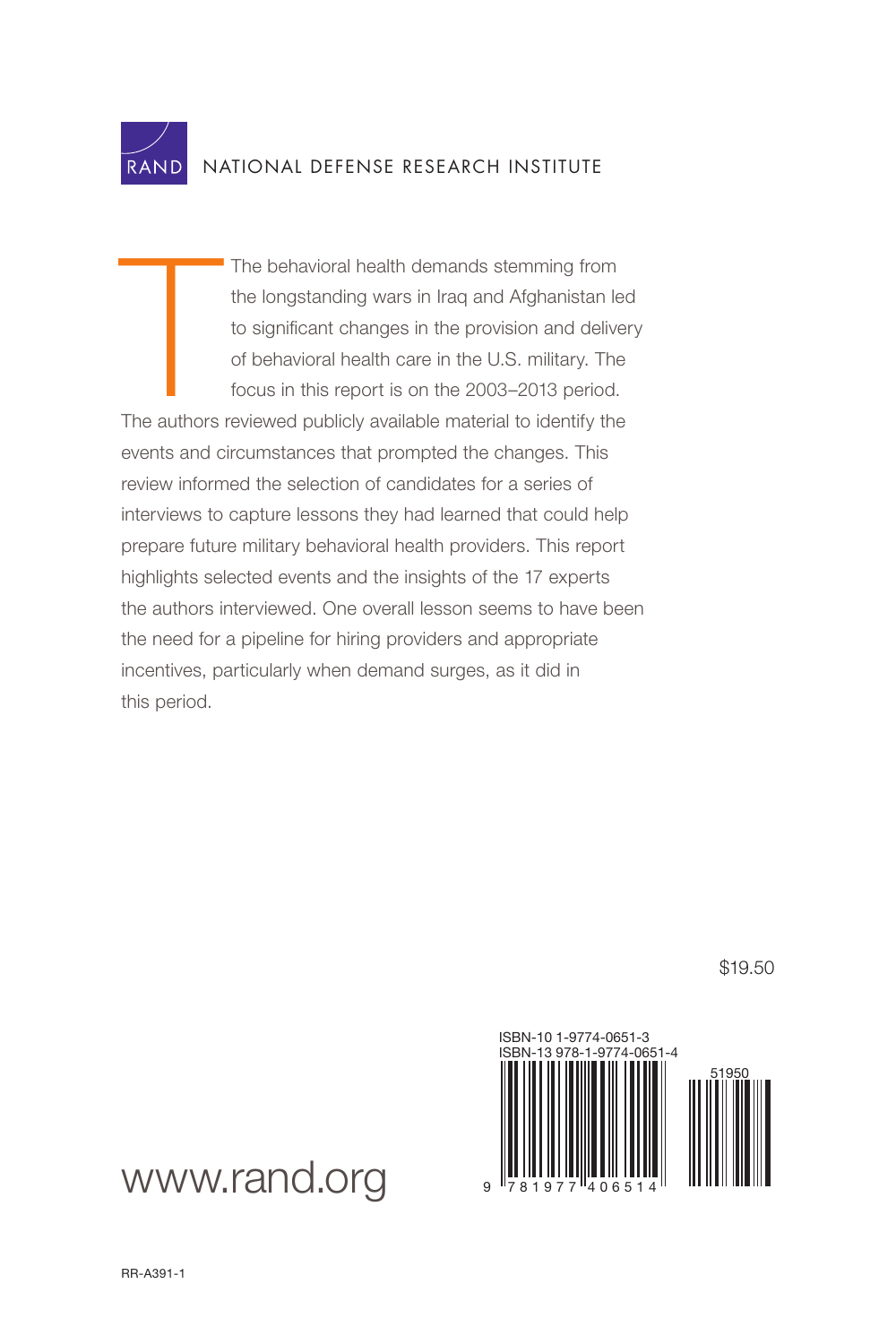RAND NATIONAL DEFENSE RESEARCH INSTITUTE

The behavioral health demands stemming from the longstanding wars in Iraq and Afghanistan led to significant changes in the provision and delivery of behavioral health care in the U.S. military. The focus in this report is on the 2003–2013 period. The authors reviewed publicly available material to identify the events and circumstances that prompted the changes. This review informed the selection of candidates for a series of interviews to capture lessons they had learned that could help prepare future military behavioral health providers. This report highlights selected events and the insights of the 17 experts the authors interviewed. One overall lesson seems to have been the need for a pipeline for hiring providers and appropriate incentives, particularly when demand surges, as it did in this period.

$19.50

ISBN-10 1-9774-0651-3
ISBN-13 978-1-9774-0651-4

51950

9 781977 406514

www.rand.org

RR-A391-1